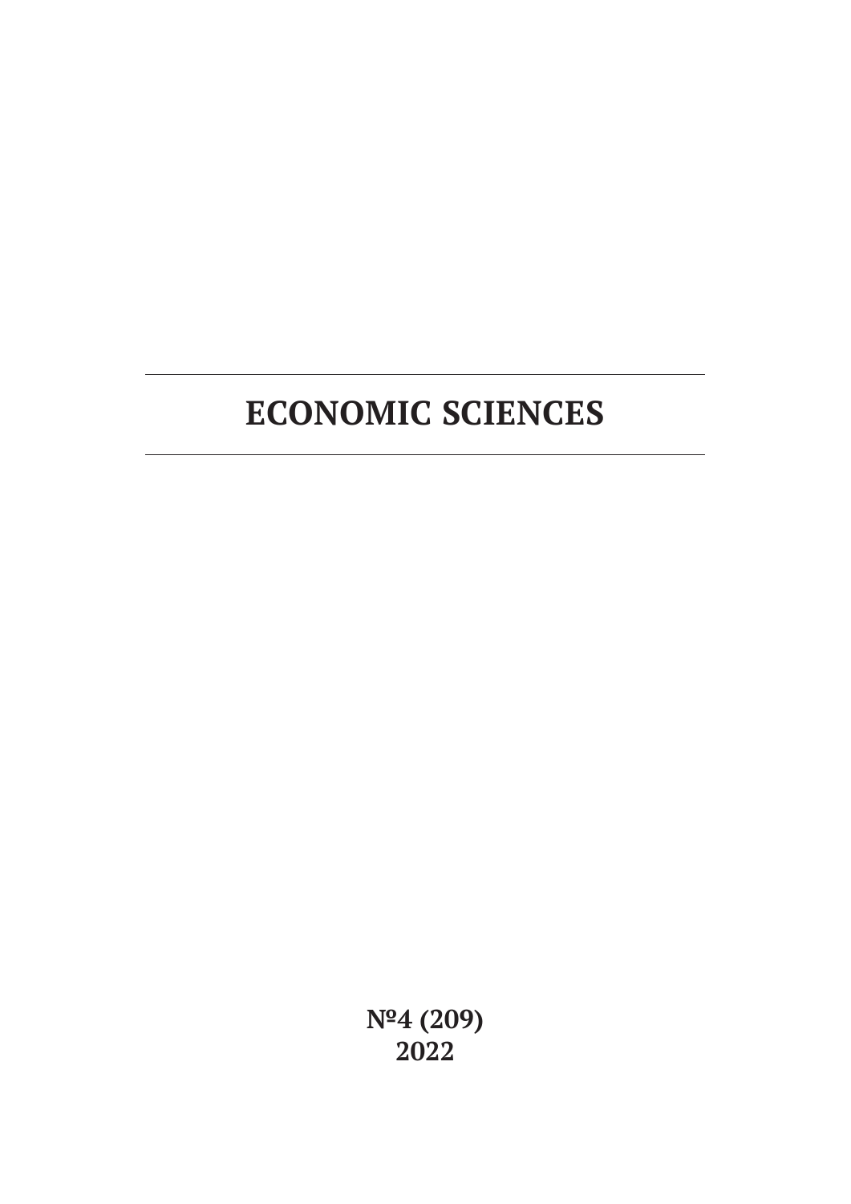# ECONOMIC SCIENCES

**№4 (209)**
**2022**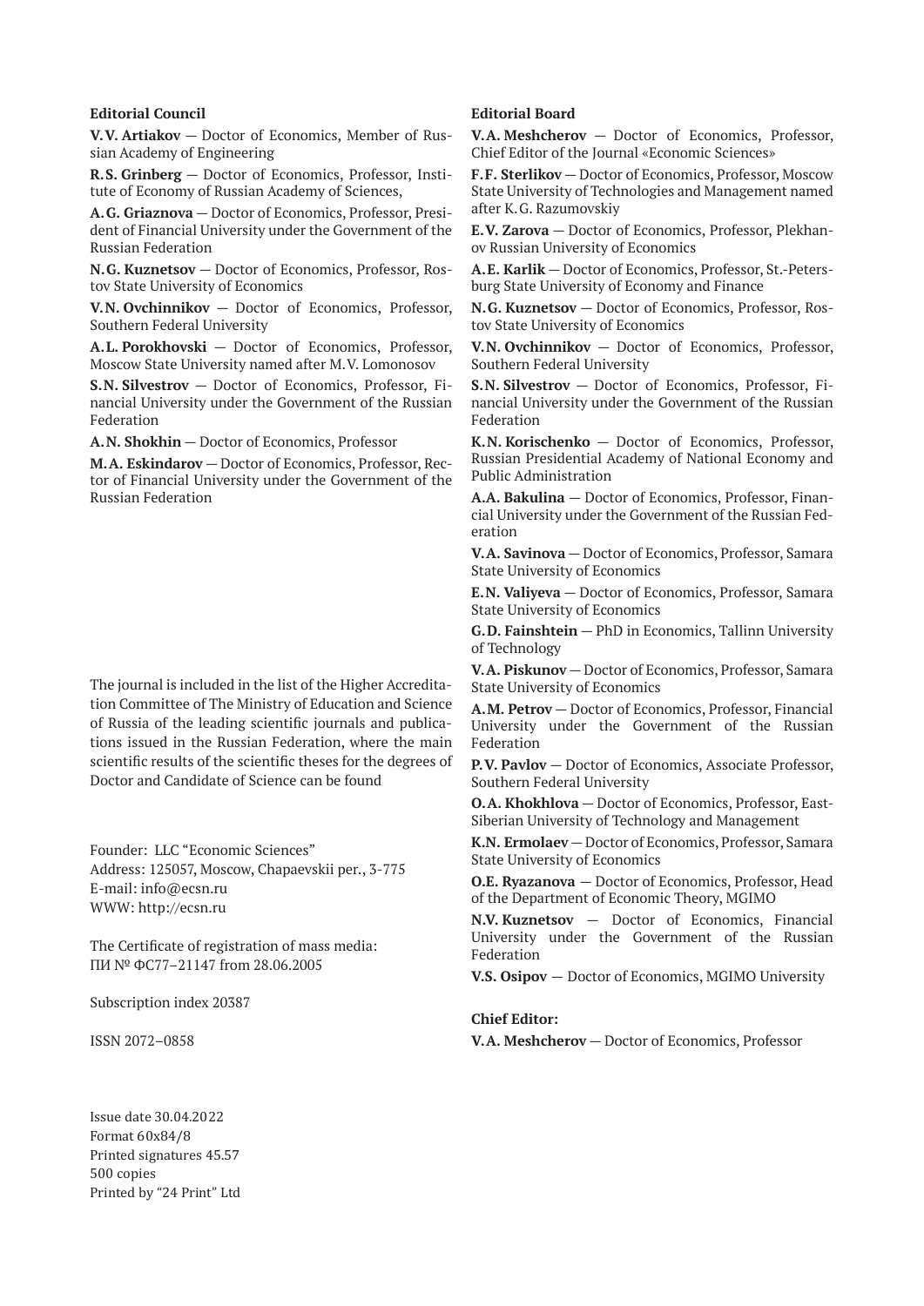**Editorial Council**

**V.V. Artiakov** — Doctor of Economics, Member of Russian Academy of Engineering

**R.S. Grinberg** — Doctor of Economics, Professor, Institute of Economy of Russian Academy of Sciences,

**A.G. Griaznova** — Doctor of Economics, Professor, President of Financial University under the Government of the Russian Federation

**N.G. Kuznetsov** — Doctor of Economics, Professor, Rostov State University of Economics

**V.N. Ovchinnikov** — Doctor of Economics, Professor, Southern Federal University

**A.L. Porokhovski** — Doctor of Economics, Professor, Moscow State University named after M.V. Lomonosov

**S.N. Silvestrov** — Doctor of Economics, Professor, Financial University under the Government of the Russian Federation

**A.N. Shokhin** — Doctor of Economics, Professor

**M.A. Eskindarov** — Doctor of Economics, Professor, Rector of Financial University under the Government of the Russian Federation

The journal is included in the list of the Higher Accreditation Committee of The Ministry of Education and Science of Russia of the leading scientific journals and publications issued in the Russian Federation, where the main scientific results of the scientific theses for the degrees of Doctor and Candidate of Science can be found

Founder: LLC "Economic Sciences"
Address: 125057, Moscow, Chapaevskii per., 3-775
E-mail: info@ecsn.ru
WWW: http://ecsn.ru

The Certificate of registration of mass media:
ПИ № ФС77–21147 from 28.06.2005

Subscription index 20387

ISSN 2072–0858

Issue date 30.04.2022
Format 60x84/8
Printed signatures 45.57
500 copies
Printed by "24 Print" Ltd

**Editorial Board**

**V.A. Meshcherov** — Doctor of Economics, Professor, Chief Editor of the Journal «Economic Sciences»

**F.F. Sterlikov** — Doctor of Economics, Professor, Moscow State University of Technologies and Management named after K.G. Razumovskiy

**E.V. Zarova** — Doctor of Economics, Professor, Plekhanov Russian University of Economics

**A.E. Karlik** — Doctor of Economics, Professor, St.-Petersburg State University of Economy and Finance

**N.G. Kuznetsov** — Doctor of Economics, Professor, Rostov State University of Economics

**V.N. Ovchinnikov** — Doctor of Economics, Professor, Southern Federal University

**S.N. Silvestrov** — Doctor of Economics, Professor, Financial University under the Government of the Russian Federation

**K.N. Korischenko** — Doctor of Economics, Professor, Russian Presidential Academy of National Economy and Public Administration

**A.A. Bakulina** — Doctor of Economics, Professor, Financial University under the Government of the Russian Federation

**V.A. Savinova** — Doctor of Economics, Professor, Samara State University of Economics

**E.N. Valiyeva** — Doctor of Economics, Professor, Samara State University of Economics

**G.D. Fainshtein** — PhD in Economics, Tallinn University of Technology

**V.A. Piskunov** — Doctor of Economics, Professor, Samara State University of Economics

**A.M. Petrov** — Doctor of Economics, Professor, Financial University under the Government of the Russian Federation

**P.V. Pavlov** — Doctor of Economics, Associate Professor, Southern Federal University

**O.A. Khokhlova** — Doctor of Economics, Professor, East-Siberian University of Technology and Management

**K.N. Ermolaev** — Doctor of Economics, Professor, Samara State University of Economics

**O.E. Ryazanova** — Doctor of Economics, Professor, Head of the Department of Economic Theory, MGIMO

**N.V. Kuznetsov** — Doctor of Economics, Financial University under the Government of the Russian Federation

**V.S. Osipov** — Doctor of Economics, MGIMO University

**Chief Editor:**

**V.A. Meshcherov** — Doctor of Economics, Professor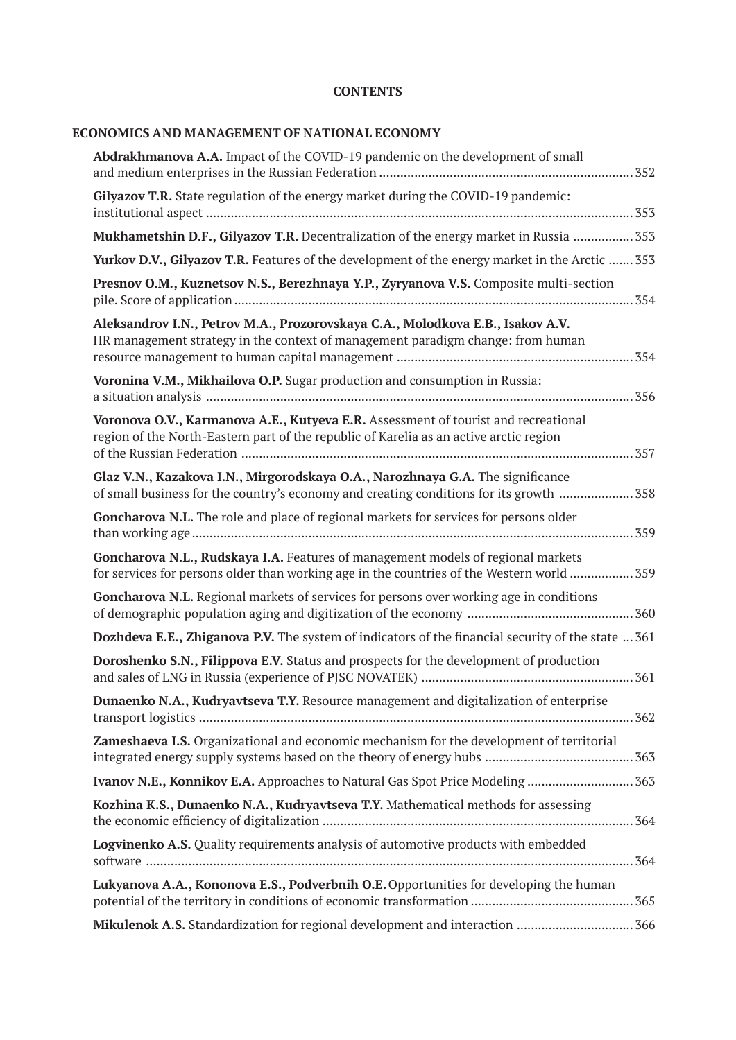# CONTENTS

## ECONOMICS AND MANAGEMENT OF NATIONAL ECONOMY

**Abdrakhmanova A.A.** Impact of the COVID-19 pandemic on the development of small and medium enterprises in the Russian Federation ........................................................................ 352

**Gilyazov T.R.** State regulation of the energy market during the COVID-19 pandemic: institutional aspect ........................................................................ 353

**Mukhametshin D.F., Gilyazov T.R.** Decentralization of the energy market in Russia ................ 353

**Yurkov D.V., Gilyazov T.R.** Features of the development of the energy market in the Arctic ....... 353

**Presnov O.M., Kuznetsov N.S., Berezhnaya Y.P., Zyryanova V.S.** Composite multi-section pile. Score of application ........................................................................ 354

**Aleksandrov I.N., Petrov M.A., Prozorovskaya C.A., Molodkova E.B., Isakov A.V.** HR management strategy in the context of management paradigm change: from human resource management to human capital management ........................................................................ 354

**Voronina V.M., Mikhailova O.P.** Sugar production and consumption in Russia: a situation analysis ........................................................................ 356

**Voronova O.V., Karmanova A.E., Kutyeva E.R.** Assessment of tourist and recreational region of the North-Eastern part of the republic of Karelia as an active arctic region of the Russian Federation ........................................................................ 357

**Glaz V.N., Kazakova I.N., Mirgorodskaya O.A., Narozhnaya G.A.** The significance of small business for the country's economy and creating conditions for its growth ..................... 358

**Goncharova N.L.** The role and place of regional markets for services for persons older than working age ........................................................................ 359

**Goncharova N.L., Rudskaya I.A.** Features of management models of regional markets for services for persons older than working age in the countries of the Western world ................. 359

**Goncharova N.L.** Regional markets of services for persons over working age in conditions of demographic population aging and digitization of the economy ........................................................................ 360

**Dozhdeva E.E., Zhiganova P.V.** The system of indicators of the financial security of the state ... 361

**Doroshenko S.N., Filippova E.V.** Status and prospects for the development of production and sales of LNG in Russia (experience of PJSC NOVATEK) ........................................................................ 361

**Dunaenko N.A., Kudryavtseva T.Y.** Resource management and digitalization of enterprise transport logistics ........................................................................ 362

**Zameshaeva I.S.** Organizational and economic mechanism for the development of territorial integrated energy supply systems based on the theory of energy hubs ........................................ 363

**Ivanov N.E., Konnikov E.A.** Approaches to Natural Gas Spot Price Modeling ............................ 363

**Kozhina K.S., Dunaenko N.A., Kudryavtseva T.Y.** Mathematical methods for assessing the economic efficiency of digitalization ........................................................................ 364

**Logvinenko A.S.** Quality requirements analysis of automotive products with embedded software ........................................................................ 364

**Lukyanova A.A., Kononova E.S., Podverbnih O.E.** Opportunities for developing the human potential of the territory in conditions of economic transformation ............................................ 365

**Mikulenok A.S.** Standardization for regional development and interaction ................................ 366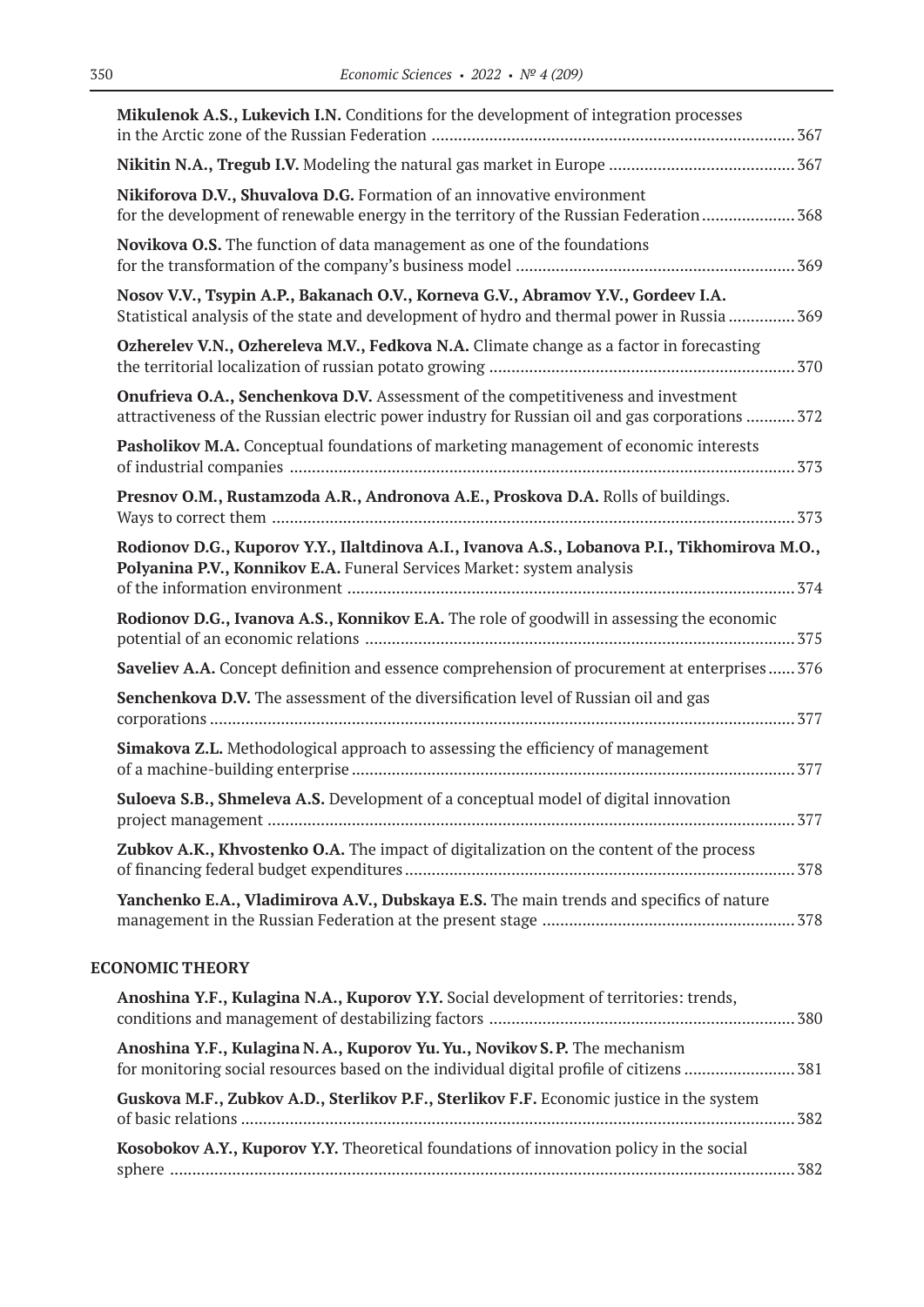**Mikulenok A.S., Lukevich I.N.** Conditions for the development of integration processes in the Arctic zone of the Russian Federation ................................................................................. 367

**Nikitin N.A., Tregub I.V.** Modeling the natural gas market in Europe .......................................... 367

**Nikiforova D.V., Shuvalova D.G.** Formation of an innovative environment for the development of renewable energy in the territory of the Russian Federation..................... 368

**Novikova O.S.** The function of data management as one of the foundations for the transformation of the company's business model .............................................................. 369

**Nosov V.V., Tsypin A.P., Bakanach O.V., Korneva G.V., Abramov Y.V., Gordeev I.A.** Statistical analysis of the state and development of hydro and thermal power in Russia ............... 369

**Ozherelev V.N., Ozhereleva M.V., Fedkova N.A.** Climate change as a factor in forecasting the territorial localization of russian potato growing ..................................................................... 370

**Onufrieva O.A., Senchenkova D.V.** Assessment of the competitiveness and investment attractiveness of the Russian electric power industry for Russian oil and gas corporations ........... 372

**Pasholikov M.A.** Conceptual foundations of marketing management of economic interests of industrial companies ................................................................................................................. 373

**Presnov O.M., Rustamzoda A.R., Andronova A.E., Proskova D.A.** Rolls of buildings. Ways to correct them ..................................................................................................................... 373

**Rodionov D.G., Kuporov Y.Y., Ilaltdinova A.I., Ivanova A.S., Lobanova P.I., Tikhomirova M.O., Polyanina P.V., Konnikov E.A.** Funeral Services Market: system analysis of the information environment .................................................................................................... 374

**Rodionov D.G., Ivanova A.S., Konnikov E.A.** The role of goodwill in assessing the economic potential of an economic relations ................................................................................................ 375

**Saveliev A.A.** Concept definition and essence comprehension of procurement at enterprises...... 376

**Senchenkova D.V.** The assessment of the diversification level of Russian oil and gas corporations .................................................................................................................................. 377

**Simakova Z.L.** Methodological approach to assessing the efficiency of management of a machine-building enterprise ................................................................................................... 377

**Suloeva S.B., Shmeleva A.S.** Development of a conceptual model of digital innovation project management ...................................................................................................................... 377

**Zubkov A.K., Khvostenko O.A.** The impact of digitalization on the content of the process of financing federal budget expenditures....................................................................................... 378

**Yanchenko E.A., Vladimirova A.V., Dubskaya E.S.** The main trends and specifics of nature management in the Russian Federation at the present stage ......................................................... 378

## ECONOMIC THEORY

**Anoshina Y.F., Kulagina N.A., Kuporov Y.Y.** Social development of territories: trends, conditions and management of destabilizing factors ..................................................................... 380

**Anoshina Y.F., Kulagina N. A., Kuporov Yu. Yu., Novikov S. P.** The mechanism for monitoring social resources based on the individual digital profile of citizens ......................... 381

**Guskova M.F., Zubkov A.D., Sterlikov P.F., Sterlikov F.F.** Economic justice in the system of basic relations ............................................................................................................................ 382

**Kosobokov A.Y., Kuporov Y.Y.** Theoretical foundations of innovation policy in the social sphere ........................................................................................................................................... 382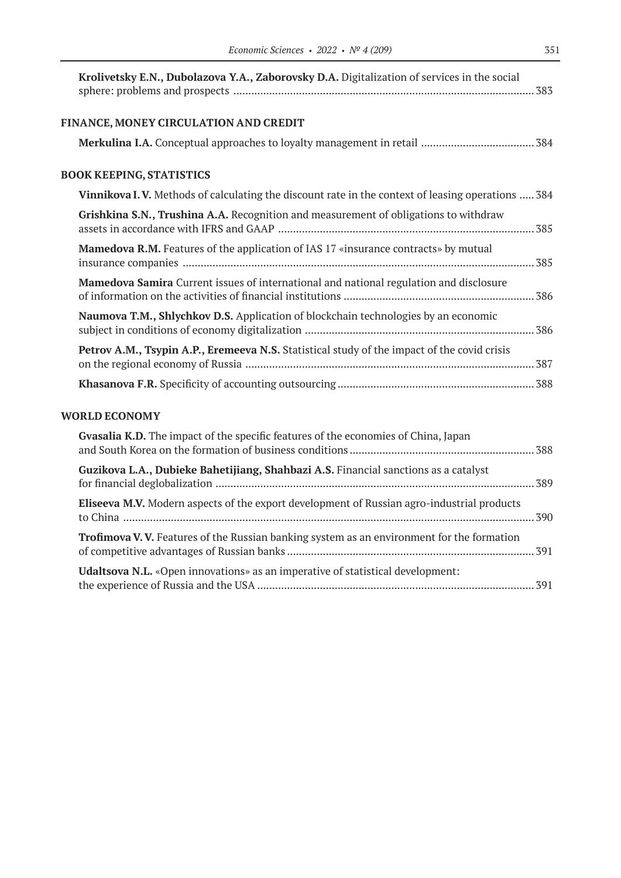**Krolivetsky E.N., Dubolazova Y.A., Zaborovsky D.A.** Digitalization of services in the social sphere: problems and prospects ..... 383

## FINANCE, MONEY CIRCULATION AND CREDIT

**Merkulina I.A.** Conceptual approaches to loyalty management in retail ..... 384

## BOOK KEEPING, STATISTICS

**Vinnikova I. V.** Methods of calculating the discount rate in the context of leasing operations ..... 384

**Grishkina S.N., Trushina A.A.** Recognition and measurement of obligations to withdraw assets in accordance with IFRS and GAAP ..... 385

**Mamedova R.M.** Features of the application of IAS 17 «insurance contracts» by mutual insurance companies ..... 385

**Mamedova Samira** Current issues of international and national regulation and disclosure of information on the activities of financial institutions ..... 386

**Naumova T.M., Shlychkov D.S.** Application of blockchain technologies by an economic subject in conditions of economy digitalization ..... 386

**Petrov A.M., Tsypin A.P., Eremeeva N.S.** Statistical study of the impact of the covid crisis on the regional economy of Russia ..... 387

**Khasanova F.R.** Specificity of accounting outsourcing ..... 388

## WORLD ECONOMY

**Gvasalia K.D.** The impact of the specific features of the economies of China, Japan and South Korea on the formation of business conditions ..... 388

**Guzikova L.A., Dubieke Bahetijiang, Shahbazi A.S.** Financial sanctions as a catalyst for financial deglobalization ..... 389

**Eliseeva M.V.** Modern aspects of the export development of Russian agro-industrial products to China ..... 390

**Trofimova V. V.** Features of the Russian banking system as an environment for the formation of competitive advantages of Russian banks ..... 391

**Udaltsova N.L.** «Open innovations» as an imperative of statistical development: the experience of Russia and the USA ..... 391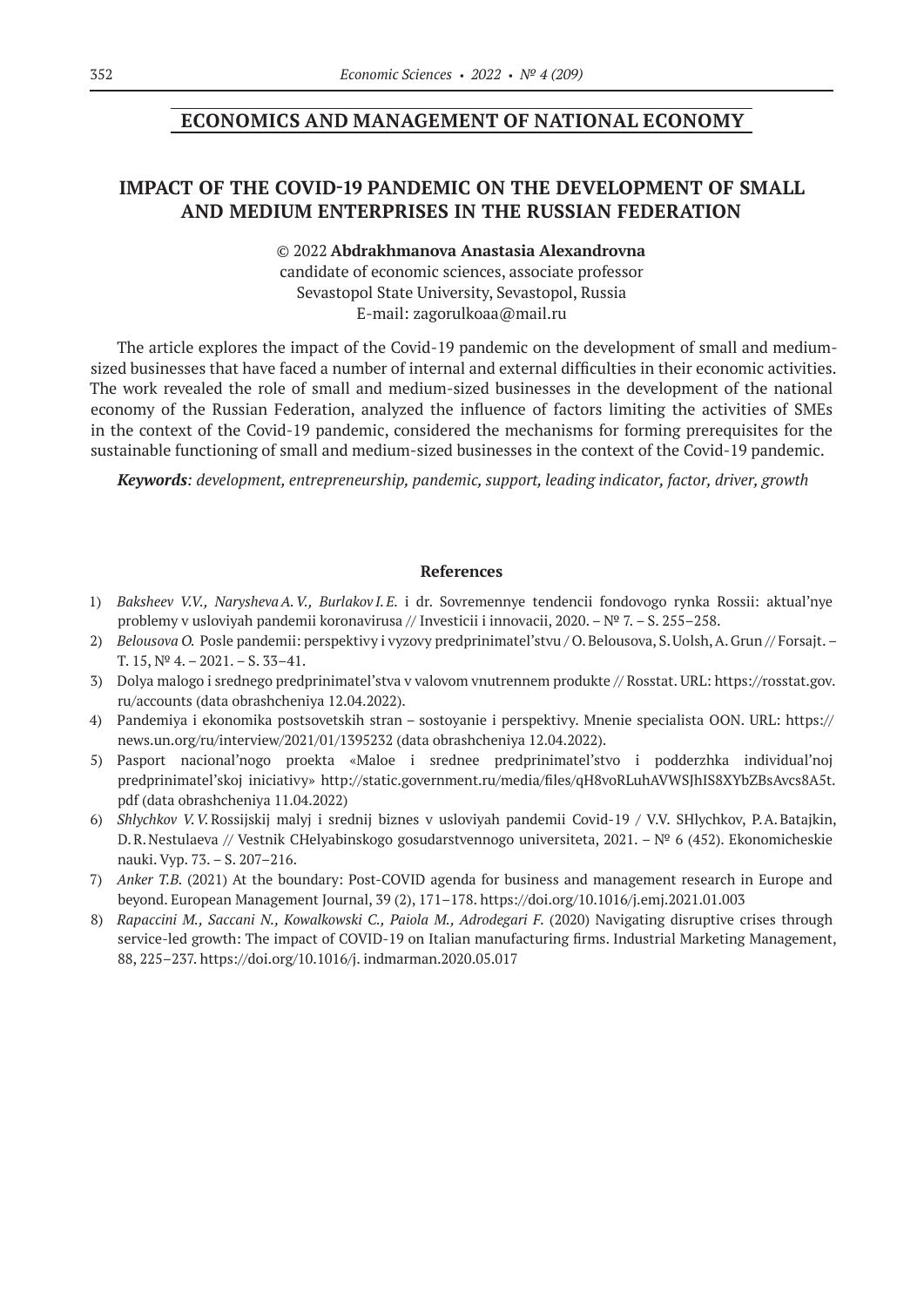## ECONOMICS AND MANAGEMENT OF NATIONAL ECONOMY

# IMPACT OF THE COVID-19 PANDEMIC ON THE DEVELOPMENT OF SMALL AND MEDIUM ENTERPRISES IN THE RUSSIAN FEDERATION

© 2022 **Abdrakhmanova Anastasia Alexandrovna**
candidate of economic sciences, associate professor
Sevastopol State University, Sevastopol, Russia
E-mail: zagorulkoaa@mail.ru

The article explores the impact of the Covid-19 pandemic on the development of small and medium-sized businesses that have faced a number of internal and external difficulties in their economic activities. The work revealed the role of small and medium-sized businesses in the development of the national economy of the Russian Federation, analyzed the influence of factors limiting the activities of SMEs in the context of the Covid-19 pandemic, considered the mechanisms for forming prerequisites for the sustainable functioning of small and medium-sized businesses in the context of the Covid-19 pandemic.

***Keywords**: development, entrepreneurship, pandemic, support, leading indicator, factor, driver, growth*

### References

1) *Baksheev V.V., Narysheva A. V., Burlakov I. E.* i dr. Sovremennye tendencii fondovogo rynka Rossii: aktual'nye problemy v usloviyah pandemii koronavirusa // Investicii i innovacii, 2020. – № 7. – S. 255–258.
2) *Belousova O.* Posle pandemii: perspektivy i vyzovy predprinimatel'stvu / O. Belousova, S. Uolsh, A. Grun // Forsajt. – T. 15, № 4. – 2021. – S. 33–41.
3) Dolya malogo i srednego predprinimatel'stva v valovom vnutrennem produkte // Rosstat. URL: https://rosstat.gov.ru/accounts (data obrashcheniya 12.04.2022).
4) Pandemiya i ekonomika postsovetskih stran – sostoyanie i perspektivy. Mnenie specialista OON. URL: https://news.un.org/ru/interview/2021/01/1395232 (data obrashcheniya 12.04.2022).
5) Pasport nacional'nogo proekta «Maloe i srednee predprinimatel'stvo i podderzhka individual'noj predprinimatel'skoj iniciativy» http://static.government.ru/media/files/qH8voRLuhAVWSJhIS8XYbZBsAvcs8A5t.pdf (data obrashcheniya 11.04.2022)
6) *Shlychkov V. V.* Rossijskij malyj i srednij biznes v usloviyah pandemii Covid-19 / V.V. SHlychkov, P. A. Batajkin, D. R. Nestulaeva // Vestnik CHelyabinskogo gosudarstvennogo universiteta, 2021. – № 6 (452). Ekonomicheskie nauki. Vyp. 73. – S. 207–216.
7) *Anker T.B.* (2021) At the boundary: Post-COVID agenda for business and management research in Europe and beyond. European Management Journal, 39 (2), 171–178. https://doi.org/10.1016/j.emj.2021.01.003
8) *Rapaccini M., Saccani N., Kowalkowski C., Paiola M., Adrodegari F.* (2020) Navigating disruptive crises through service-led growth: The impact of COVID-19 on Italian manufacturing firms. Industrial Marketing Management, 88, 225–237. https://doi.org/10.1016/j. indmarman.2020.05.017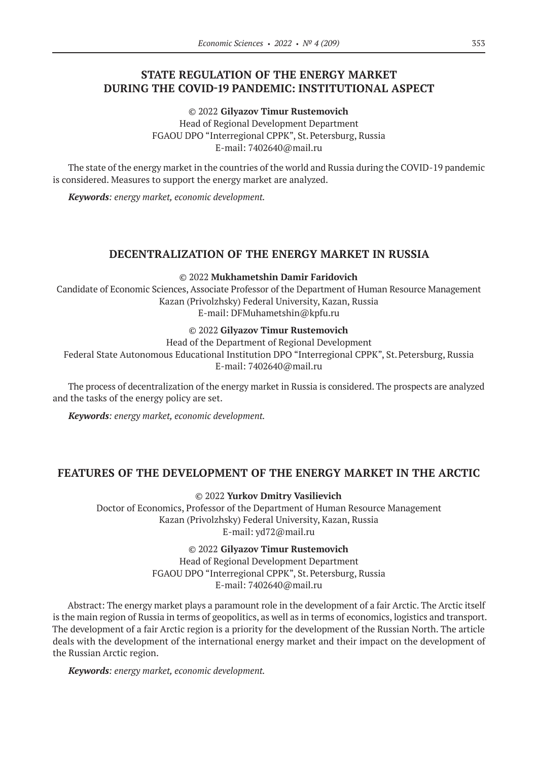## STATE REGULATION OF THE ENERGY MARKET DURING THE COVID-19 PANDEMIC: INSTITUTIONAL ASPECT

© 2022 **Gilyazov Timur Rustemovich**
Head of Regional Development Department
FGAOU DPO "Interregional CPPK", St. Petersburg, Russia
E-mail: 7402640@mail.ru

The state of the energy market in the countries of the world and Russia during the COVID-19 pandemic is considered. Measures to support the energy market are analyzed.

***Keywords****: energy market, economic development.*

## DECENTRALIZATION OF THE ENERGY MARKET IN RUSSIA

© 2022 **Mukhametshin Damir Faridovich**
Candidate of Economic Sciences, Associate Professor of the Department of Human Resource Management
Kazan (Privolzhsky) Federal University, Kazan, Russia
E-mail: DFMuhametshin@kpfu.ru

© 2022 **Gilyazov Timur Rustemovich**
Head of the Department of Regional Development
Federal State Autonomous Educational Institution DPO "Interregional CPPK", St. Petersburg, Russia
E-mail: 7402640@mail.ru

The process of decentralization of the energy market in Russia is considered. The prospects are analyzed and the tasks of the energy policy are set.

***Keywords****: energy market, economic development.*

## FEATURES OF THE DEVELOPMENT OF THE ENERGY MARKET IN THE ARCTIC

© 2022 **Yurkov Dmitry Vasilievich**
Doctor of Economics, Professor of the Department of Human Resource Management
Kazan (Privolzhsky) Federal University, Kazan, Russia
E-mail: yd72@mail.ru

© 2022 **Gilyazov Timur Rustemovich**
Head of Regional Development Department
FGAOU DPO "Interregional CPPK", St. Petersburg, Russia
E-mail: 7402640@mail.ru

Abstract: The energy market plays a paramount role in the development of a fair Arctic. The Arctic itself is the main region of Russia in terms of geopolitics, as well as in terms of economics, logistics and transport. The development of a fair Arctic region is a priority for the development of the Russian North. The article deals with the development of the international energy market and their impact on the development of the Russian Arctic region.

***Keywords****: energy market, economic development.*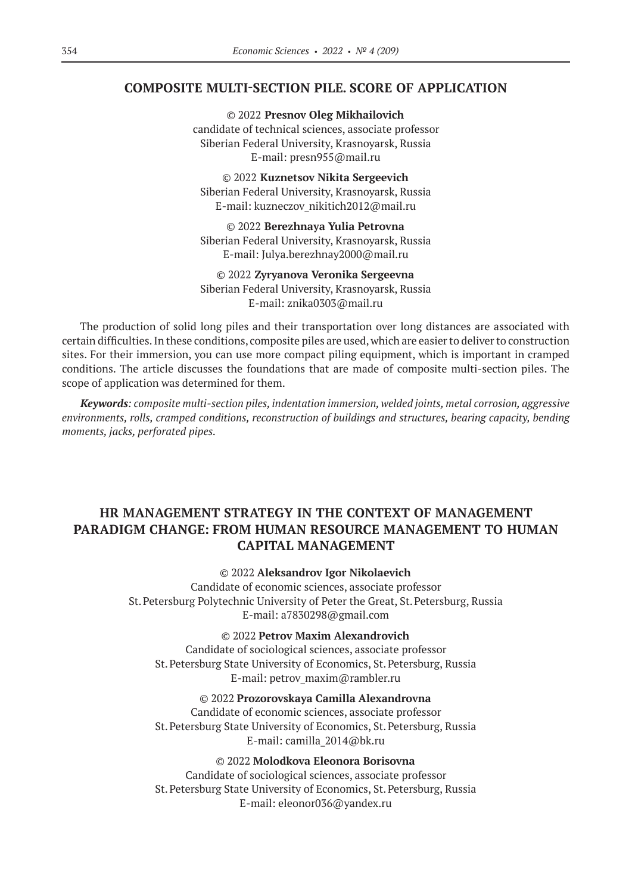## COMPOSITE MULTI-SECTION PILE. SCORE OF APPLICATION

© 2022 **Presnov Oleg Mikhailovich**
candidate of technical sciences, associate professor
Siberian Federal University, Krasnoyarsk, Russia
E-mail: presn955@mail.ru

© 2022 **Kuznetsov Nikita Sergeevich**
Siberian Federal University, Krasnoyarsk, Russia
E-mail: kuzneczov_nikitich2012@mail.ru

© 2022 **Berezhnaya Yulia Petrovna**
Siberian Federal University, Krasnoyarsk, Russia
E-mail: Julya.berezhnay2000@mail.ru

© 2022 **Zyryanova Veronika Sergeevna**
Siberian Federal University, Krasnoyarsk, Russia
E-mail: znika0303@mail.ru

The production of solid long piles and their transportation over long distances are associated with certain difficulties. In these conditions, composite piles are used, which are easier to deliver to construction sites. For their immersion, you can use more compact piling equipment, which is important in cramped conditions. The article discusses the foundations that are made of composite multi-section piles. The scope of application was determined for them.

***Keywords**: composite multi-section piles, indentation immersion, welded joints, metal corrosion, aggressive environments, rolls, cramped conditions, reconstruction of buildings and structures, bearing capacity, bending moments, jacks, perforated pipes.*

## HR MANAGEMENT STRATEGY IN THE CONTEXT OF MANAGEMENT PARADIGM CHANGE: FROM HUMAN RESOURCE MANAGEMENT TO HUMAN CAPITAL MANAGEMENT

© 2022 **Aleksandrov Igor Nikolaevich**
Candidate of economic sciences, associate professor
St. Petersburg Polytechnic University of Peter the Great, St. Petersburg, Russia
E-mail: a7830298@gmail.com

© 2022 **Petrov Maxim Alexandrovich**
Candidate of sociological sciences, associate professor
St. Petersburg State University of Economics, St. Petersburg, Russia
E-mail: petrov_maxim@rambler.ru

© 2022 **Prozorovskaya Camilla Alexandrovna**
Candidate of economic sciences, associate professor
St. Petersburg State University of Economics, St. Petersburg, Russia
E-mail: camilla_2014@bk.ru

© 2022 **Molodkova Eleonora Borisovna**
Candidate of sociological sciences, associate professor
St. Petersburg State University of Economics, St. Petersburg, Russia
E-mail: eleonor036@yandex.ru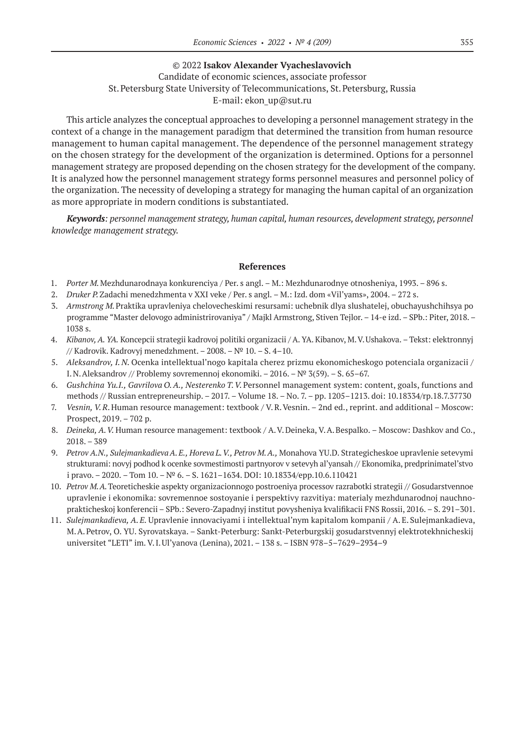© 2022 **Isakov Alexander Vyacheslavovich**
Candidate of economic sciences, associate professor
St. Petersburg State University of Telecommunications, St. Petersburg, Russia
E-mail: ekon_up@sut.ru

This article analyzes the conceptual approaches to developing a personnel management strategy in the context of a change in the management paradigm that determined the transition from human resource management to human capital management. The dependence of the personnel management strategy on the chosen strategy for the development of the organization is determined. Options for a personnel management strategy are proposed depending on the chosen strategy for the development of the company. It is analyzed how the personnel management strategy forms personnel measures and personnel policy of the organization. The necessity of developing a strategy for managing the human capital of an organization as more appropriate in modern conditions is substantiated.

***Keywords***: *personnel management strategy, human capital, human resources, development strategy, personnel knowledge management strategy.*

## References

1. *Porter M.* Mezhdunarodnaya konkurenciya / Per. s angl. – M.: Mezhdunarodnye otnosheniya, 1993. – 896 s.
2. *Druker P.* Zadachi menedzhmenta v XXI veke / Per. s angl. – M.: Izd. dom «Vil'yams», 2004. – 272 s.
3. *Armstrong M.* Praktika upravleniya chelovecheskimi resursami: uchebnik dlya slushatelej, obuchayushchihsya po programme "Master delovogo administrirovaniya" / Majkl Armstrong, Stiven Tejlor. – 14-e izd. – SPb.: Piter, 2018. – 1038 s.
4. *Kibanov, A. YA.* Koncepcii strategii kadrovoj politiki organizacii / A. YA. Kibanov, M. V. Ushakova. – Tekst: elektronnyj // Kadrovik. Kadrovyj menedzhment. – 2008. – № 10. – S. 4–10.
5. *Aleksandrov, I. N.* Ocenka intellektual'nogo kapitala cherez prizmu ekonomicheskogo potenciala organizacii / I. N. Aleksandrov // Problemy sovremennoj ekonomiki. – 2016. – № 3(59). – S. 65–67.
6. *Gushchina Yu.I., Gavrilova O. A., Nesterenko T. V.* Personnel management system: content, goals, functions and methods // Russian entrepreneurship. – 2017. – Volume 18. – No. 7. – pp. 1205–1213. doi: 10.18334/rp.18.7.37730
7. *Vesnin, V. R.* Human resource management: textbook / V. R. Vesnin. – 2nd ed., reprint. and additional – Moscow: Prospect, 2019. – 702 p.
8. *Deineka, A. V.* Human resource management: textbook / A. V. Deineka, V. A. Bespalko. – Moscow: Dashkov and Co., 2018. – 389
9. *Petrov A.N., Sulejmankadieva A. E., Horeva L. V., Petrov M. A.,* Monahova YU.D. Strategicheskoe upravlenie setevymi strukturami: novyj podhod k ocenke sovmestimosti partnyorov v setevyh al'yansah // Ekonomika, predprinimatel'stvo i pravo. – 2020. – Tom 10. – № 6. – S. 1621–1634. DOI: 10.18334/epp.10.6.110421
10. *Petrov M. A.* Teoreticheskie aspekty organizacionnogo postroeniya processov razrabotki strategii // Gosudarstvennoe upravlenie i ekonomika: sovremennoe sostoyanie i perspektivy razvitiya: materialy mezhdunarodnoj nauchno-prakticheskoj konferencii – SPb.: Severo-Zapadnyj institut povysheniya kvalifikacii FNS Rossii, 2016. – S. 291–301.
11. *Sulejmankadieva, A. E.* Upravlenie innovaciyami i intellektual'nym kapitalom kompanii / A. E. Sulejmankadieva, M. A. Petrov, O. YU. Syrovatskaya. – Sankt-Peterburg: Sankt-Peterburgskij gosudarstvennyj elektrotekhnicheskij universitet "LETI" im. V. I. Ul'yanova (Lenina), 2021. – 138 s. – ISBN 978–5–7629–2934–9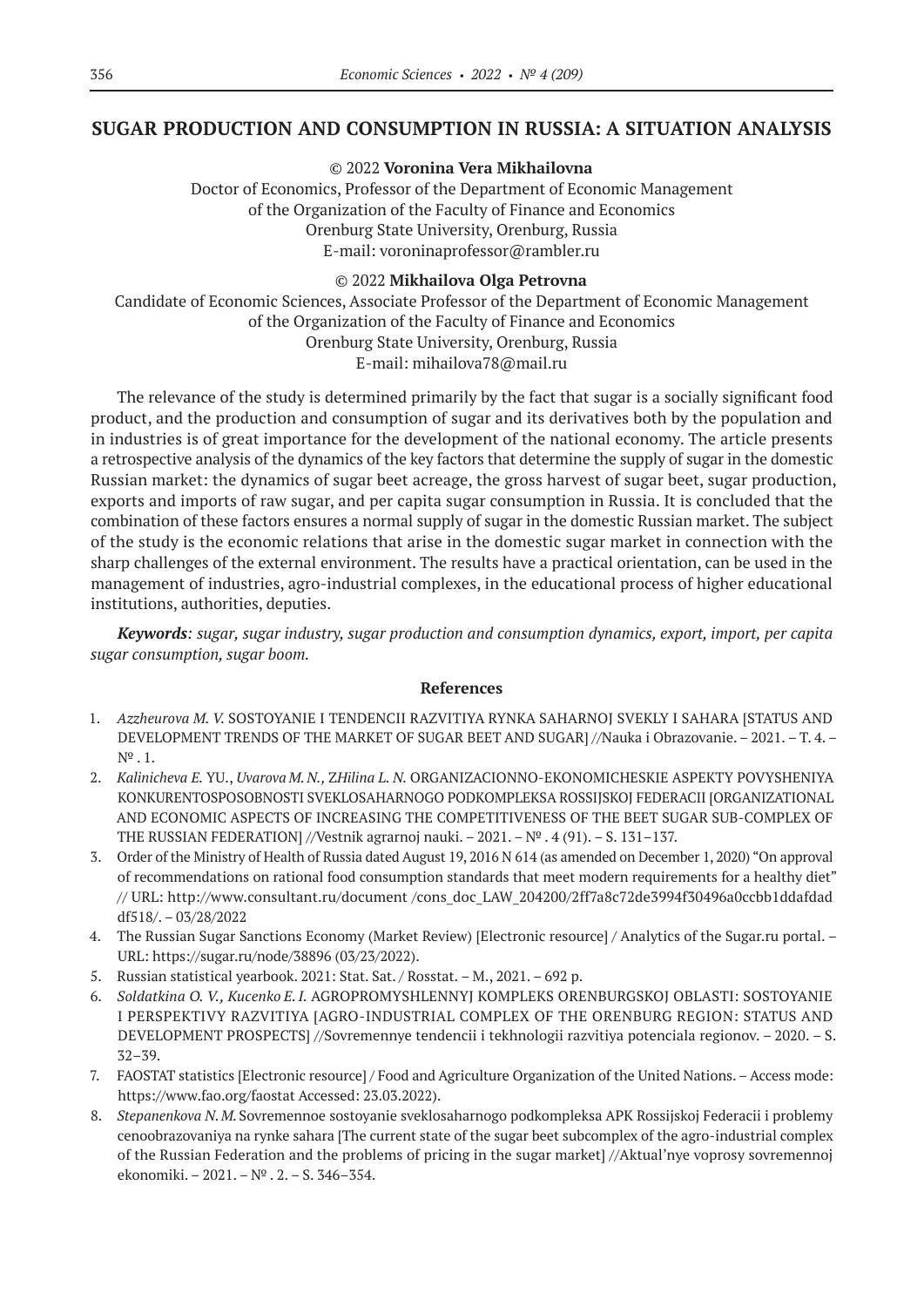## SUGAR PRODUCTION AND CONSUMPTION IN RUSSIA: A SITUATION ANALYSIS

© 2022 **Voronina Vera Mikhailovna**
Doctor of Economics, Professor of the Department of Economic Management
of the Organization of the Faculty of Finance and Economics
Orenburg State University, Orenburg, Russia
E-mail: voroninaprofessor@rambler.ru

© 2022 **Mikhailova Olga Petrovna**
Candidate of Economic Sciences, Associate Professor of the Department of Economic Management
of the Organization of the Faculty of Finance and Economics
Orenburg State University, Orenburg, Russia
E-mail: mihailova78@mail.ru

The relevance of the study is determined primarily by the fact that sugar is a socially significant food product, and the production and consumption of sugar and its derivatives both by the population and in industries is of great importance for the development of the national economy. The article presents a retrospective analysis of the dynamics of the key factors that determine the supply of sugar in the domestic Russian market: the dynamics of sugar beet acreage, the gross harvest of sugar beet, sugar production, exports and imports of raw sugar, and per capita sugar consumption in Russia. It is concluded that the combination of these factors ensures a normal supply of sugar in the domestic Russian market. The subject of the study is the economic relations that arise in the domestic sugar market in connection with the sharp challenges of the external environment. The results have a practical orientation, can be used in the management of industries, agro-industrial complexes, in the educational process of higher educational institutions, authorities, deputies.

***Keywords****: sugar, sugar industry, sugar production and consumption dynamics, export, import, per capita sugar consumption, sugar boom.*

### References

1. *Azzheurova M. V.* SOSTOYANIE I TENDENCII RAZVITIYA RYNKA SAHARNOJ SVEKLY I SAHARA [STATUS AND DEVELOPMENT TRENDS OF THE MARKET OF SUGAR BEET AND SUGAR] //Nauka i Obrazovanie. – 2021. – T. 4. – № . 1.
2. *Kalinicheva E. YU., Uvarova M. N., ZHilina L. N.* ORGANIZACIONNO-EKONOMICHESKIE ASPEKTY POVYSHENIYA KONKURENTOSPOSOBNOSTI SVEKLOSAHARNOGO PODKOMPLEKSA ROSSIJSKOJ FEDERACII [ORGANIZATIONAL AND ECONOMIC ASPECTS OF INCREASING THE COMPETITIVENESS OF THE BEET SUGAR SUB-COMPLEX OF THE RUSSIAN FEDERATION] //Vestnik agrarnoj nauki. – 2021. – № . 4 (91). – S. 131–137.
3. Order of the Ministry of Health of Russia dated August 19, 2016 N 614 (as amended on December 1, 2020) "On approval of recommendations on rational food consumption standards that meet modern requirements for a healthy diet" // URL: http://www.consultant.ru/document /cons_doc_LAW_204200/2ff7a8c72de3994f30496a0ccbb1ddafdaddf518/. – 03/28/2022
4. The Russian Sugar Sanctions Economy (Market Review) [Electronic resource] / Analytics of the Sugar.ru portal. – URL: https://sugar.ru/node/38896 (03/23/2022).
5. Russian statistical yearbook. 2021: Stat. Sat. / Rosstat. – M., 2021. – 692 p.
6. *Soldatkina O. V., Kucenko E. I.* AGROPROMYSHLENNYJ KOMPLEKS ORENBURGSKOJ OBLASTI: SOSTOYANIE I PERSPEKTIVY RAZVITIYA [AGRO-INDUSTRIAL COMPLEX OF THE ORENBURG REGION: STATUS AND DEVELOPMENT PROSPECTS] //Sovremennye tendencii i tekhnologii razvitiya potenciala regionov. – 2020. – S. 32–39.
7. FAOSTAT statistics [Electronic resource] / Food and Agriculture Organization of the United Nations. – Access mode: https://www.fao.org/faostat Accessed: 23.03.2022).
8. *Stepanenkova N. M.* Sovremennoe sostoyanie sveklosaharnogo podkompleksa APK Rossijskoj Federacii i problemy cenoobrazovaniya na rynke sahara [The current state of the sugar beet subcomplex of the agro-industrial complex of the Russian Federation and the problems of pricing in the sugar market] //Aktual'nye voprosy sovremennoj ekonomiki. – 2021. – № . 2. – S. 346–354.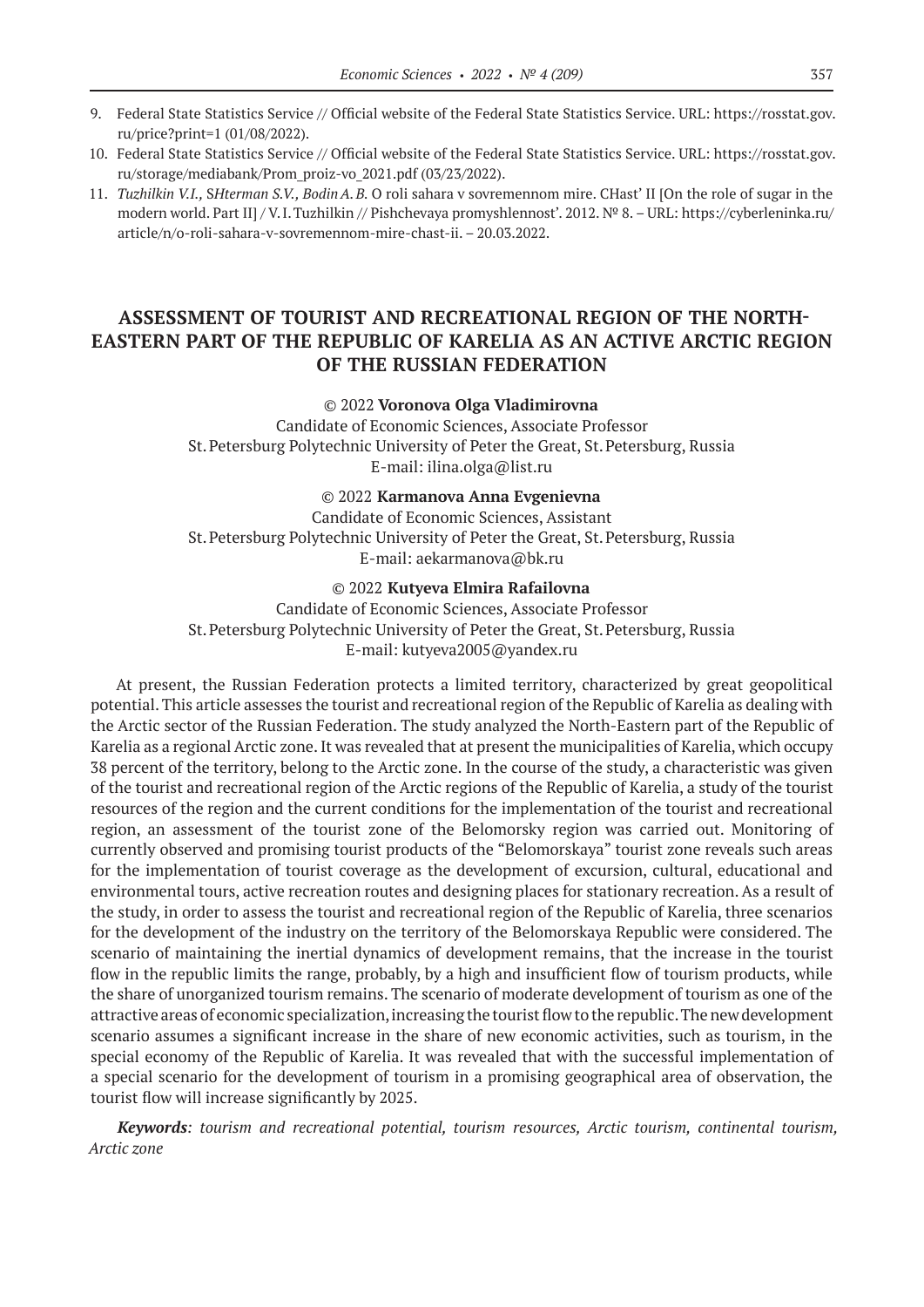9. Federal State Statistics Service // Official website of the Federal State Statistics Service. URL: https://rosstat.gov.ru/price?print=1 (01/08/2022).
10. Federal State Statistics Service // Official website of the Federal State Statistics Service. URL: https://rosstat.gov.ru/storage/mediabank/Prom_proiz-vo_2021.pdf (03/23/2022).
11. *Tuzhilkin V.I., SHterman S.V., Bodin A.B.* O roli sahara v sovremennom mire. CHast' II [On the role of sugar in the modern world. Part II] / V.I. Tuzhilkin // Pishchevaya promyshlennost'. 2012. № 8. – URL: https://cyberleninka.ru/article/n/o-roli-sahara-v-sovremennom-mire-chast-ii. – 20.03.2022.

## ASSESSMENT OF TOURIST AND RECREATIONAL REGION OF THE NORTH-EASTERN PART OF THE REPUBLIC OF KARELIA AS AN ACTIVE ARCTIC REGION OF THE RUSSIAN FEDERATION

© 2022 **Voronova Olga Vladimirovna**
Candidate of Economic Sciences, Associate Professor
St. Petersburg Polytechnic University of Peter the Great, St. Petersburg, Russia
E-mail: ilina.olga@list.ru

© 2022 **Karmanova Anna Evgenievna**
Candidate of Economic Sciences, Assistant
St. Petersburg Polytechnic University of Peter the Great, St. Petersburg, Russia
E-mail: aekarmanova@bk.ru

© 2022 **Kutyeva Elmira Rafailovna**
Candidate of Economic Sciences, Associate Professor
St. Petersburg Polytechnic University of Peter the Great, St. Petersburg, Russia
E-mail: kutyeva2005@yandex.ru

At present, the Russian Federation protects a limited territory, characterized by great geopolitical potential. This article assesses the tourist and recreational region of the Republic of Karelia as dealing with the Arctic sector of the Russian Federation. The study analyzed the North-Eastern part of the Republic of Karelia as a regional Arctic zone. It was revealed that at present the municipalities of Karelia, which occupy 38 percent of the territory, belong to the Arctic zone. In the course of the study, a characteristic was given of the tourist and recreational region of the Arctic regions of the Republic of Karelia, a study of the tourist resources of the region and the current conditions for the implementation of the tourist and recreational region, an assessment of the tourist zone of the Belomorsky region was carried out. Monitoring of currently observed and promising tourist products of the "Belomorskaya" tourist zone reveals such areas for the implementation of tourist coverage as the development of excursion, cultural, educational and environmental tours, active recreation routes and designing places for stationary recreation. As a result of the study, in order to assess the tourist and recreational region of the Republic of Karelia, three scenarios for the development of the industry on the territory of the Belomorskaya Republic were considered. The scenario of maintaining the inertial dynamics of development remains, that the increase in the tourist flow in the republic limits the range, probably, by a high and insufficient flow of tourism products, while the share of unorganized tourism remains. The scenario of moderate development of tourism as one of the attractive areas of economic specialization, increasing the tourist flow to the republic. The new development scenario assumes a significant increase in the share of new economic activities, such as tourism, in the special economy of the Republic of Karelia. It was revealed that with the successful implementation of a special scenario for the development of tourism in a promising geographical area of observation, the tourist flow will increase significantly by 2025.

***Keywords****: tourism and recreational potential, tourism resources, Arctic tourism, continental tourism, Arctic zone*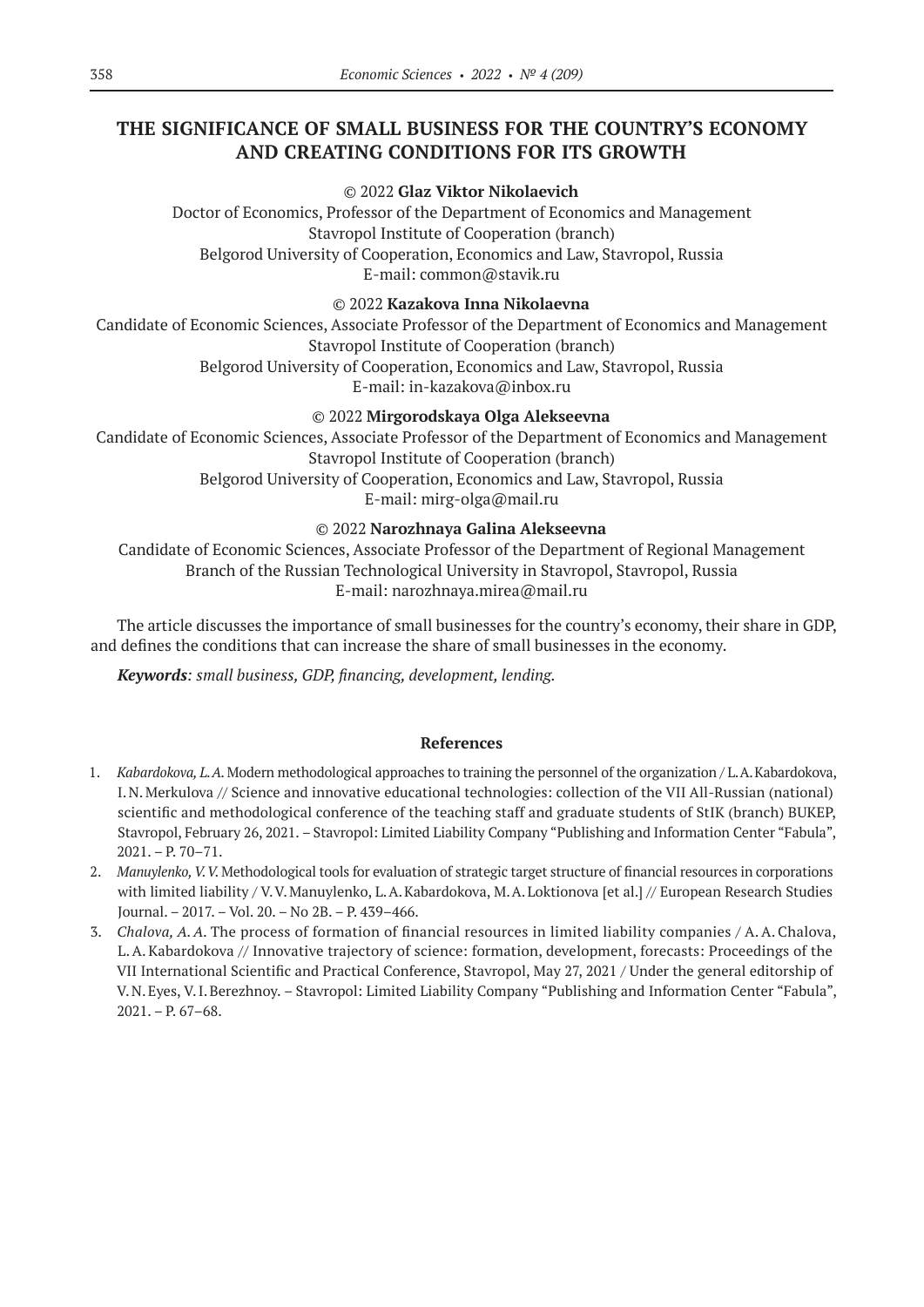# THE SIGNIFICANCE OF SMALL BUSINESS FOR THE COUNTRY'S ECONOMY AND CREATING CONDITIONS FOR ITS GROWTH

© 2022 **Glaz Viktor Nikolaevich**

Doctor of Economics, Professor of the Department of Economics and Management
Stavropol Institute of Cooperation (branch)
Belgorod University of Cooperation, Economics and Law, Stavropol, Russia
E-mail: common@stavik.ru

© 2022 **Kazakova Inna Nikolaevna**

Candidate of Economic Sciences, Associate Professor of the Department of Economics and Management
Stavropol Institute of Cooperation (branch)
Belgorod University of Cooperation, Economics and Law, Stavropol, Russia
E-mail: in-kazakova@inbox.ru

© 2022 **Mirgorodskaya Olga Alekseevna**

Candidate of Economic Sciences, Associate Professor of the Department of Economics and Management
Stavropol Institute of Cooperation (branch)
Belgorod University of Cooperation, Economics and Law, Stavropol, Russia
E-mail: mirg-olga@mail.ru

© 2022 **Narozhnaya Galina Alekseevna**

Candidate of Economic Sciences, Associate Professor of the Department of Regional Management
Branch of the Russian Technological University in Stavropol, Stavropol, Russia
E-mail: narozhnaya.mirea@mail.ru

The article discusses the importance of small businesses for the country's economy, their share in GDP, and defines the conditions that can increase the share of small businesses in the economy.

***Keywords**: small business, GDP, financing, development, lending.*

### References

1. *Kabardokova, L. A.* Modern methodological approaches to training the personnel of the organization / L. A. Kabardokova, I. N. Merkulova // Science and innovative educational technologies: collection of the VII All-Russian (national) scientific and methodological conference of the teaching staff and graduate students of StIK (branch) BUKEP, Stavropol, February 26, 2021. – Stavropol: Limited Liability Company "Publishing and Information Center "Fabula", 2021. – P. 70–71.
2. *Manuylenko, V. V.* Methodological tools for evaluation of strategic target structure of financial resources in corporations with limited liability / V. V. Manuylenko, L. A. Kabardokova, M. A. Loktionova [et al.] // European Research Studies Journal. – 2017. – Vol. 20. – No 2B. – P. 439–466.
3. *Chalova, A. A.* The process of formation of financial resources in limited liability companies / A. A. Chalova, L. A. Kabardokova // Innovative trajectory of science: formation, development, forecasts: Proceedings of the VII International Scientific and Practical Conference, Stavropol, May 27, 2021 / Under the general editorship of V. N. Eyes, V. I. Berezhnoy. – Stavropol: Limited Liability Company "Publishing and Information Center "Fabula", 2021. – P. 67–68.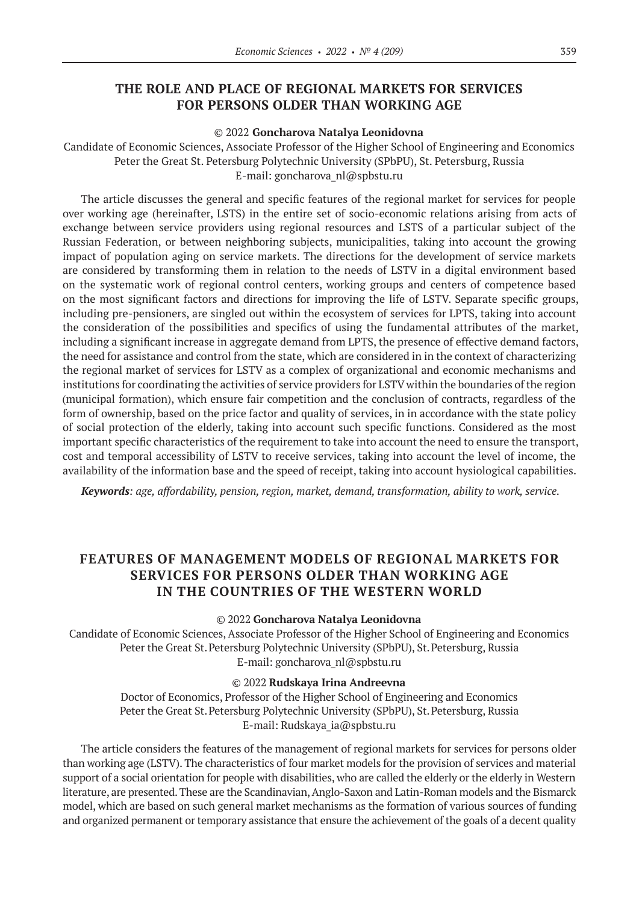## THE ROLE AND PLACE OF REGIONAL MARKETS FOR SERVICES FOR PERSONS OLDER THAN WORKING AGE

© 2022 **Goncharova Natalya Leonidovna**

Candidate of Economic Sciences, Associate Professor of the Higher School of Engineering and Economics
Peter the Great St. Petersburg Polytechnic University (SPbPU), St. Petersburg, Russia
E-mail: goncharova_nl@spbstu.ru

The article discusses the general and specific features of the regional market for services for people over working age (hereinafter, LSTS) in the entire set of socio-economic relations arising from acts of exchange between service providers using regional resources and LSTS of a particular subject of the Russian Federation, or between neighboring subjects, municipalities, taking into account the growing impact of population aging on service markets. The directions for the development of service markets are considered by transforming them in relation to the needs of LSTV in a digital environment based on the systematic work of regional control centers, working groups and centers of competence based on the most significant factors and directions for improving the life of LSTV. Separate specific groups, including pre-pensioners, are singled out within the ecosystem of services for LPTS, taking into account the consideration of the possibilities and specifics of using the fundamental attributes of the market, including a significant increase in aggregate demand from LPTS, the presence of effective demand factors, the need for assistance and control from the state, which are considered in in the context of characterizing the regional market of services for LSTV as a complex of organizational and economic mechanisms and institutions for coordinating the activities of service providers for LSTV within the boundaries of the region (municipal formation), which ensure fair competition and the conclusion of contracts, regardless of the form of ownership, based on the price factor and quality of services, in in accordance with the state policy of social protection of the elderly, taking into account such specific functions. Considered as the most important specific characteristics of the requirement to take into account the need to ensure the transport, cost and temporal accessibility of LSTV to receive services, taking into account the level of income, the availability of the information base and the speed of receipt, taking into account hysiological capabilities.

***Keywords**: age, affordability, pension, region, market, demand, transformation, ability to work, service.*

## FEATURES OF MANAGEMENT MODELS OF REGIONAL MARKETS FOR SERVICES FOR PERSONS OLDER THAN WORKING AGE IN THE COUNTRIES OF THE WESTERN WORLD

© 2022 **Goncharova Natalya Leonidovna**

Candidate of Economic Sciences, Associate Professor of the Higher School of Engineering and Economics
Peter the Great St. Petersburg Polytechnic University (SPbPU), St. Petersburg, Russia
E-mail: goncharova_nl@spbstu.ru

© 2022 **Rudskaya Irina Andreevna**

Doctor of Economics, Professor of the Higher School of Engineering and Economics
Peter the Great St. Petersburg Polytechnic University (SPbPU), St. Petersburg, Russia
E-mail: Rudskaya_ia@spbstu.ru

The article considers the features of the management of regional markets for services for persons older than working age (LSTV). The characteristics of four market models for the provision of services and material support of a social orientation for people with disabilities, who are called the elderly or the elderly in Western literature, are presented. These are the Scandinavian, Anglo-Saxon and Latin-Roman models and the Bismarck model, which are based on such general market mechanisms as the formation of various sources of funding and organized permanent or temporary assistance that ensure the achievement of the goals of a decent quality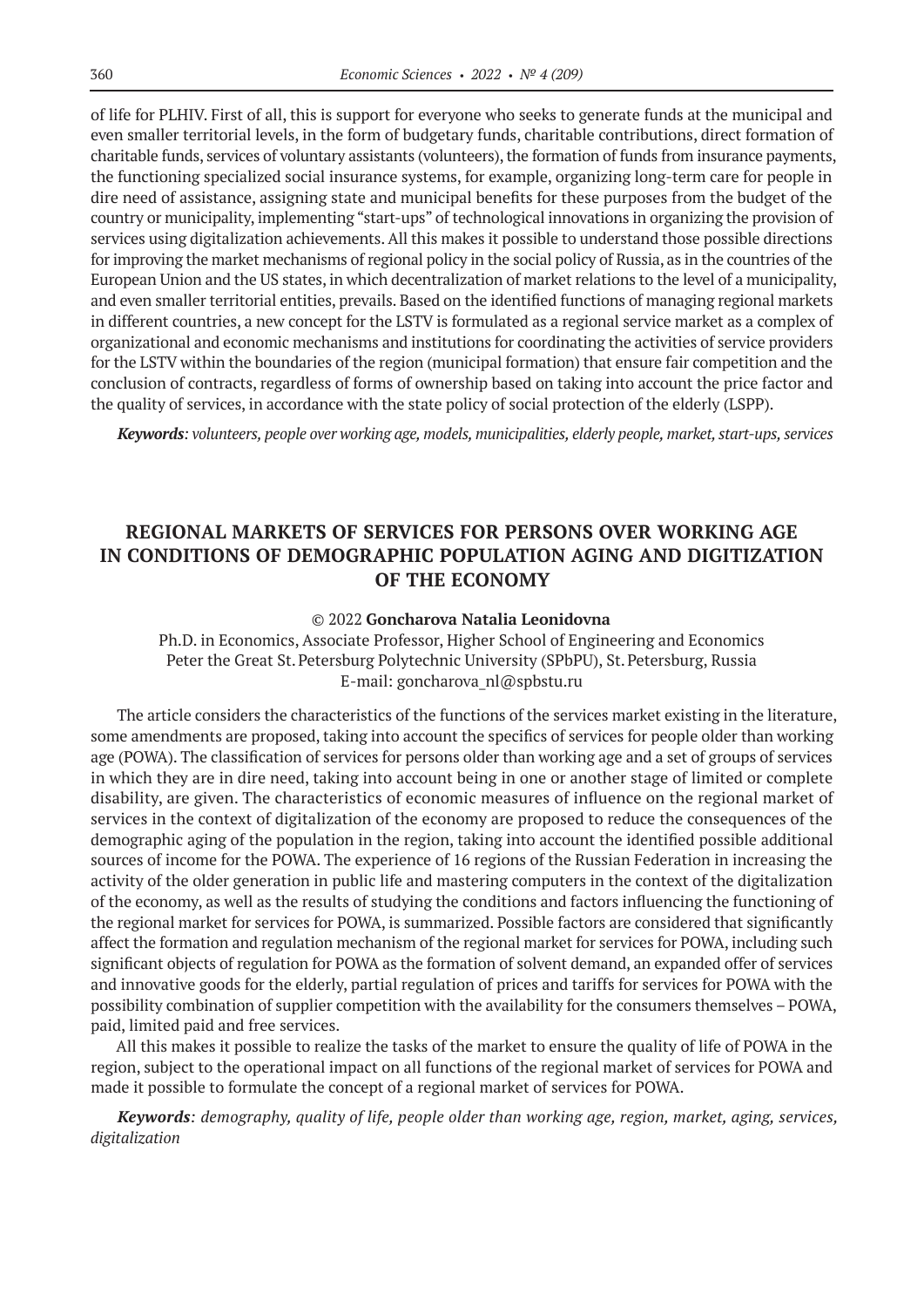of life for PLHIV. First of all, this is support for everyone who seeks to generate funds at the municipal and even smaller territorial levels, in the form of budgetary funds, charitable contributions, direct formation of charitable funds, services of voluntary assistants (volunteers), the formation of funds from insurance payments, the functioning specialized social insurance systems, for example, organizing long-term care for people in dire need of assistance, assigning state and municipal benefits for these purposes from the budget of the country or municipality, implementing "start-ups" of technological innovations in organizing the provision of services using digitalization achievements. All this makes it possible to understand those possible directions for improving the market mechanisms of regional policy in the social policy of Russia, as in the countries of the European Union and the US states, in which decentralization of market relations to the level of a municipality, and even smaller territorial entities, prevails. Based on the identified functions of managing regional markets in different countries, a new concept for the LSTV is formulated as a regional service market as a complex of organizational and economic mechanisms and institutions for coordinating the activities of service providers for the LSTV within the boundaries of the region (municipal formation) that ensure fair competition and the conclusion of contracts, regardless of forms of ownership based on taking into account the price factor and the quality of services, in accordance with the state policy of social protection of the elderly (LSPP).

***Keywords**: volunteers, people over working age, models, municipalities, elderly people, market, start-ups, services*

## REGIONAL MARKETS OF SERVICES FOR PERSONS OVER WORKING AGE IN CONDITIONS OF DEMOGRAPHIC POPULATION AGING AND DIGITIZATION OF THE ECONOMY

© 2022 **Goncharova Natalia Leonidovna**

Ph.D. in Economics, Associate Professor, Higher School of Engineering and Economics
Peter the Great St. Petersburg Polytechnic University (SPbPU), St. Petersburg, Russia
E-mail: goncharova_nl@spbstu.ru

The article considers the characteristics of the functions of the services market existing in the literature, some amendments are proposed, taking into account the specifics of services for people older than working age (POWA). The classification of services for persons older than working age and a set of groups of services in which they are in dire need, taking into account being in one or another stage of limited or complete disability, are given. The characteristics of economic measures of influence on the regional market of services in the context of digitalization of the economy are proposed to reduce the consequences of the demographic aging of the population in the region, taking into account the identified possible additional sources of income for the POWA. The experience of 16 regions of the Russian Federation in increasing the activity of the older generation in public life and mastering computers in the context of the digitalization of the economy, as well as the results of studying the conditions and factors influencing the functioning of the regional market for services for POWA, is summarized. Possible factors are considered that significantly affect the formation and regulation mechanism of the regional market for services for POWA, including such significant objects of regulation for POWA as the formation of solvent demand, an expanded offer of services and innovative goods for the elderly, partial regulation of prices and tariffs for services for POWA with the possibility combination of supplier competition with the availability for the consumers themselves – POWA, paid, limited paid and free services.

All this makes it possible to realize the tasks of the market to ensure the quality of life of POWA in the region, subject to the operational impact on all functions of the regional market of services for POWA and made it possible to formulate the concept of a regional market of services for POWA.

***Keywords**: demography, quality of life, people older than working age, region, market, aging, services, digitalization*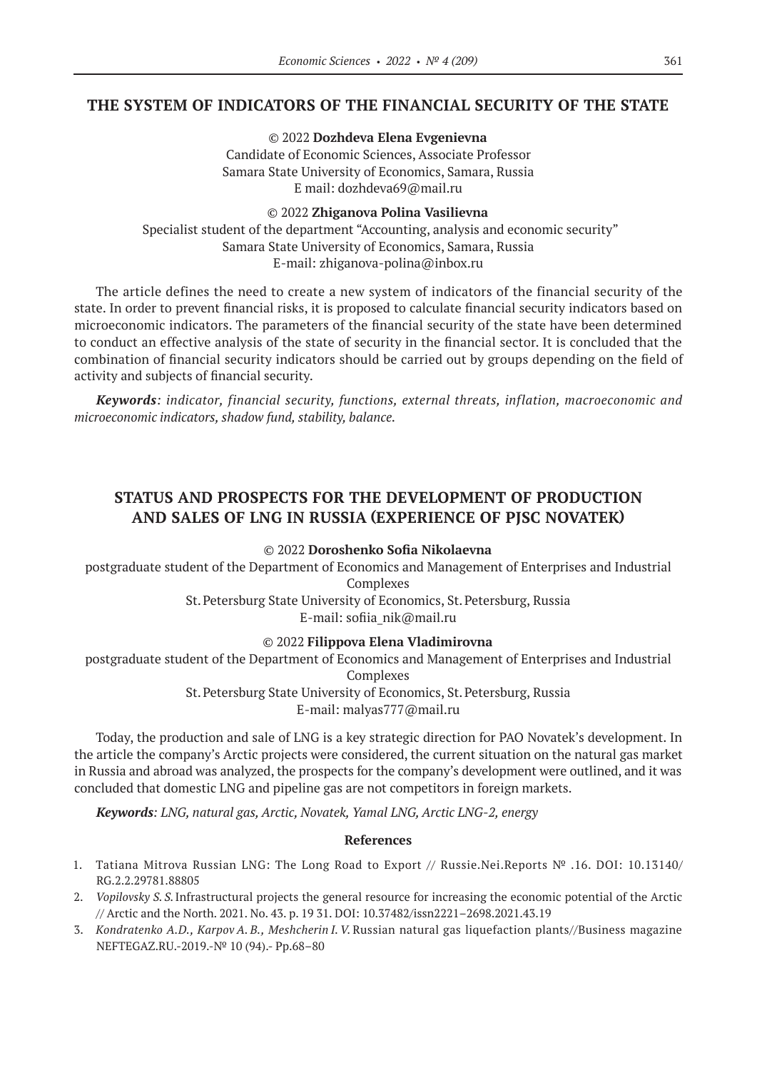## THE SYSTEM OF INDICATORS OF THE FINANCIAL SECURITY OF THE STATE

© 2022 **Dozhdeva Elena Evgenievna**
Candidate of Economic Sciences, Associate Professor
Samara State University of Economics, Samara, Russia
E mail: dozhdeva69@mail.ru

© 2022 **Zhiganova Polina Vasilievna**
Specialist student of the department "Accounting, analysis and economic security"
Samara State University of Economics, Samara, Russia
E-mail: zhiganova-polina@inbox.ru

The article defines the need to create a new system of indicators of the financial security of the state. In order to prevent financial risks, it is proposed to calculate financial security indicators based on microeconomic indicators. The parameters of the financial security of the state have been determined to conduct an effective analysis of the state of security in the financial sector. It is concluded that the combination of financial security indicators should be carried out by groups depending on the field of activity and subjects of financial security.

***Keywords****: indicator, financial security, functions, external threats, inflation, macroeconomic and microeconomic indicators, shadow fund, stability, balance.*

## STATUS AND PROSPECTS FOR THE DEVELOPMENT OF PRODUCTION AND SALES OF LNG IN RUSSIA (EXPERIENCE OF PJSC NOVATEK)

© 2022 **Doroshenko Sofia Nikolaevna**
postgraduate student of the Department of Economics and Management of Enterprises and Industrial Complexes
St. Petersburg State University of Economics, St. Petersburg, Russia
E-mail: sofiia_nik@mail.ru

© 2022 **Filippova Elena Vladimirovna**
postgraduate student of the Department of Economics and Management of Enterprises and Industrial Complexes
St. Petersburg State University of Economics, St. Petersburg, Russia
E-mail: malyas777@mail.ru

Today, the production and sale of LNG is a key strategic direction for PAO Novatek's development. In the article the company's Arctic projects were considered, the current situation on the natural gas market in Russia and abroad was analyzed, the prospects for the company's development were outlined, and it was concluded that domestic LNG and pipeline gas are not competitors in foreign markets.

***Keywords****: LNG, natural gas, Arctic, Novatek, Yamal LNG, Arctic LNG-2, energy*

### References

1. Tatiana Mitrova Russian LNG: The Long Road to Export // Russie.Nei.Reports № .16. DOI: 10.13140/RG.2.2.29781.88805
2. *Vopilovsky S. S.* Infrastructural projects the general resource for increasing the economic potential of the Arctic // Arctic and the North. 2021. No. 43. p. 19 31. DOI: 10.37482/issn2221–2698.2021.43.19
3. *Kondratenko A.D., Karpov A. B., Meshcherin I. V.* Russian natural gas liquefaction plants//Business magazine NEFTEGAZ.RU.-2019.-№ 10 (94).- Pp.68–80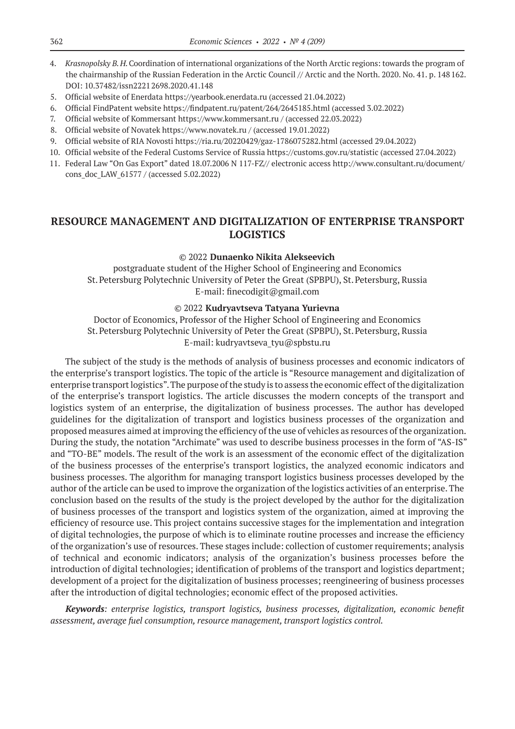4. *Krasnopolsky B.H.* Coordination of international organizations of the North Arctic regions: towards the program of the chairmanship of the Russian Federation in the Arctic Council // Arctic and the North. 2020. No. 41. p. 148 162. DOI: 10.37482/issn2221 2698.2020.41.148
5. Official website of Enerdata https://yearbook.enerdata.ru (accessed 21.04.2022)
6. Official FindPatent website https://findpatent.ru/patent/264/2645185.html (accessed 3.02.2022)
7. Official website of Kommersant https://www.kommersant.ru / (accessed 22.03.2022)
8. Official website of Novatek https://www.novatek.ru / (accessed 19.01.2022)
9. Official website of RIA Novosti https://ria.ru/20220429/gaz-1786075282.html (accessed 29.04.2022)
10. Official website of the Federal Customs Service of Russia https://customs.gov.ru/statistic (accessed 27.04.2022)
11. Federal Law "On Gas Export" dated 18.07.2006 N 117-FZ// electronic access http://www.consultant.ru/document/cons_doc_LAW_61577 / (accessed 5.02.2022)

## RESOURCE MANAGEMENT AND DIGITALIZATION OF ENTERPRISE TRANSPORT LOGISTICS

© 2022 **Dunaenko Nikita Alekseevich**

postgraduate student of the Higher School of Engineering and Economics
St. Petersburg Polytechnic University of Peter the Great (SPBPU), St. Petersburg, Russia
E-mail: finecodigit@gmail.com

© 2022 **Kudryavtseva Tatyana Yurievna**

Doctor of Economics, Professor of the Higher School of Engineering and Economics
St. Petersburg Polytechnic University of Peter the Great (SPBPU), St. Petersburg, Russia
E-mail: kudryavtseva_tyu@spbstu.ru

The subject of the study is the methods of analysis of business processes and economic indicators of the enterprise's transport logistics. The topic of the article is "Resource management and digitalization of enterprise transport logistics". The purpose of the study is to assess the economic effect of the digitalization of the enterprise's transport logistics. The article discusses the modern concepts of the transport and logistics system of an enterprise, the digitalization of business processes. The author has developed guidelines for the digitalization of transport and logistics business processes of the organization and proposed measures aimed at improving the efficiency of the use of vehicles as resources of the organization. During the study, the notation "Archimate" was used to describe business processes in the form of "AS-IS" and "TO-BE" models. The result of the work is an assessment of the economic effect of the digitalization of the business processes of the enterprise's transport logistics, the analyzed economic indicators and business processes. The algorithm for managing transport logistics business processes developed by the author of the article can be used to improve the organization of the logistics activities of an enterprise. The conclusion based on the results of the study is the project developed by the author for the digitalization of business processes of the transport and logistics system of the organization, aimed at improving the efficiency of resource use. This project contains successive stages for the implementation and integration of digital technologies, the purpose of which is to eliminate routine processes and increase the efficiency of the organization's use of resources. These stages include: collection of customer requirements; analysis of technical and economic indicators; analysis of the organization's business processes before the introduction of digital technologies; identification of problems of the transport and logistics department; development of a project for the digitalization of business processes; reengineering of business processes after the introduction of digital technologies; economic effect of the proposed activities.

***Keywords**: enterprise logistics, transport logistics, business processes, digitalization, economic benefit assessment, average fuel consumption, resource management, transport logistics control.*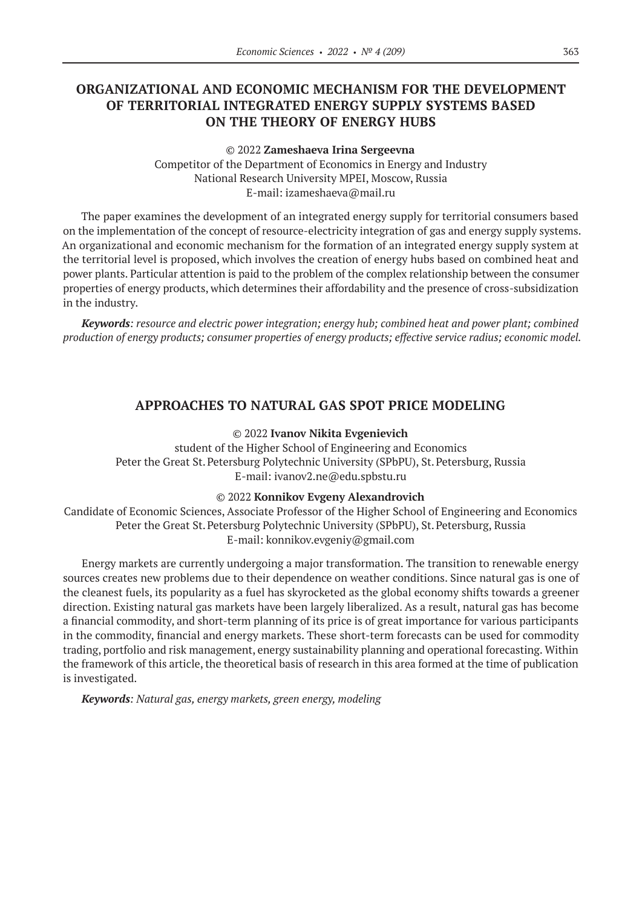## ORGANIZATIONAL AND ECONOMIC MECHANISM FOR THE DEVELOPMENT OF TERRITORIAL INTEGRATED ENERGY SUPPLY SYSTEMS BASED ON THE THEORY OF ENERGY HUBS

© 2022 **Zameshaeva Irina Sergeevna**
Competitor of the Department of Economics in Energy and Industry
National Research University MPEI, Moscow, Russia
E-mail: izameshaeva@mail.ru

The paper examines the development of an integrated energy supply for territorial consumers based on the implementation of the concept of resource-electricity integration of gas and energy supply systems. An organizational and economic mechanism for the formation of an integrated energy supply system at the territorial level is proposed, which involves the creation of energy hubs based on combined heat and power plants. Particular attention is paid to the problem of the complex relationship between the consumer properties of energy products, which determines their affordability and the presence of cross-subsidization in the industry.

***Keywords***: *resource and electric power integration; energy hub; combined heat and power plant; combined production of energy products; consumer properties of energy products; effective service radius; economic model.*

## APPROACHES TO NATURAL GAS SPOT PRICE MODELING

© 2022 **Ivanov Nikita Evgenievich**
student of the Higher School of Engineering and Economics
Peter the Great St. Petersburg Polytechnic University (SPbPU), St. Petersburg, Russia
E-mail: ivanov2.ne@edu.spbstu.ru

© 2022 **Konnikov Evgeny Alexandrovich**
Candidate of Economic Sciences, Associate Professor of the Higher School of Engineering and Economics
Peter the Great St. Petersburg Polytechnic University (SPbPU), St. Petersburg, Russia
E-mail: konnikov.evgeniy@gmail.com

Energy markets are currently undergoing a major transformation. The transition to renewable energy sources creates new problems due to their dependence on weather conditions. Since natural gas is one of the cleanest fuels, its popularity as a fuel has skyrocketed as the global economy shifts towards a greener direction. Existing natural gas markets have been largely liberalized. As a result, natural gas has become a financial commodity, and short-term planning of its price is of great importance for various participants in the commodity, financial and energy markets. These short-term forecasts can be used for commodity trading, portfolio and risk management, energy sustainability planning and operational forecasting. Within the framework of this article, the theoretical basis of research in this area formed at the time of publication is investigated.

***Keywords***: *Natural gas, energy markets, green energy, modeling*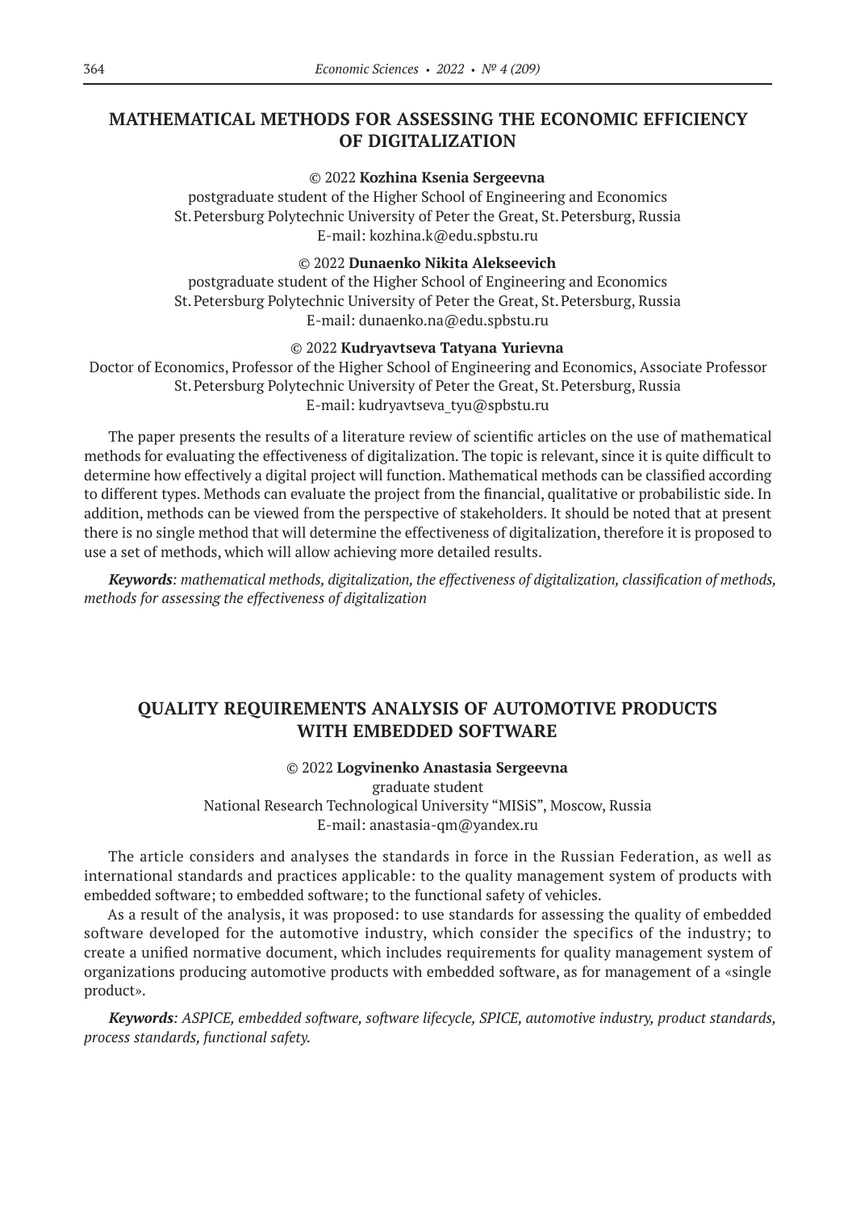## MATHEMATICAL METHODS FOR ASSESSING THE ECONOMIC EFFICIENCY OF DIGITALIZATION

© 2022 **Kozhina Ksenia Sergeevna**
postgraduate student of the Higher School of Engineering and Economics
St. Petersburg Polytechnic University of Peter the Great, St. Petersburg, Russia
E-mail: kozhina.k@edu.spbstu.ru

© 2022 **Dunaenko Nikita Alekseevich**
postgraduate student of the Higher School of Engineering and Economics
St. Petersburg Polytechnic University of Peter the Great, St. Petersburg, Russia
E-mail: dunaenko.na@edu.spbstu.ru

© 2022 **Kudryavtseva Tatyana Yurievna**
Doctor of Economics, Professor of the Higher School of Engineering and Economics, Associate Professor
St. Petersburg Polytechnic University of Peter the Great, St. Petersburg, Russia
E-mail: kudryavtseva_tyu@spbstu.ru

The paper presents the results of a literature review of scientific articles on the use of mathematical methods for evaluating the effectiveness of digitalization. The topic is relevant, since it is quite difficult to determine how effectively a digital project will function. Mathematical methods can be classified according to different types. Methods can evaluate the project from the financial, qualitative or probabilistic side. In addition, methods can be viewed from the perspective of stakeholders. It should be noted that at present there is no single method that will determine the effectiveness of digitalization, therefore it is proposed to use a set of methods, which will allow achieving more detailed results.

***Keywords**: mathematical methods, digitalization, the effectiveness of digitalization, classification of methods, methods for assessing the effectiveness of digitalization*

## QUALITY REQUIREMENTS ANALYSIS OF AUTOMOTIVE PRODUCTS WITH EMBEDDED SOFTWARE

© 2022 **Logvinenko Anastasia Sergeevna**
graduate student
National Research Technological University "MISiS", Moscow, Russia
E-mail: anastasia-qm@yandex.ru

The article considers and analyses the standards in force in the Russian Federation, as well as international standards and practices applicable: to the quality management system of products with embedded software; to embedded software; to the functional safety of vehicles.

As a result of the analysis, it was proposed: to use standards for assessing the quality of embedded software developed for the automotive industry, which consider the specifics of the industry; to create a unified normative document, which includes requirements for quality management system of organizations producing automotive products with embedded software, as for management of a «single product».

***Keywords**: ASPICE, embedded software, software lifecycle, SPICE, automotive industry, product standards, process standards, functional safety.*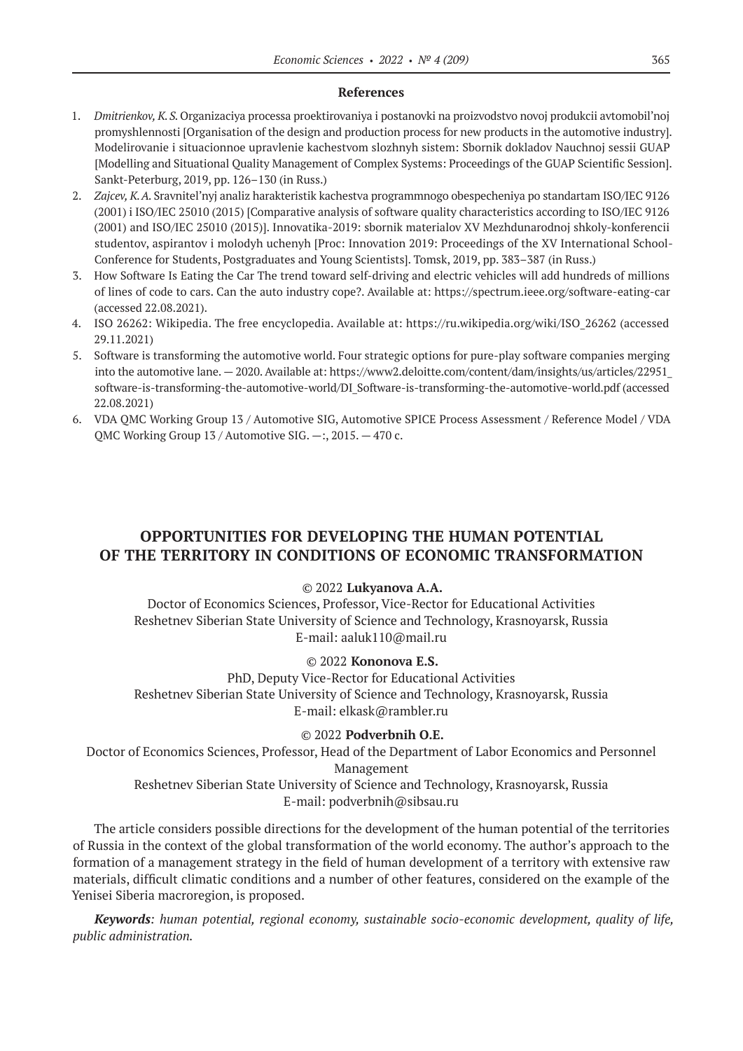## References

1. *Dmitrienkov, K. S.* Organizaciya processa proektirovaniya i postanovki na proizvodstvo novoj produkcii avtomobil'noj promyshlennosti [Organisation of the design and production process for new products in the automotive industry]. Modelirovanie i situacionnoe upravlenie kachestvom slozhnyh sistem: Sbornik dokladov Nauchnoj sessii GUAP [Modelling and Situational Quality Management of Complex Systems: Proceedings of the GUAP Scientific Session]. Sankt-Peterburg, 2019, pp. 126–130 (in Russ.)
2. *Zajcev, K. A.* Sravnitel'nyj analiz harakteristik kachestva programmnogo obespecheniya po standartam ISO/IEC 9126 (2001) i ISO/IEC 25010 (2015) [Comparative analysis of software quality characteristics according to ISO/IEC 9126 (2001) and ISO/IEC 25010 (2015)]. Innovatika-2019: sbornik materialov XV Mezhdunarodnoj shkoly-konferencii studentov, aspirantov i molodyh uchenyh [Proc: Innovation 2019: Proceedings of the XV International School-Conference for Students, Postgraduates and Young Scientists]. Tomsk, 2019, pp. 383–387 (in Russ.)
3. How Software Is Eating the Car The trend toward self-driving and electric vehicles will add hundreds of millions of lines of code to cars. Can the auto industry cope?. Available at: https://spectrum.ieee.org/software-eating-car (accessed 22.08.2021).
4. ISO 26262: Wikipedia. The free encyclopedia. Available at: https://ru.wikipedia.org/wiki/ISO_26262 (accessed 29.11.2021)
5. Software is transforming the automotive world. Four strategic options for pure-play software companies merging into the automotive lane. — 2020. Available at: https://www2.deloitte.com/content/dam/insights/us/articles/22951_software-is-transforming-the-automotive-world/DI_Software-is-transforming-the-automotive-world.pdf (accessed 22.08.2021)
6. VDA QMC Working Group 13 / Automotive SIG, Automotive SPICE Process Assessment / Reference Model / VDA QMC Working Group 13 / Automotive SIG. —:, 2015. — 470 c.

# OPPORTUNITIES FOR DEVELOPING THE HUMAN POTENTIAL OF THE TERRITORY IN CONDITIONS OF ECONOMIC TRANSFORMATION

© 2022 **Lukyanova A.A.**
Doctor of Economics Sciences, Professor, Vice-Rector for Educational Activities
Reshetnev Siberian State University of Science and Technology, Krasnoyarsk, Russia
E-mail: aaluk110@mail.ru

© 2022 **Kononova E.S.**
PhD, Deputy Vice-Rector for Educational Activities
Reshetnev Siberian State University of Science and Technology, Krasnoyarsk, Russia
E-mail: elkask@rambler.ru

© 2022 **Podverbnih O.E.**
Doctor of Economics Sciences, Professor, Head of the Department of Labor Economics and Personnel Management
Reshetnev Siberian State University of Science and Technology, Krasnoyarsk, Russia
E-mail: podverbnih@sibsau.ru

The article considers possible directions for the development of the human potential of the territories of Russia in the context of the global transformation of the world economy. The author's approach to the formation of a management strategy in the field of human development of a territory with extensive raw materials, difficult climatic conditions and a number of other features, considered on the example of the Yenisei Siberia macroregion, is proposed.

***Keywords****: human potential, regional economy, sustainable socio-economic development, quality of life, public administration.*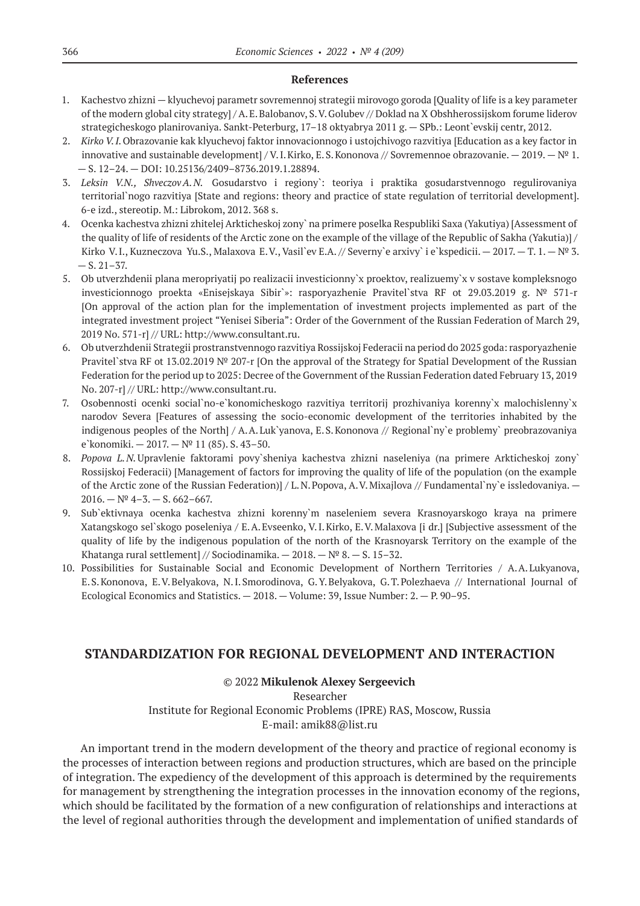### References

1. Kachestvo zhizni — klyuchevoj parametr sovremennoj strategii mirovogo goroda [Quality of life is a key parameter of the modern global city strategy] / A. E. Balobanov, S. V. Golubev // Doklad na X Obshherossijskom forume liderov strategicheskogo planirovaniya. Sankt-Peterburg, 17–18 oktyabrya 2011 g. — SPb.: Leont`evskij centr, 2012.
2. *Kirko V. I.* Obrazovanie kak klyuchevoj faktor innovacionnogo i ustojchivogo razvitiya [Education as a key factor in innovative and sustainable development] / V. I. Kirko, E. S. Kononova // Sovremennoe obrazovanie. — 2019. — № 1. — S. 12–24. — DOI: 10.25136/2409–8736.2019.1.28894.
3. *Leksin V.N., Shveczov A.N.* Gosudarstvo i regiony`: teoriya i praktika gosudarstvennogo regulirovaniya territorial`nogo razvitiya [State and regions: theory and practice of state regulation of territorial development]. 6-e izd., stereotip. M.: Librokom, 2012. 368 s.
4. Ocenka kachestva zhizni zhitelej Arkticheskoj zony` na primere poselka Respubliki Saxa (Yakutiya) [Assessment of the quality of life of residents of the Arctic zone on the example of the village of the Republic of Sakha (Yakutiya)] / Kirko V. I., Kuzneczova Yu.S., Malaxova E. V., Vasil`ev E.A. // Severny`e arxivy` i e`kspedicii. — 2017. — T. 1. — № 3. — S. 21–37.
5. Ob utverzhdenii plana meropriyatij po realizacii investicionny`x proektov, realizuemy`x v sostave kompleksnogo investicionnogo proekta «Enisejskaya Sibir`»: rasporyazhenie Pravitel`stva RF ot 29.03.2019 g. № 571-r [On approval of the action plan for the implementation of investment projects implemented as part of the integrated investment project "Yenisei Siberia": Order of the Government of the Russian Federation of March 29, 2019 No. 571-r] // URL: http://www.consultant.ru.
6. Ob utverzhdenii Strategii prostranstvennogo razvitiya Rossijskoj Federacii na period do 2025 goda: rasporyazhenie Pravitel`stva RF ot 13.02.2019 № 207-r [On the approval of the Strategy for Spatial Development of the Russian Federation for the period up to 2025: Decree of the Government of the Russian Federation dated February 13, 2019 No. 207-r] // URL: http://www.consultant.ru.
7. Osobennosti ocenki social`no-e`konomicheskogo razvitiya territorij prozhivaniya korenny`x malochislenny`x narodov Severa [Features of assessing the socio-economic development of the territories inhabited by the indigenous peoples of the North] / A. A. Luk`yanova, E. S. Kononova // Regional`ny`e problemy` preobrazovaniya e`konomiki. — 2017. — № 11 (85). S. 43–50.
8. *Popova L. N.* Upravlenie faktorami povy`sheniya kachestva zhizni naseleniya (na primere Arkticheskoj zony` Rossijskoj Federacii) [Management of factors for improving the quality of life of the population (on the example of the Arctic zone of the Russian Federation)] / L. N. Popova, A. V. Mixajlova // Fundamental`ny`e issledovaniya. — 2016. — № 4–3. — S. 662–667.
9. Sub`ektivnaya ocenka kachestva zhizni korenny`m naseleniem severa Krasnoyarskogo kraya na primere Xatangskogo sel`skogo poseleniya / E. A. Evseenko, V. I. Kirko, E. V. Malaxova [i dr.] [Subjective assessment of the quality of life by the indigenous population of the north of the Krasnoyarsk Territory on the example of the Khatanga rural settlement] // Sociodinamika. — 2018. — № 8. — S. 15–32.
10. Possibilities for Sustainable Social and Economic Development of Northern Territories / A. A. Lukyanova, E. S. Kononova, E. V. Belyakova, N. I. Smorodinova, G. Y. Belyakova, G. T. Polezhaeva // International Journal of Ecological Economics and Statistics. — 2018. — Volume: 39, Issue Number: 2. — P. 90–95.

## STANDARDIZATION FOR REGIONAL DEVELOPMENT AND INTERACTION

© 2022 **Mikulenok Alexey Sergeevich**

Researcher

Institute for Regional Economic Problems (IPRE) RAS, Moscow, Russia

E-mail: amik88@list.ru

An important trend in the modern development of the theory and practice of regional economy is the processes of interaction between regions and production structures, which are based on the principle of integration. The expediency of the development of this approach is determined by the requirements for management by strengthening the integration processes in the innovation economy of the regions, which should be facilitated by the formation of a new configuration of relationships and interactions at the level of regional authorities through the development and implementation of unified standards of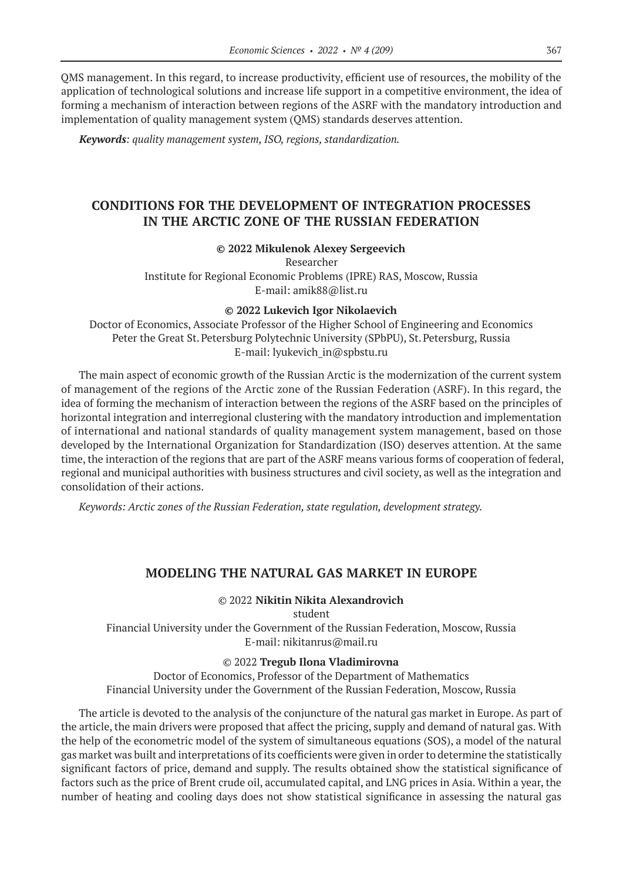QMS management. In this regard, to increase productivity, efficient use of resources, the mobility of the application of technological solutions and increase life support in a competitive environment, the idea of forming a mechanism of interaction between regions of the ASRF with the mandatory introduction and implementation of quality management system (QMS) standards deserves attention.

***Keywords**: quality management system, ISO, regions, standardization.*

## CONDITIONS FOR THE DEVELOPMENT OF INTEGRATION PROCESSES IN THE ARCTIC ZONE OF THE RUSSIAN FEDERATION

**© 2022 Mikulenok Alexey Sergeevich**

Researcher
Institute for Regional Economic Problems (IPRE) RAS, Moscow, Russia
E-mail: amik88@list.ru

**© 2022 Lukevich Igor Nikolaevich**

Doctor of Economics, Associate Professor of the Higher School of Engineering and Economics
Peter the Great St. Petersburg Polytechnic University (SPbPU), St. Petersburg, Russia
E-mail: lyukevich_in@spbstu.ru

The main aspect of economic growth of the Russian Arctic is the modernization of the current system of management of the regions of the Arctic zone of the Russian Federation (ASRF). In this regard, the idea of forming the mechanism of interaction between the regions of the ASRF based on the principles of horizontal integration and interregional clustering with the mandatory introduction and implementation of international and national standards of quality management system management, based on those developed by the International Organization for Standardization (ISO) deserves attention. At the same time, the interaction of the regions that are part of the ASRF means various forms of cooperation of federal, regional and municipal authorities with business structures and civil society, as well as the integration and consolidation of their actions.

*Keywords: Arctic zones of the Russian Federation, state regulation, development strategy.*

## MODELING THE NATURAL GAS MARKET IN EUROPE

© 2022 **Nikitin Nikita Alexandrovich**

student
Financial University under the Government of the Russian Federation, Moscow, Russia
E-mail: nikitanrus@mail.ru

© 2022 **Tregub Ilona Vladimirovna**

Doctor of Economics, Professor of the Department of Mathematics
Financial University under the Government of the Russian Federation, Moscow, Russia

The article is devoted to the analysis of the conjuncture of the natural gas market in Europe. As part of the article, the main drivers were proposed that affect the pricing, supply and demand of natural gas. With the help of the econometric model of the system of simultaneous equations (SOS), a model of the natural gas market was built and interpretations of its coefficients were given in order to determine the statistically significant factors of price, demand and supply. The results obtained show the statistical significance of factors such as the price of Brent crude oil, accumulated capital, and LNG prices in Asia. Within a year, the number of heating and cooling days does not show statistical significance in assessing the natural gas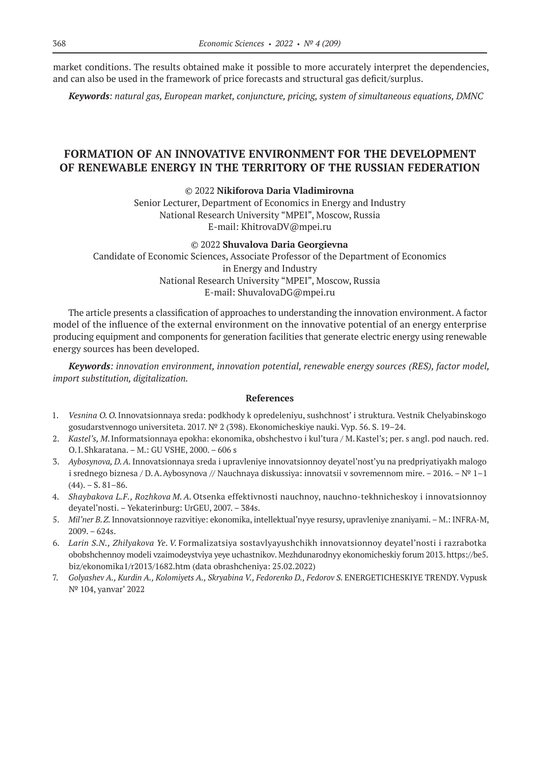market conditions. The results obtained make it possible to more accurately interpret the dependencies, and can also be used in the framework of price forecasts and structural gas deficit/surplus.

***Keywords**: natural gas, European market, conjuncture, pricing, system of simultaneous equations, DMNC*

## FORMATION OF AN INNOVATIVE ENVIRONMENT FOR THE DEVELOPMENT OF RENEWABLE ENERGY IN THE TERRITORY OF THE RUSSIAN FEDERATION

© 2022 **Nikiforova Daria Vladimirovna**
Senior Lecturer, Department of Economics in Energy and Industry
National Research University "MPEI", Moscow, Russia
E-mail: KhitrovaDV@mpei.ru

© 2022 **Shuvalova Daria Georgievna**
Candidate of Economic Sciences, Associate Professor of the Department of Economics in Energy and Industry
National Research University "MPEI", Moscow, Russia
E-mail: ShuvalovaDG@mpei.ru

The article presents a classification of approaches to understanding the innovation environment. A factor model of the influence of the external environment on the innovative potential of an energy enterprise producing equipment and components for generation facilities that generate electric energy using renewable energy sources has been developed.

***Keywords**: innovation environment, innovation potential, renewable energy sources (RES), factor model, import substitution, digitalization.*

### References

1. *Vesnina O. O.* Innovatsionnaya sreda: podkhody k opredeleniyu, sushchnost' i struktura. Vestnik Chelyabinskogo gosudarstvennogo universiteta. 2017. № 2 (398). Ekonomicheskiye nauki. Vyp. 56. S. 19–24.
2. *Kastel's, M.* Informatsionnaya epokha: ekonomika, obshchestvo i kul'tura / M. Kastel's; per. s angl. pod nauch. red. O. I. Shkaratana. – M.: GU VSHE, 2000. – 606 s
3. *Aybosynova, D. A.* Innovatsionnaya sreda i upravleniye innovatsionnoy deyatel'nost'yu na predpriyatiyakh malogo i srednego biznesa / D. A. Aybosynova // Nauchnaya diskussiya: innovatsii v sovremennom mire. – 2016. – № 1–1 (44). – S. 81–86.
4. *Shaybakova L.F., Rozhkova M. A.* Otsenka effektivnosti nauchnoy, nauchno-tekhnicheskoy i innovatsionnoy deyatel'nosti. – Yekaterinburg: UrGEU, 2007. – 384s.
5. *Mil'ner B. Z.* Innovatsionnoye razvitiye: ekonomika, intellektual'nyye resursy, upravleniye znaniyami. – M.: INFRA-M, 2009. – 624s.
6. *Larin S.N., Zhilyakova Ye. V.* Formalizatsiya sostavlyayushchikh innovatsionnoy deyatel'nosti i razrabotka obobshchennoy modeli vzaimodeystviya yeye uchastnikov. Mezhdunarodnyy ekonomicheskiy forum 2013. https://be5.biz/ekonomika1/r2013/1682.htm (data obrashcheniya: 25.02.2022)
7. *Golyashev A., Kurdin A., Kolomiyets A., Skryabina V., Fedorenko D., Fedorov S.* ENERGETICHESKIYE TRENDY. Vypusk № 104, yanvar' 2022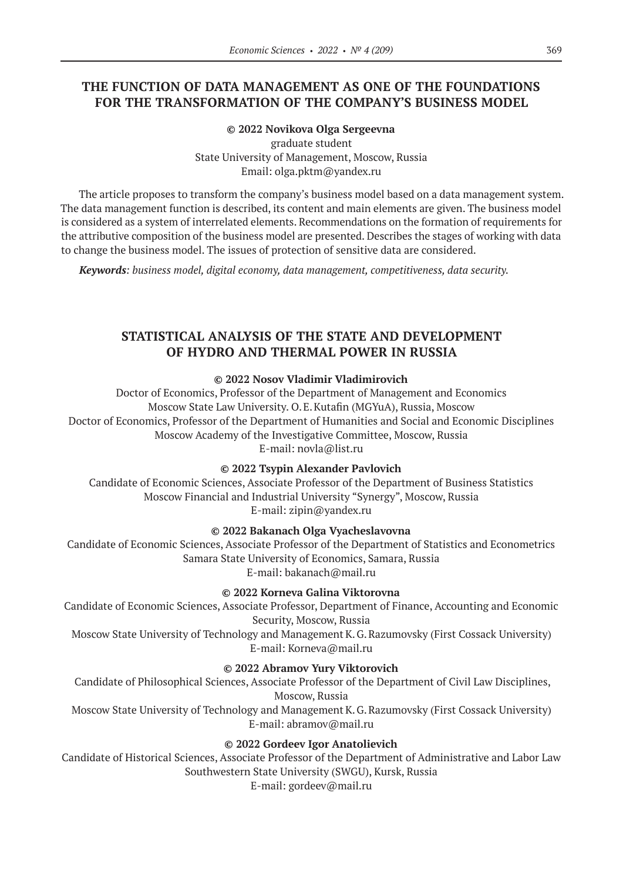## THE FUNCTION OF DATA MANAGEMENT AS ONE OF THE FOUNDATIONS FOR THE TRANSFORMATION OF THE COMPANY'S BUSINESS MODEL

**© 2022 Novikova Olga Sergeevna**
graduate student
State University of Management, Moscow, Russia
Email: olga.pktm@yandex.ru

The article proposes to transform the company's business model based on a data management system. The data management function is described, its content and main elements are given. The business model is considered as a system of interrelated elements. Recommendations on the formation of requirements for the attributive composition of the business model are presented. Describes the stages of working with data to change the business model. The issues of protection of sensitive data are considered.

***Keywords****: business model, digital economy, data management, competitiveness, data security.*

## STATISTICAL ANALYSIS OF THE STATE AND DEVELOPMENT OF HYDRO AND THERMAL POWER IN RUSSIA

**© 2022 Nosov Vladimir Vladimirovich**
Doctor of Economics, Professor of the Department of Management and Economics
Moscow State Law University. O. E. Kutafin (MGYuA), Russia, Moscow
Doctor of Economics, Professor of the Department of Humanities and Social and Economic Disciplines
Moscow Academy of the Investigative Committee, Moscow, Russia
E-mail: novla@list.ru

**© 2022 Tsypin Alexander Pavlovich**
Candidate of Economic Sciences, Associate Professor of the Department of Business Statistics
Moscow Financial and Industrial University "Synergy", Moscow, Russia
E-mail: zipin@yandex.ru

**© 2022 Bakanach Olga Vyacheslavovna**
Candidate of Economic Sciences, Associate Professor of the Department of Statistics and Econometrics
Samara State University of Economics, Samara, Russia
E-mail: bakanach@mail.ru

**© 2022 Korneva Galina Viktorovna**
Candidate of Economic Sciences, Associate Professor, Department of Finance, Accounting and Economic Security, Moscow, Russia
Moscow State University of Technology and Management K. G. Razumovsky (First Cossack University)
E-mail: Korneva@mail.ru

**© 2022 Abramov Yury Viktorovich**
Candidate of Philosophical Sciences, Associate Professor of the Department of Civil Law Disciplines, Moscow, Russia
Moscow State University of Technology and Management K. G. Razumovsky (First Cossack University)
E-mail: abramov@mail.ru

**© 2022 Gordeev Igor Anatolievich**
Candidate of Historical Sciences, Associate Professor of the Department of Administrative and Labor Law
Southwestern State University (SWGU), Kursk, Russia
E-mail: gordeev@mail.ru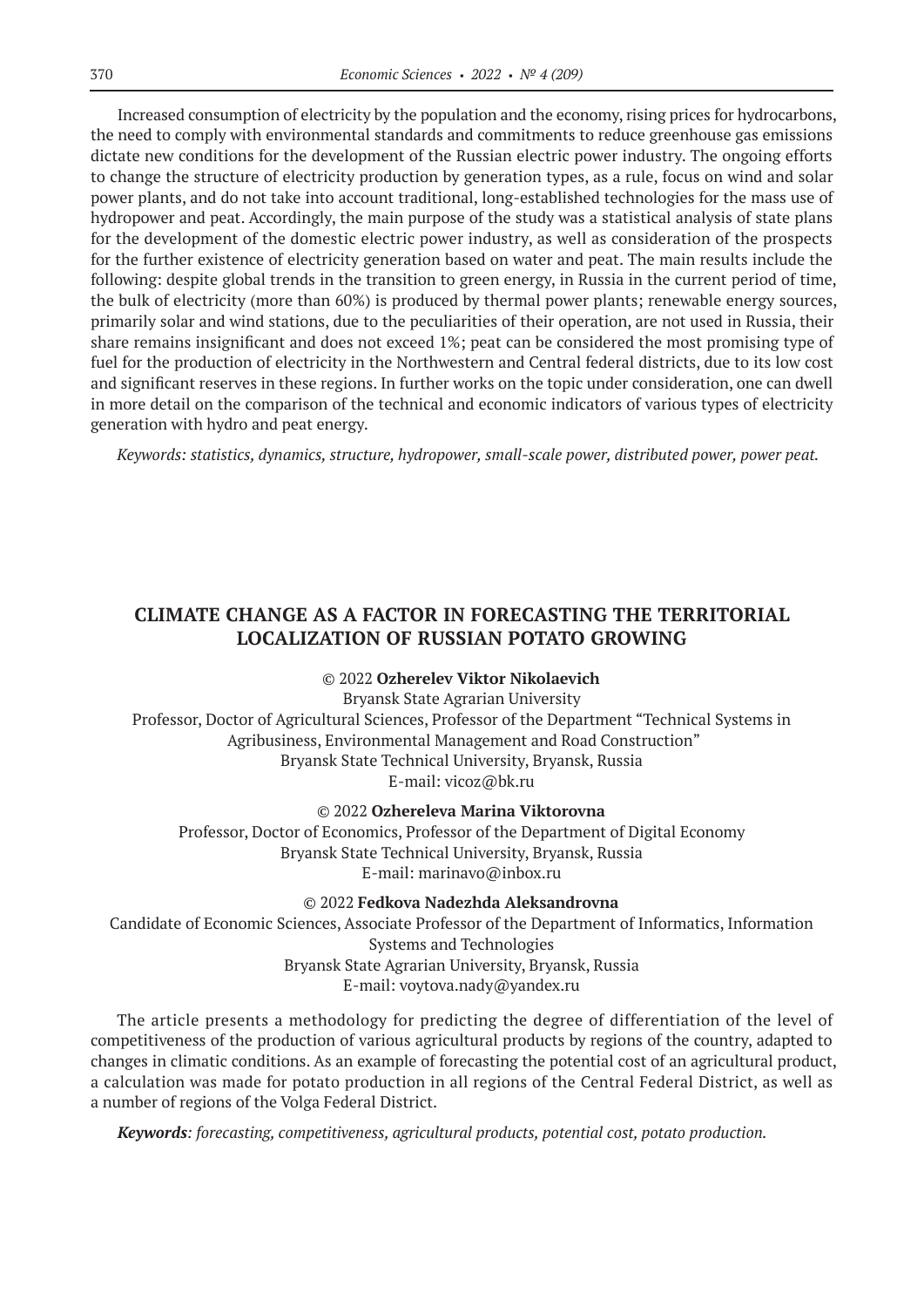Increased consumption of electricity by the population and the economy, rising prices for hydrocarbons, the need to comply with environmental standards and commitments to reduce greenhouse gas emissions dictate new conditions for the development of the Russian electric power industry. The ongoing efforts to change the structure of electricity production by generation types, as a rule, focus on wind and solar power plants, and do not take into account traditional, long-established technologies for the mass use of hydropower and peat. Accordingly, the main purpose of the study was a statistical analysis of state plans for the development of the domestic electric power industry, as well as consideration of the prospects for the further existence of electricity generation based on water and peat. The main results include the following: despite global trends in the transition to green energy, in Russia in the current period of time, the bulk of electricity (more than 60%) is produced by thermal power plants; renewable energy sources, primarily solar and wind stations, due to the peculiarities of their operation, are not used in Russia, their share remains insignificant and does not exceed 1%; peat can be considered the most promising type of fuel for the production of electricity in the Northwestern and Central federal districts, due to its low cost and significant reserves in these regions. In further works on the topic under consideration, one can dwell in more detail on the comparison of the technical and economic indicators of various types of electricity generation with hydro and peat energy.

*Keywords: statistics, dynamics, structure, hydropower, small-scale power, distributed power, power peat.*

## CLIMATE CHANGE AS A FACTOR IN FORECASTING THE TERRITORIAL LOCALIZATION OF RUSSIAN POTATO GROWING

© 2022 **Ozherelev Viktor Nikolaevich**
Bryansk State Agrarian University
Professor, Doctor of Agricultural Sciences, Professor of the Department "Technical Systems in Agribusiness, Environmental Management and Road Construction"
Bryansk State Technical University, Bryansk, Russia
E-mail: vicoz@bk.ru

© 2022 **Ozhereleva Marina Viktorovna**
Professor, Doctor of Economics, Professor of the Department of Digital Economy
Bryansk State Technical University, Bryansk, Russia
E-mail: marinavo@inbox.ru

© 2022 **Fedkova Nadezhda Aleksandrovna**
Candidate of Economic Sciences, Associate Professor of the Department of Informatics, Information Systems and Technologies
Bryansk State Agrarian University, Bryansk, Russia
E-mail: voytova.nady@yandex.ru

The article presents a methodology for predicting the degree of differentiation of the level of competitiveness of the production of various agricultural products by regions of the country, adapted to changes in climatic conditions. As an example of forecasting the potential cost of an agricultural product, a calculation was made for potato production in all regions of the Central Federal District, as well as a number of regions of the Volga Federal District.

***Keywords**: forecasting, competitiveness, agricultural products, potential cost, potato production.*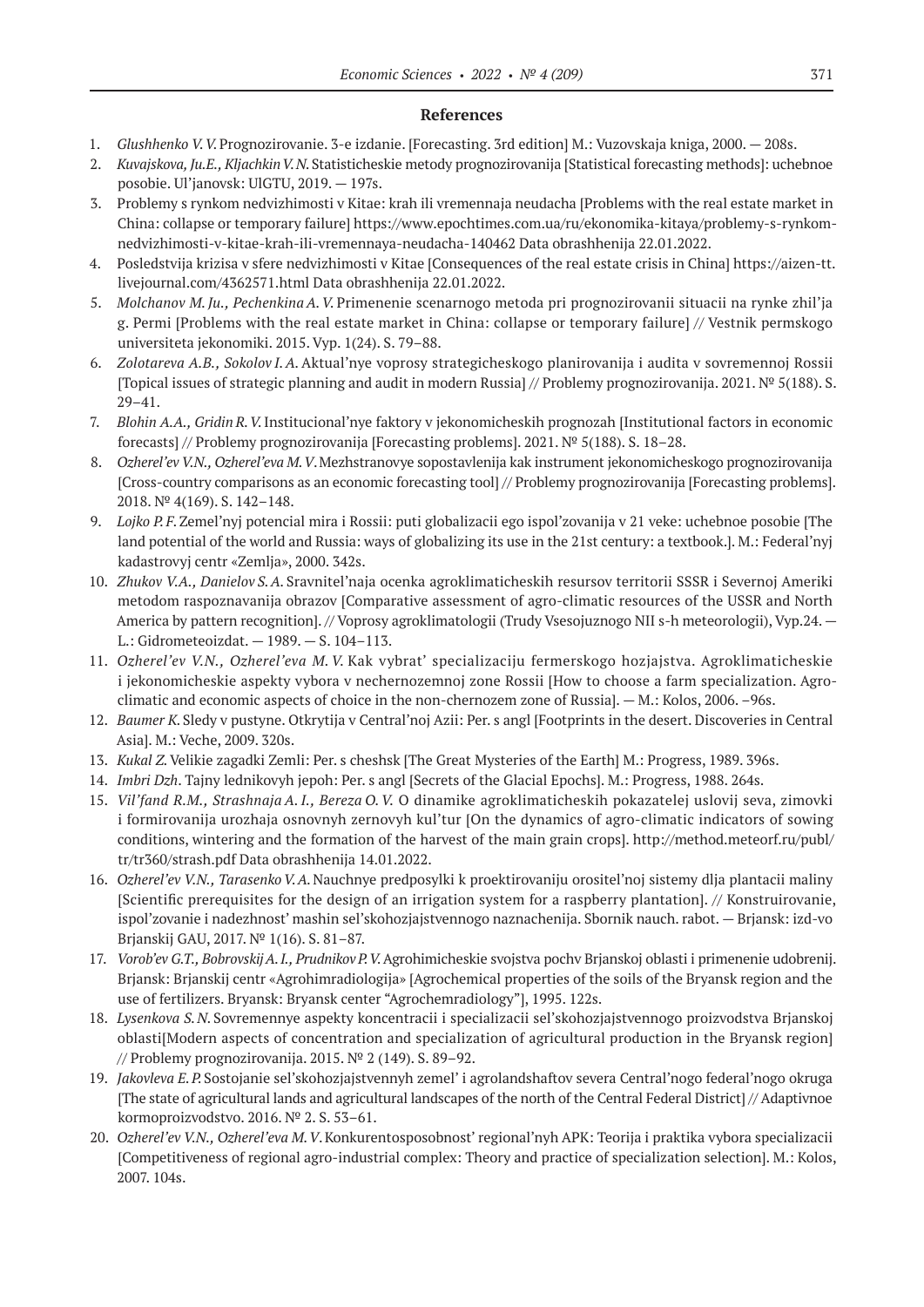## References

1. *Glushhenko V. V.* Prognozirovanie. 3-e izdanie. [Forecasting. 3rd edition] M.: Vuzovskaja kniga, 2000. — 208s.
2. *Kuvajskova, Ju.E., Kljachkin V. N.* Statisticheskie metody prognozirovanija [Statistical forecasting methods]: uchebnoe posobie. Ul'janovsk: UlGTU, 2019. — 197s.
3. Problemy s rynkom nedvizhimosti v Kitae: krah ili vremennaja neudacha [Problems with the real estate market in China: collapse or temporary failure] https://www.epochtimes.com.ua/ru/ekonomika-kitaya/problemy-s-rynkom-nedvizhimosti-v-kitae-krah-ili-vremennaya-neudacha-140462 Data obrashhenija 22.01.2022.
4. Posledstvija krizisa v sfere nedvizhimosti v Kitae [Consequences of the real estate crisis in China] https://aizen-tt.livejournal.com/4362571.html Data obrashhenija 22.01.2022.
5. *Molchanov M. Ju., Pechenkina A. V.* Primenenie scenarnogo metoda pri prognozirovanii situacii na rynke zhil'ja g. Permi [Problems with the real estate market in China: collapse or temporary failure] // Vestnik permskogo universiteta jekonomiki. 2015. Vyp. 1(24). S. 79–88.
6. *Zolotareva A.B., Sokolov I. A.* Aktual'nye voprosy strategicheskogo planirovanija i audita v sovremennoj Rossii [Topical issues of strategic planning and audit in modern Russia] // Problemy prognozirovanija. 2021. № 5(188). S. 29–41.
7. *Blohin A.A., Gridin R. V.* Institucional'nye faktory v jekonomicheskih prognozah [Institutional factors in economic forecasts] // Problemy prognozirovanija [Forecasting problems]. 2021. № 5(188). S. 18–28.
8. *Ozherel'ev V.N., Ozherel'eva M. V.* Mezhstranovye sopostavlenija kak instrument jekonomicheskogo prognozirovanija [Cross-country comparisons as an economic forecasting tool] // Problemy prognozirovanija [Forecasting problems]. 2018. № 4(169). S. 142–148.
9. *Lojko P. F.* Zemel'nyj potencial mira i Rossii: puti globalizacii ego ispol'zovanija v 21 veke: uchebnoe posobie [The land potential of the world and Russia: ways of globalizing its use in the 21st century: a textbook.]. M.: Federal'nyj kadastrovyj centr «Zemlja», 2000. 342s.
10. *Zhukov V.A., Danielov S. A.* Sravnitel'naja ocenka agroklimaticheskih resursov territorii SSSR i Severnoj Ameriki metodom raspoznavanija obrazov [Comparative assessment of agro-climatic resources of the USSR and North America by pattern recognition]. // Voprosy agroklimatologii (Trudy Vsesojuznogo NII s-h meteorologii), Vyp.24. — L.: Gidrometeoizdat. — 1989. — S. 104–113.
11. *Ozherel'ev V.N., Ozherel'eva M. V.* Kak vybrat' specializaciju fermerskogo hozjajstva. Agroklimaticheskie i jekonomicheskie aspekty vybora v nechernozemnoj zone Rossii [How to choose a farm specialization. Agro-climatic and economic aspects of choice in the non-chernozem zone of Russia]. — M.: Kolos, 2006. –96s.
12. *Baumer K.* Sledy v pustyne. Otkrytija v Central'noj Azii: Per. s angl [Footprints in the desert. Discoveries in Central Asia]. M.: Veche, 2009. 320s.
13. *Kukal Z.* Velikie zagadki Zemli: Per. s cheshsk [The Great Mysteries of the Earth] M.: Progress, 1989. 396s.
14. *Imbri Dzh*. Tajny lednikovyh jepoh: Per. s angl [Secrets of the Glacial Epochs]. M.: Progress, 1988. 264s.
15. *Vil'fand R.M., Strashnaja A. I., Bereza O. V.* O dinamike agroklimaticheskih pokazatelej uslovij seva, zimovki i formirovanija urozhaja osnovnyh zernovyh kul'tur [On the dynamics of agro-climatic indicators of sowing conditions, wintering and the formation of the harvest of the main grain crops]. http://method.meteorf.ru/publ/tr/tr360/strash.pdf Data obrashhenija 14.01.2022.
16. *Ozherel'ev V.N., Tarasenko V. A.* Nauchnye predposylki k proektirovaniju orositel'noj sistemy dlja plantacii maliny [Scientific prerequisites for the design of an irrigation system for a raspberry plantation]. // Konstruirovanie, ispol'zovanie i nadezhnost' mashin sel'skohozjajstvennogo naznachenija. Sbornik nauch. rabot. — Brjansk: izd-vo Brjanskij GAU, 2017. № 1(16). S. 81–87.
17. *Vorob'ev G.T., Bobrovskij A. I., Prudnikov P. V.* Agrohimicheskie svojstva pochv Brjanskoj oblasti i primenenie udobrenij. Brjansk: Brjanskij centr «Agrohimradiologija» [Agrochemical properties of the soils of the Bryansk region and the use of fertilizers. Bryansk: Bryansk center "Agrochemradiology"], 1995. 122s.
18. *Lysenkova S. N.* Sovremennye aspekty koncentracii i specializacii sel'skohozjajstvennogo proizvodstva Brjanskoj oblasti[Modern aspects of concentration and specialization of agricultural production in the Bryansk region] // Problemy prognozirovanija. 2015. № 2 (149). S. 89–92.
19. *Jakovleva E. P.* Sostojanie sel'skohozjajstvennyh zemel' i agrolandshaftov severa Central'nogo federal'nogo okruga [The state of agricultural lands and agricultural landscapes of the north of the Central Federal District] // Adaptivnoe kormoproizvodstvo. 2016. № 2. S. 53–61.
20. *Ozherel'ev V.N., Ozherel'eva M. V.* Konkurentosposobnost' regional'nyh APK: Teorija i praktika vybora specializacii [Competitiveness of regional agro-industrial complex: Theory and practice of specialization selection]. M.: Kolos, 2007. 104s.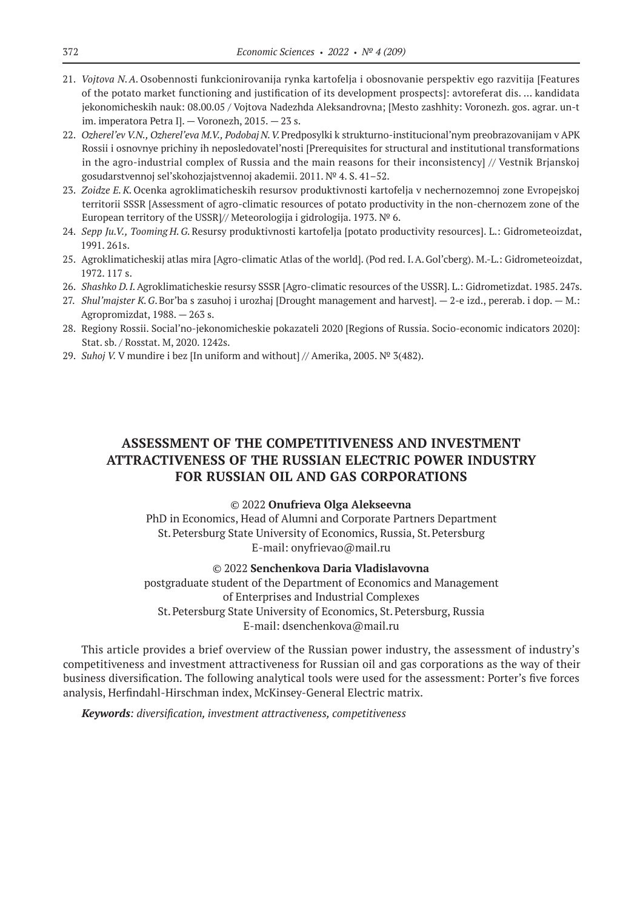21. *Vojtova N. A.* Osobennosti funkcionirovanija rynka kartofelja i obosnovanie perspektiv ego razvitija [Features of the potato market functioning and justification of its development prospects]: avtoreferat dis. … kandidata jekonomicheskih nauk: 08.00.05 / Vojtova Nadezhda Aleksandrovna; [Mesto zashhity: Voronezh. gos. agrar. un-t im. imperatora Petra I]. — Voronezh, 2015. — 23 s.
22. *Ozherel'ev V.N., Ozherel'eva M.V., Podobaj N. V.* Predposylki k strukturno-institucional'nym preobrazovanijam v APK Rossii i osnovnye prichiny ih neposledovatel'nosti [Prerequisites for structural and institutional transformations in the agro-industrial complex of Russia and the main reasons for their inconsistency] // Vestnik Brjanskoj gosudarstvennoj sel'skohozjajstvennoj akademii. 2011. № 4. S. 41–52.
23. *Zoidze E. K.* Ocenka agroklimaticheskih resursov produktivnosti kartofelja v nechernozemnoj zone Evropejskoj territorii SSSR [Assessment of agro-climatic resources of potato productivity in the non-chernozem zone of the European territory of the USSR]// Meteorologija i gidrologija. 1973. № 6.
24. *Sepp Ju.V., Tooming H. G.* Resursy produktivnosti kartofelja [potato productivity resources]. L.: Gidrometeoizdat, 1991. 261s.
25. Agroklimaticheskij atlas mira [Agro-climatic Atlas of the world]. (Pod red. I. A. Gol'cberg). M.-L.: Gidrometeoizdat, 1972. 117 s.
26. *Shashko D. I.* Agroklimaticheskie resursy SSSR [Agro-climatic resources of the USSR]. L.: Gidrometizdat. 1985. 247s.
27. *Shul'majster K. G.* Bor'ba s zasuhoj i urozhaj [Drought management and harvest]. — 2-e izd., pererab. i dop. — M.: Agropromizdat, 1988. — 263 s.
28. Regiony Rossii. Social'no-jekonomicheskie pokazateli 2020 [Regions of Russia. Socio-economic indicators 2020]: Stat. sb. / Rosstat. M, 2020. 1242s.
29. *Suhoj V.* V mundire i bez [In uniform and without] // Amerika, 2005. № 3(482).

# ASSESSMENT OF THE COMPETITIVENESS AND INVESTMENT ATTRACTIVENESS OF THE RUSSIAN ELECTRIC POWER INDUSTRY FOR RUSSIAN OIL AND GAS CORPORATIONS

© 2022 **Onufrieva Olga Alekseevna**
PhD in Economics, Head of Alumni and Corporate Partners Department
St. Petersburg State University of Economics, Russia, St. Petersburg
E-mail: onyfrievao@mail.ru

© 2022 **Senchenkova Daria Vladislavovna**
postgraduate student of the Department of Economics and Management of Enterprises and Industrial Complexes
St. Petersburg State University of Economics, St. Petersburg, Russia
E-mail: dsenchenkova@mail.ru

This article provides a brief overview of the Russian power industry, the assessment of industry's competitiveness and investment attractiveness for Russian oil and gas corporations as the way of their business diversification. The following analytical tools were used for the assessment: Porter's five forces analysis, Herfindahl-Hirschman index, McKinsey-General Electric matrix.

***Keywords**: diversification, investment attractiveness, competitiveness*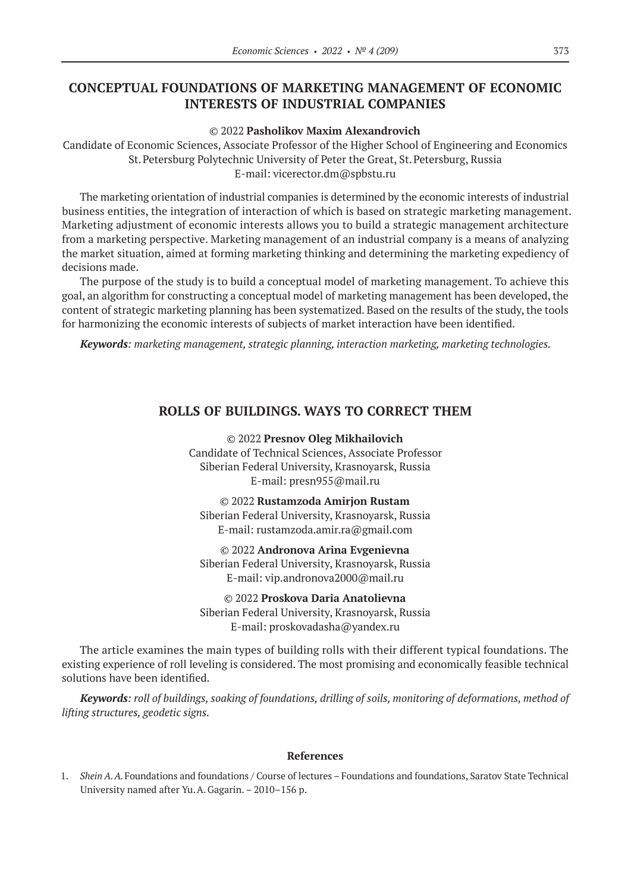## CONCEPTUAL FOUNDATIONS OF MARKETING MANAGEMENT OF ECONOMIC INTERESTS OF INDUSTRIAL COMPANIES

© 2022 **Pasholikov Maxim Alexandrovich**
Candidate of Economic Sciences, Associate Professor of the Higher School of Engineering and Economics
St. Petersburg Polytechnic University of Peter the Great, St. Petersburg, Russia
E-mail: vicerector.dm@spbstu.ru

The marketing orientation of industrial companies is determined by the economic interests of industrial business entities, the integration of interaction of which is based on strategic marketing management. Marketing adjustment of economic interests allows you to build a strategic management architecture from a marketing perspective. Marketing management of an industrial company is a means of analyzing the market situation, aimed at forming marketing thinking and determining the marketing expediency of decisions made.

The purpose of the study is to build a conceptual model of marketing management. To achieve this goal, an algorithm for constructing a conceptual model of marketing management has been developed, the content of strategic marketing planning has been systematized. Based on the results of the study, the tools for harmonizing the economic interests of subjects of market interaction have been identified.

***Keywords**: marketing management, strategic planning, interaction marketing, marketing technologies.*

## ROLLS OF BUILDINGS. WAYS TO CORRECT THEM

© 2022 **Presnov Oleg Mikhailovich**
Candidate of Technical Sciences, Associate Professor
Siberian Federal University, Krasnoyarsk, Russia
E-mail: presn955@mail.ru

© 2022 **Rustamzoda Amirjon Rustam**
Siberian Federal University, Krasnoyarsk, Russia
E-mail: rustamzoda.amir.ra@gmail.com

© 2022 **Andronova Arina Evgenievna**
Siberian Federal University, Krasnoyarsk, Russia
E-mail: vip.andronova2000@mail.ru

© 2022 **Proskova Daria Anatolievna**
Siberian Federal University, Krasnoyarsk, Russia
E-mail: proskovadasha@yandex.ru

The article examines the main types of building rolls with their different typical foundations. The existing experience of roll leveling is considered. The most promising and economically feasible technical solutions have been identified.

***Keywords**: roll of buildings, soaking of foundations, drilling of soils, monitoring of deformations, method of lifting structures, geodetic signs.*

### References

1. *Shein A. A.* Foundations and foundations / Course of lectures – Foundations and foundations, Saratov State Technical University named after Yu. A. Gagarin. – 2010–156 p.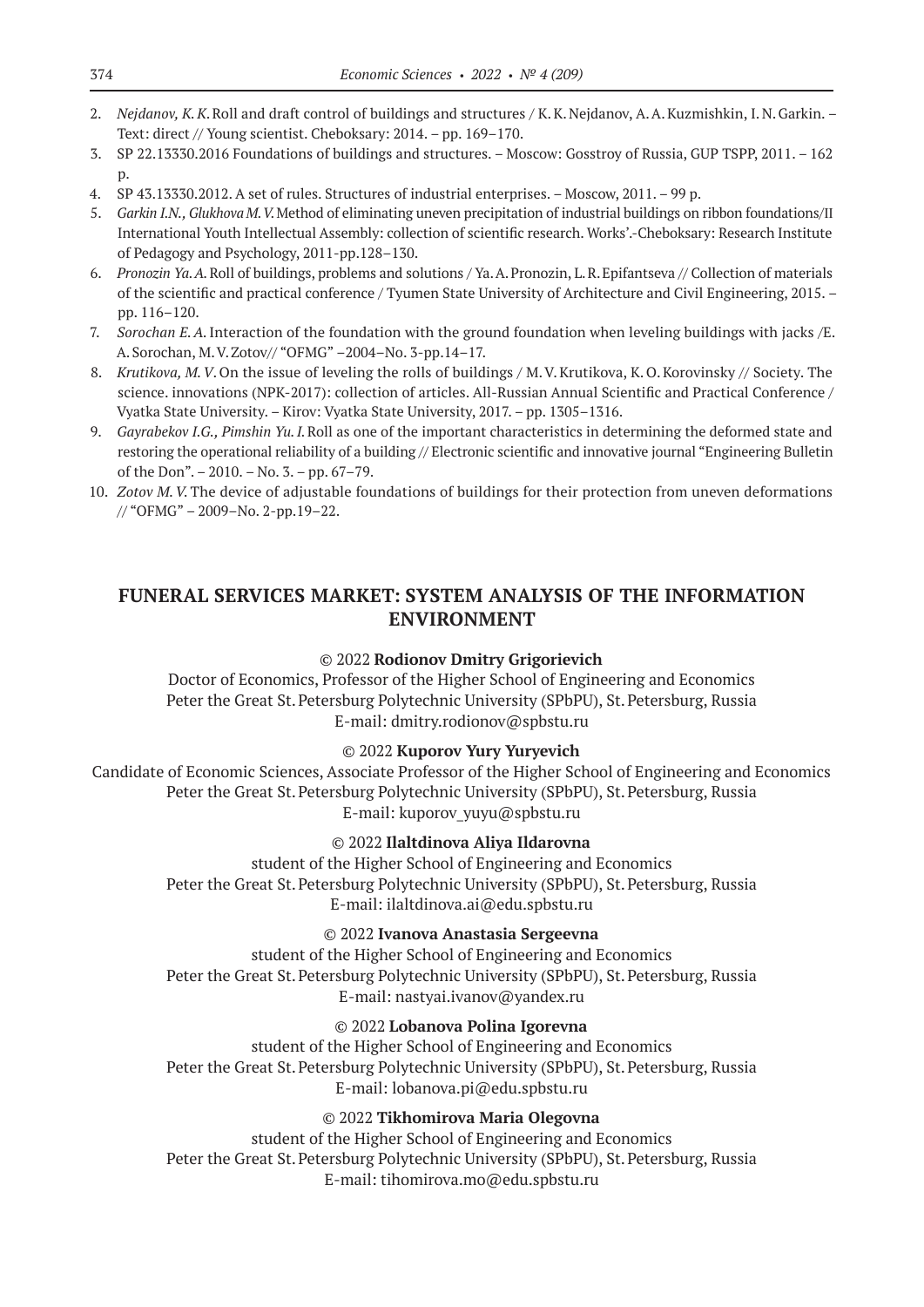2. *Nejdanov, K. K.* Roll and draft control of buildings and structures / K. K. Nejdanov, A. A. Kuzmishkin, I. N. Garkin. – Text: direct // Young scientist. Cheboksary: 2014. – pp. 169–170.
3. SP 22.13330.2016 Foundations of buildings and structures. – Moscow: Gosstroy of Russia, GUP TSPP, 2011. – 162 p.
4. SP 43.13330.2012. A set of rules. Structures of industrial enterprises. – Moscow, 2011. – 99 p.
5. *Garkin I.N., Glukhova M. V.* Method of eliminating uneven precipitation of industrial buildings on ribbon foundations/II International Youth Intellectual Assembly: collection of scientific research. Works'.-Cheboksary: Research Institute of Pedagogy and Psychology, 2011-pp.128–130.
6. *Pronozin Ya. A.* Roll of buildings, problems and solutions / Ya. A. Pronozin, L. R. Epifantseva // Collection of materials of the scientific and practical conference / Tyumen State University of Architecture and Civil Engineering, 2015. – pp. 116–120.
7. *Sorochan E. A.* Interaction of the foundation with the ground foundation when leveling buildings with jacks /E. A. Sorochan, M. V. Zotov// "OFMG" –2004–No. 3-pp.14–17.
8. *Krutikova, M. V*. On the issue of leveling the rolls of buildings / M. V. Krutikova, K. O. Korovinsky // Society. The science. innovations (NPK-2017): collection of articles. All-Russian Annual Scientific and Practical Conference / Vyatka State University. – Kirov: Vyatka State University, 2017. – pp. 1305–1316.
9. *Gayrabekov I.G., Pimshin Yu. I.* Roll as one of the important characteristics in determining the deformed state and restoring the operational reliability of a building // Electronic scientific and innovative journal "Engineering Bulletin of the Don". – 2010. – No. 3. – pp. 67–79.
10. *Zotov M. V.* The device of adjustable foundations of buildings for their protection from uneven deformations // "OFMG" – 2009–No. 2-pp.19–22.

## FUNERAL SERVICES MARKET: SYSTEM ANALYSIS OF THE INFORMATION ENVIRONMENT

© 2022 **Rodionov Dmitry Grigorievich**
Doctor of Economics, Professor of the Higher School of Engineering and Economics
Peter the Great St. Petersburg Polytechnic University (SPbPU), St. Petersburg, Russia
E-mail: dmitry.rodionov@spbstu.ru

© 2022 **Kuporov Yury Yuryevich**
Candidate of Economic Sciences, Associate Professor of the Higher School of Engineering and Economics
Peter the Great St. Petersburg Polytechnic University (SPbPU), St. Petersburg, Russia
E-mail: kuporov_yuyu@spbstu.ru

© 2022 **Ilaltdinova Aliya Ildarovna**
student of the Higher School of Engineering and Economics
Peter the Great St. Petersburg Polytechnic University (SPbPU), St. Petersburg, Russia
E-mail: ilaltdinova.ai@edu.spbstu.ru

© 2022 **Ivanova Anastasia Sergeevna**
student of the Higher School of Engineering and Economics
Peter the Great St. Petersburg Polytechnic University (SPbPU), St. Petersburg, Russia
E-mail: nastyai.ivanov@yandex.ru

© 2022 **Lobanova Polina Igorevna**
student of the Higher School of Engineering and Economics
Peter the Great St. Petersburg Polytechnic University (SPbPU), St. Petersburg, Russia
E-mail: lobanova.pi@edu.spbstu.ru

© 2022 **Tikhomirova Maria Olegovna**
student of the Higher School of Engineering and Economics
Peter the Great St. Petersburg Polytechnic University (SPbPU), St. Petersburg, Russia
E-mail: tihomirova.mo@edu.spbstu.ru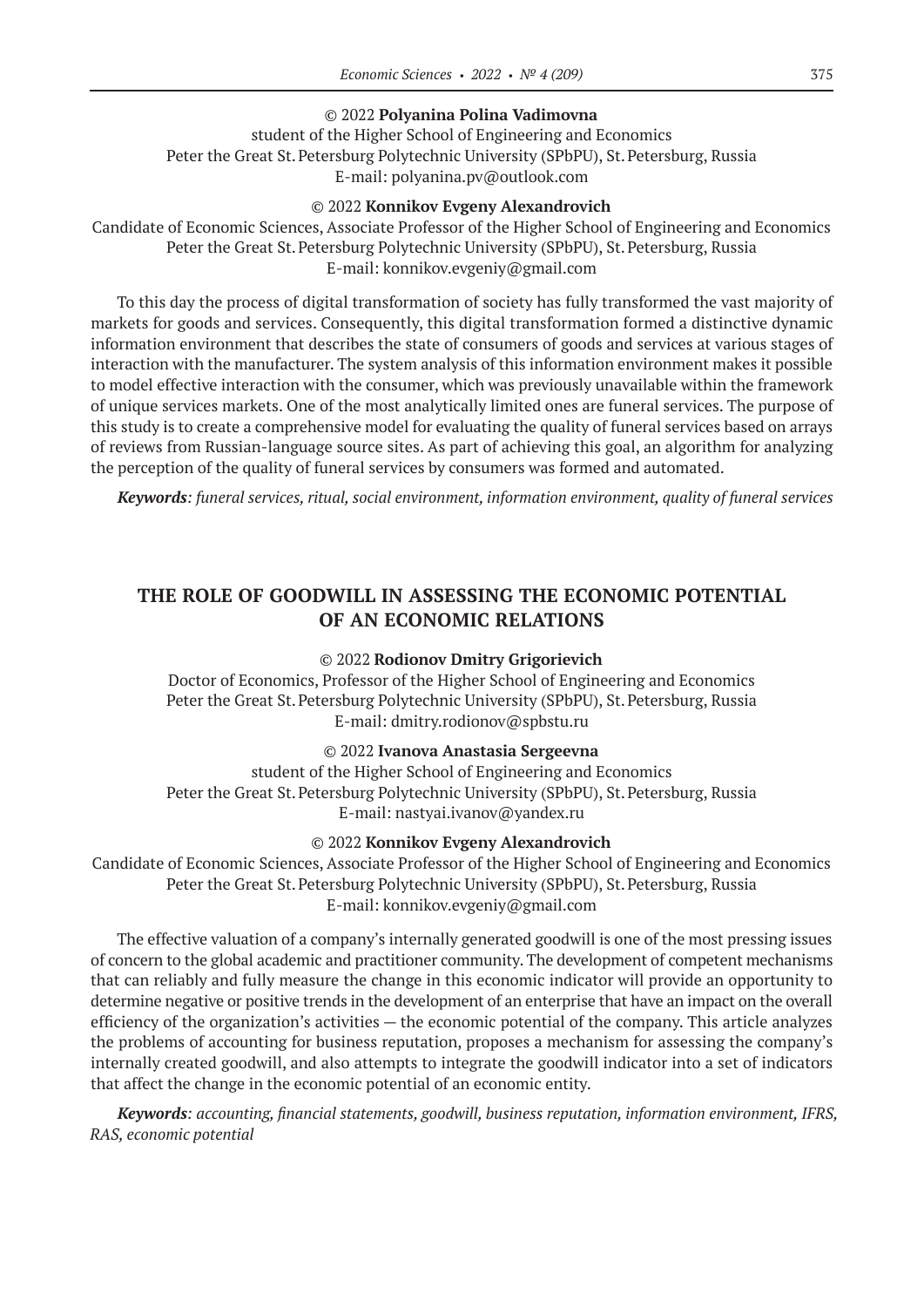© 2022 **Polyanina Polina Vadimovna**
student of the Higher School of Engineering and Economics
Peter the Great St. Petersburg Polytechnic University (SPbPU), St. Petersburg, Russia
E-mail: polyanina.pv@outlook.com

© 2022 **Konnikov Evgeny Alexandrovich**
Candidate of Economic Sciences, Associate Professor of the Higher School of Engineering and Economics
Peter the Great St. Petersburg Polytechnic University (SPbPU), St. Petersburg, Russia
E-mail: konnikov.evgeniy@gmail.com

To this day the process of digital transformation of society has fully transformed the vast majority of markets for goods and services. Consequently, this digital transformation formed a distinctive dynamic information environment that describes the state of consumers of goods and services at various stages of interaction with the manufacturer. The system analysis of this information environment makes it possible to model effective interaction with the consumer, which was previously unavailable within the framework of unique services markets. One of the most analytically limited ones are funeral services. The purpose of this study is to create a comprehensive model for evaluating the quality of funeral services based on arrays of reviews from Russian-language source sites. As part of achieving this goal, an algorithm for analyzing the perception of the quality of funeral services by consumers was formed and automated.

***Keywords**: funeral services, ritual, social environment, information environment, quality of funeral services*

## THE ROLE OF GOODWILL IN ASSESSING THE ECONOMIC POTENTIAL OF AN ECONOMIC RELATIONS

© 2022 **Rodionov Dmitry Grigorievich**
Doctor of Economics, Professor of the Higher School of Engineering and Economics
Peter the Great St. Petersburg Polytechnic University (SPbPU), St. Petersburg, Russia
E-mail: dmitry.rodionov@spbstu.ru

© 2022 **Ivanova Anastasia Sergeevna**
student of the Higher School of Engineering and Economics
Peter the Great St. Petersburg Polytechnic University (SPbPU), St. Petersburg, Russia
E-mail: nastyai.ivanov@yandex.ru

© 2022 **Konnikov Evgeny Alexandrovich**
Candidate of Economic Sciences, Associate Professor of the Higher School of Engineering and Economics
Peter the Great St. Petersburg Polytechnic University (SPbPU), St. Petersburg, Russia
E-mail: konnikov.evgeniy@gmail.com

The effective valuation of a company's internally generated goodwill is one of the most pressing issues of concern to the global academic and practitioner community. The development of competent mechanisms that can reliably and fully measure the change in this economic indicator will provide an opportunity to determine negative or positive trends in the development of an enterprise that have an impact on the overall efficiency of the organization's activities — the economic potential of the company. This article analyzes the problems of accounting for business reputation, proposes a mechanism for assessing the company's internally created goodwill, and also attempts to integrate the goodwill indicator into a set of indicators that affect the change in the economic potential of an economic entity.

***Keywords**: accounting, financial statements, goodwill, business reputation, information environment, IFRS, RAS, economic potential*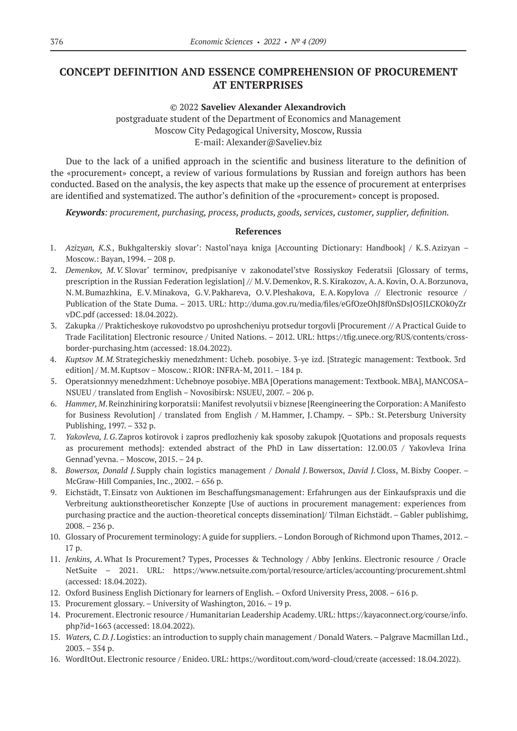# CONCEPT DEFINITION AND ESSENCE COMPREHENSION OF PROCUREMENT AT ENTERPRISES

© 2022 **Saveliev Alexander Alexandrovich**
postgraduate student of the Department of Economics and Management
Moscow City Pedagogical University, Moscow, Russia
E-mail: Alexander@Saveliev.biz

Due to the lack of a unified approach in the scientific and business literature to the definition of the «procurement» concept, a review of various formulations by Russian and foreign authors has been conducted. Based on the analysis, the key aspects that make up the essence of procurement at enterprises are identified and systematized. The author's definition of the «procurement» concept is proposed.

***Keywords****: procurement, purchasing, process, products, goods, services, customer, supplier, definition.*

## References

1. *Azizyan, K.S.*, Bukhgalterskiy slovar': Nastol'naya kniga [Accounting Dictionary: Handbook] / K.S.Azizyan – Moscow.: Bayan, 1994. – 208 p.
2. *Demenkov, M.V.* Slovar' terminov, predpisaniye v zakonodatel'stve Rossiyskoy Federatsii [Glossary of terms, prescription in the Russian Federation legislation] // M.V.Demenkov, R.S.Kirakozov, A.A.Kovin, O.A.Borzunova, N.M.Bumazhkina, E.V.Minakova, G.V.Pakhareva, O.V.Pleshakova, E.A.Kopylova // Electronic resource / Publication of the State Duma. – 2013. URL: http://duma.gov.ru/media/files/eGfOzeOhJ8f0nSDsJO5JLCKOk0yZrvDC.pdf (accessed: 18.04.2022).
3. Zakupka // Prakticheskoye rukovodstvo po uproshcheniyu protsedur torgovli [Procurement // A Practical Guide to Trade Facilitation] Electronic resource / United Nations. – 2012. URL: https://tfig.unece.org/RUS/contents/cross-border-purchasing.htm (accessed: 18.04.2022).
4. *Kuptsov M.M.* Strategicheskiy menedzhment: Ucheb. posobiye. 3-ye izd. [Strategic management: Textbook. 3rd edition] / M.M.Kuptsov – Moscow.: RIOR: INFRA-M, 2011. – 184 p.
5. Operatsionnyy menedzhment: Uchebnoye posobiye. MBA [Operations management: Textbook. MBA], MANCOSA–NSUEU / translated from English – Novosibirsk: NSUEU, 2007. – 206 p.
6. *Hammer, M.* Reinzhiniring korporatsii: Manifest revolyutsii v biznese [Reengineering the Corporation: A Manifesto for Business Revolution] / translated from English / M.Hammer, J.Champy. – SPb.: St.Petersburg University Publishing, 1997. – 332 p.
7. *Yakovleva, I.G.* Zapros kotirovok i zapros predlozheniy kak sposoby zakupok [Quotations and proposals requests as procurement methods]: extended abstract of the PhD in Law dissertation: 12.00.03 / Yakovleva Irina Gennad'yevna. – Moscow, 2015. – 24 p.
8. *Bowersox, Donald J.* Supply chain logistics management / *Donald J.* Bowersox, *David J.* Closs, M.Bixby Cooper. – McGraw-Hill Companies, Inc., 2002. – 656 p.
9. Eichstädt, T. Einsatz von Auktionen im Beschaffungsmanagement: Erfahrungen aus der Einkaufspraxis und die Verbreitung auktionstheoretischer Konzepte [Use of auctions in procurement management: experiences from purchasing practice and the auction-theoretical concepts dissemination]/ Tilman Eichstädt. – Gabler publishimg, 2008. – 236 p.
10. Glossary of Procurement terminology: A guide for suppliers. – London Borough of Richmond upon Thames, 2012. – 17 p.
11. *Jenkins, A.* What Is Procurement? Types, Processes & Technology / Abby Jenkins. Electronic resource / Oracle NetSuite – 2021. URL: https://www.netsuite.com/portal/resource/articles/accounting/procurement.shtml (accessed: 18.04.2022).
12. Oxford Business English Dictionary for learners of English. – Oxford University Press, 2008. – 616 p.
13. Procurement glossary. – University of Washington, 2016. – 19 p.
14. Procurement. Electronic resource / Humanitarian Leadership Academy. URL: https://kayaconnect.org/course/info.php?id=1663 (accessed: 18.04.2022).
15. *Waters, C.D.J.* Logistics: an introduction to supply chain management / Donald Waters. – Palgrave Macmillan Ltd., 2003. – 354 p.
16. WordItOut. Electronic resource / Enideo. URL: https://worditout.com/word-cloud/create (accessed: 18.04.2022).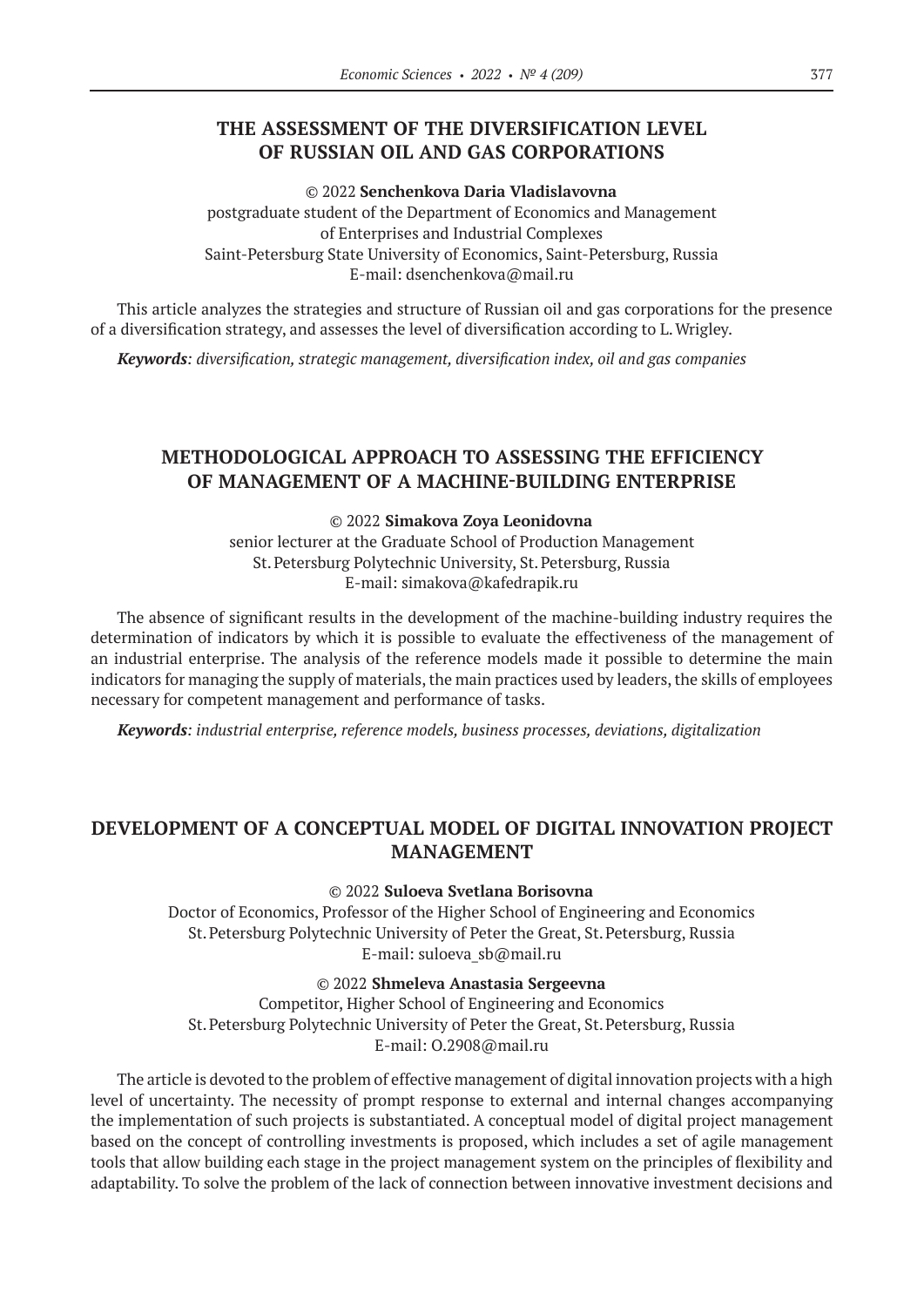## THE ASSESSMENT OF THE DIVERSIFICATION LEVEL OF RUSSIAN OIL AND GAS CORPORATIONS

© 2022 **Senchenkova Daria Vladislavovna**
postgraduate student of the Department of Economics and Management of Enterprises and Industrial Complexes
Saint-Petersburg State University of Economics, Saint-Petersburg, Russia
E-mail: dsenchenkova@mail.ru

This article analyzes the strategies and structure of Russian oil and gas corporations for the presence of a diversification strategy, and assesses the level of diversification according to L. Wrigley.

***Keywords**: diversification, strategic management, diversification index, oil and gas companies*

## METHODOLOGICAL APPROACH TO ASSESSING THE EFFICIENCY OF MANAGEMENT OF A MACHINE-BUILDING ENTERPRISE

© 2022 **Simakova Zoya Leonidovna**
senior lecturer at the Graduate School of Production Management
St. Petersburg Polytechnic University, St. Petersburg, Russia
E-mail: simakova@kafedrapik.ru

The absence of significant results in the development of the machine-building industry requires the determination of indicators by which it is possible to evaluate the effectiveness of the management of an industrial enterprise. The analysis of the reference models made it possible to determine the main indicators for managing the supply of materials, the main practices used by leaders, the skills of employees necessary for competent management and performance of tasks.

***Keywords**: industrial enterprise, reference models, business processes, deviations, digitalization*

## DEVELOPMENT OF A CONCEPTUAL MODEL OF DIGITAL INNOVATION PROJECT MANAGEMENT

© 2022 **Suloeva Svetlana Borisovna**
Doctor of Economics, Professor of the Higher School of Engineering and Economics
St. Petersburg Polytechnic University of Peter the Great, St. Petersburg, Russia
E-mail: suloeva_sb@mail.ru

© 2022 **Shmeleva Anastasia Sergeevna**
Competitor, Higher School of Engineering and Economics
St. Petersburg Polytechnic University of Peter the Great, St. Petersburg, Russia
E-mail: O.2908@mail.ru

The article is devoted to the problem of effective management of digital innovation projects with a high level of uncertainty. The necessity of prompt response to external and internal changes accompanying the implementation of such projects is substantiated. A conceptual model of digital project management based on the concept of controlling investments is proposed, which includes a set of agile management tools that allow building each stage in the project management system on the principles of flexibility and adaptability. To solve the problem of the lack of connection between innovative investment decisions and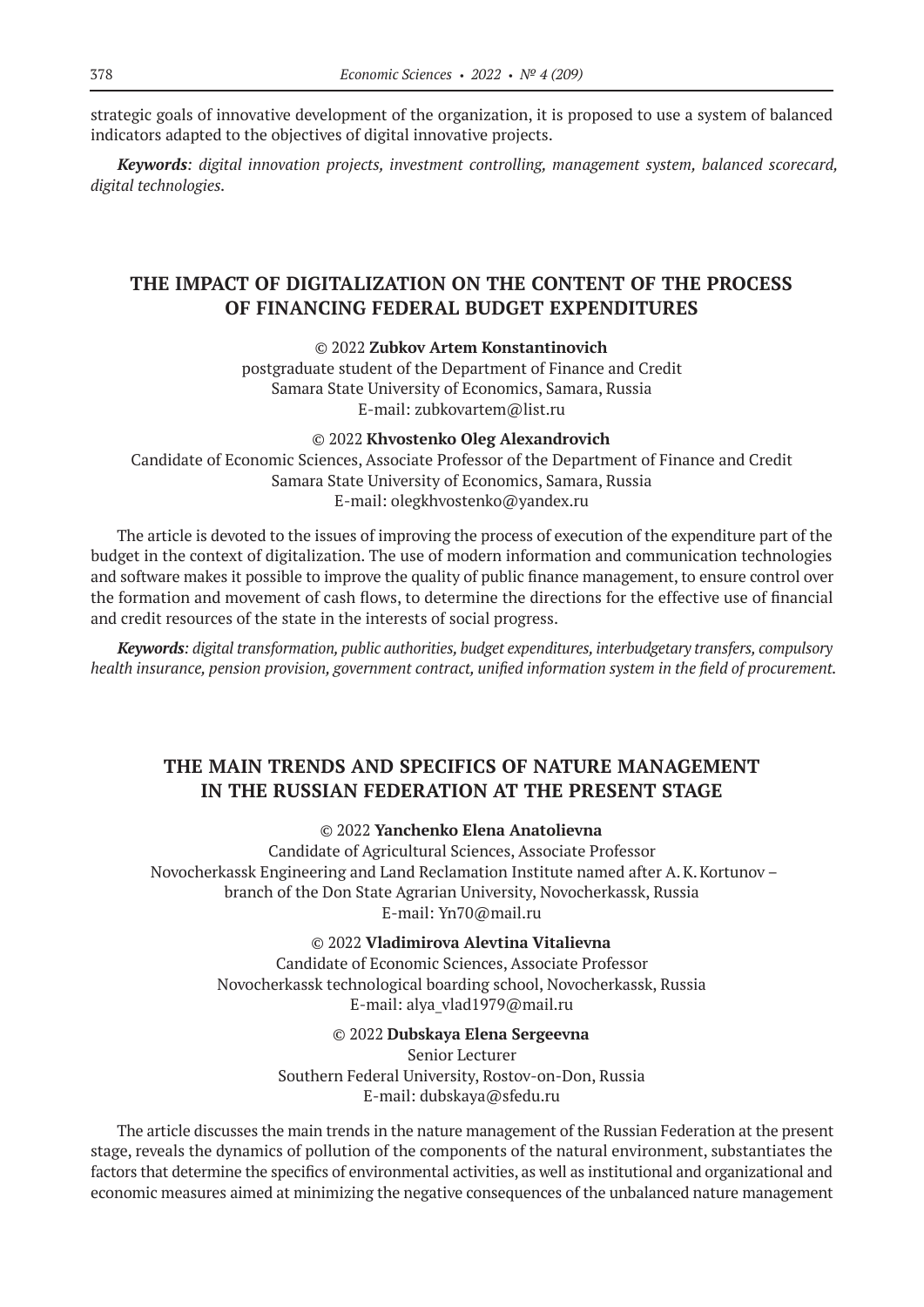strategic goals of innovative development of the organization, it is proposed to use a system of balanced indicators adapted to the objectives of digital innovative projects.

***Keywords****: digital innovation projects, investment controlling, management system, balanced scorecard, digital technologies.*

## THE IMPACT OF DIGITALIZATION ON THE CONTENT OF THE PROCESS OF FINANCING FEDERAL BUDGET EXPENDITURES

© 2022 **Zubkov Artem Konstantinovich**
postgraduate student of the Department of Finance and Credit
Samara State University of Economics, Samara, Russia
E-mail: zubkovartem@list.ru

© 2022 **Khvostenko Oleg Alexandrovich**
Candidate of Economic Sciences, Associate Professor of the Department of Finance and Credit
Samara State University of Economics, Samara, Russia
E-mail: olegkhvostenko@yandex.ru

The article is devoted to the issues of improving the process of execution of the expenditure part of the budget in the context of digitalization. The use of modern information and communication technologies and software makes it possible to improve the quality of public finance management, to ensure control over the formation and movement of cash flows, to determine the directions for the effective use of financial and credit resources of the state in the interests of social progress.

***Keywords****: digital transformation, public authorities, budget expenditures, interbudgetary transfers, compulsory health insurance, pension provision, government contract, unified information system in the field of procurement.*

## THE MAIN TRENDS AND SPECIFICS OF NATURE MANAGEMENT IN THE RUSSIAN FEDERATION AT THE PRESENT STAGE

© 2022 **Yanchenko Elena Anatolievna**
Candidate of Agricultural Sciences, Associate Professor
Novocherkassk Engineering and Land Reclamation Institute named after A. K. Kortunov – branch of the Don State Agrarian University, Novocherkassk, Russia
E-mail: Yn70@mail.ru

© 2022 **Vladimirova Alevtina Vitalievna**
Candidate of Economic Sciences, Associate Professor
Novocherkassk technological boarding school, Novocherkassk, Russia
E-mail: alya_vlad1979@mail.ru

© 2022 **Dubskaya Elena Sergeevna**
Senior Lecturer
Southern Federal University, Rostov-on-Don, Russia
E-mail: dubskaya@sfedu.ru

The article discusses the main trends in the nature management of the Russian Federation at the present stage, reveals the dynamics of pollution of the components of the natural environment, substantiates the factors that determine the specifics of environmental activities, as well as institutional and organizational and economic measures aimed at minimizing the negative consequences of the unbalanced nature management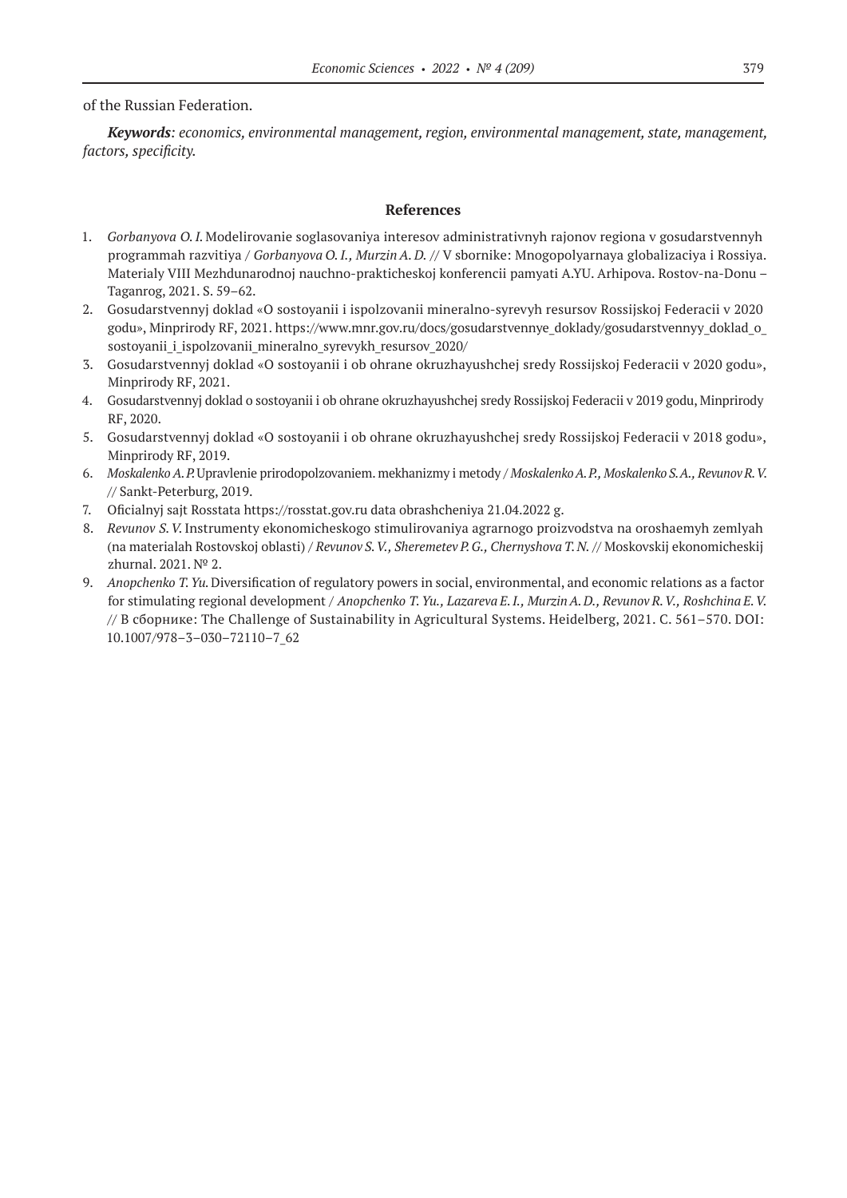of the Russian Federation.

***Keywords***: *economics, environmental management, region, environmental management, state, management, factors, specificity.*

## References

1. *Gorbanyova O. I.* Modelirovanie soglasovaniya interesov administrativnyh rajonov regiona v gosudarstvennyh programmah razvitiya / *Gorbanyova O. I., Murzin A. D.* // V sbornike: Mnogopolyarnaya globalizaciya i Rossiya. Materialy VIII Mezhdunarodnoj nauchno-prakticheskoj konferencii pamyati A.YU. Arhipova. Rostov-na-Donu – Taganrog, 2021. S. 59–62.
2. Gosudarstvennyj doklad «O sostoyanii i ispolzovanii mineralno-syrevyh resursov Rossijskoj Federacii v 2020 godu», Minprirody RF, 2021. https://www.mnr.gov.ru/docs/gosudarstvennye_doklady/gosudarstvennyy_doklad_o_sostoyanii_i_ispolzovanii_mineralno_syrevykh_resursov_2020/
3. Gosudarstvennyj doklad «O sostoyanii i ob ohrane okruzhayushchej sredy Rossijskoj Federacii v 2020 godu», Minprirody RF, 2021.
4. Gosudarstvennyj doklad o sostoyanii i ob ohrane okruzhayushchej sredy Rossijskoj Federacii v 2019 godu, Minprirody RF, 2020.
5. Gosudarstvennyj doklad «O sostoyanii i ob ohrane okruzhayushchej sredy Rossijskoj Federacii v 2018 godu», Minprirody RF, 2019.
6. *Moskalenko A. P.* Upravlenie prirodopolzovaniem. mekhanizmy i metody / *Moskalenko A. P., Moskalenko S. A., Revunov R. V.* // Sankt-Peterburg, 2019.
7. Oficialnyj sajt Rosstata https://rosstat.gov.ru data obrashcheniya 21.04.2022 g.
8. *Revunov S. V.* Instrumenty ekonomicheskogo stimulirovaniya agrarnogo proizvodstva na oroshaemyh zemlyah (na materialah Rostovskoj oblasti) / *Revunov S. V., Sheremetev P. G., Chernyshova T. N.* // Moskovskij ekonomicheskij zhurnal. 2021. № 2.
9. *Anopchenko T. Yu.* Diversification of regulatory powers in social, environmental, and economic relations as a factor for stimulating regional development / *Anopchenko T. Yu., Lazareva E. I., Murzin A. D., Revunov R. V., Roshchina E. V.* // В сборнике: The Challenge of Sustainability in Agricultural Systems. Heidelberg, 2021. С. 561–570. DOI: 10.1007/978–3–030–72110–7_62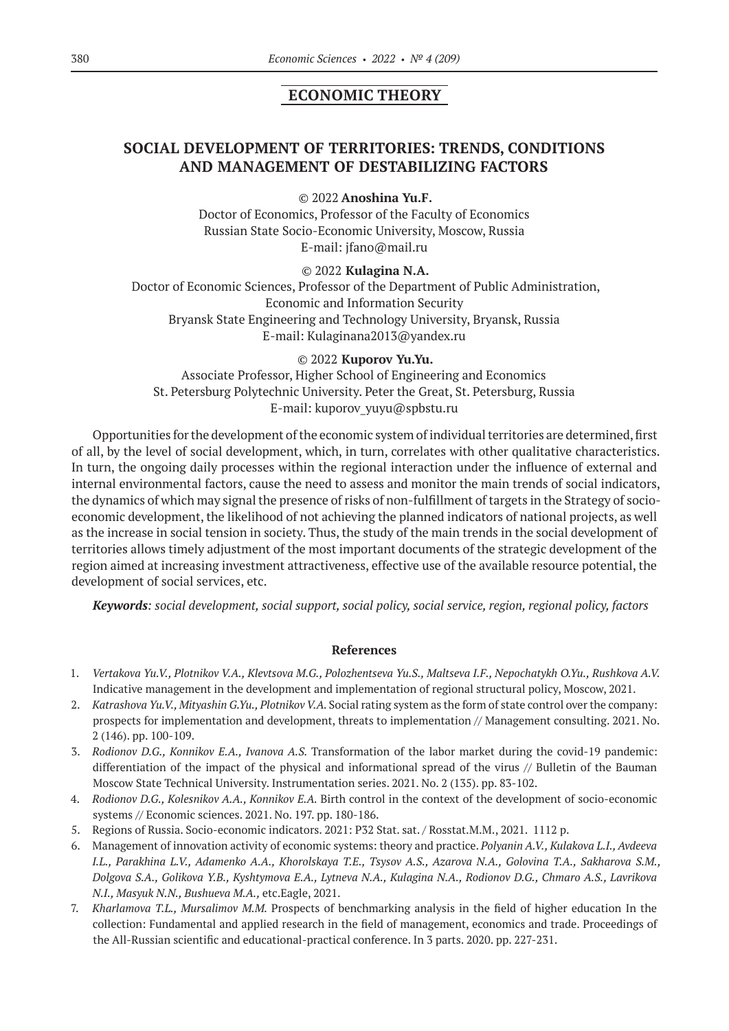## ECONOMIC THEORY

# SOCIAL DEVELOPMENT OF TERRITORIES: TRENDS, CONDITIONS AND MANAGEMENT OF DESTABILIZING FACTORS

© 2022 **Anoshina Yu.F.**
Doctor of Economics, Professor of the Faculty of Economics
Russian State Socio-Economic University, Moscow, Russia
E-mail: jfano@mail.ru

© 2022 **Kulagina N.A.**
Doctor of Economic Sciences, Professor of the Department of Public Administration, Economic and Information Security
Bryansk State Engineering and Technology University, Bryansk, Russia
E-mail: Kulaginana2013@yandex.ru

© 2022 **Kuporov Yu.Yu.**
Associate Professor, Higher School of Engineering and Economics
St. Petersburg Polytechnic University. Peter the Great, St. Petersburg, Russia
E-mail: kuporov_yuyu@spbstu.ru

Opportunities for the development of the economic system of individual territories are determined, first of all, by the level of social development, which, in turn, correlates with other qualitative characteristics. In turn, the ongoing daily processes within the regional interaction under the influence of external and internal environmental factors, cause the need to assess and monitor the main trends of social indicators, the dynamics of which may signal the presence of risks of non-fulfillment of targets in the Strategy of socio-economic development, the likelihood of not achieving the planned indicators of national projects, as well as the increase in social tension in society. Thus, the study of the main trends in the social development of territories allows timely adjustment of the most important documents of the strategic development of the region aimed at increasing investment attractiveness, effective use of the available resource potential, the development of social services, etc.

***Keywords**: social development, social support, social policy, social service, region, regional policy, factors*

### References

1. *Vertakova Yu.V., Plotnikov V.A., Klevtsova M.G., Polozhentseva Yu.S., Maltseva I.F., Nepochatykh O.Yu., Rushkova A.V.* Indicative management in the development and implementation of regional structural policy, Moscow, 2021.
2. *Katrashova Yu.V., Mityashin G.Yu., Plotnikov V.A.* Social rating system as the form of state control over the company: prospects for implementation and development, threats to implementation // Management consulting. 2021. No. 2 (146). pp. 100-109.
3. *Rodionov D.G., Konnikov E.A., Ivanova A.S.* Transformation of the labor market during the covid-19 pandemic: differentiation of the impact of the physical and informational spread of the virus // Bulletin of the Bauman Moscow State Technical University. Instrumentation series. 2021. No. 2 (135). pp. 83-102.
4. *Rodionov D.G., Kolesnikov A.A., Konnikov E.A.* Birth control in the context of the development of socio-economic systems // Economic sciences. 2021. No. 197. pp. 180-186.
5. Regions of Russia. Socio-economic indicators. 2021: P32 Stat. sat. / Rosstat.M.M., 2021. 1112 p.
6. Management of innovation activity of economic systems: theory and practice. *Polyanin A.V., Kulakova L.I., Avdeeva I.L., Parakhina L.V., Adamenko A.A., Khorolskaya T.E., Tsysov A.S., Azarova N.A., Golovina T.A., Sakharova S.M., Dolgova S.A., Golikova Y.B., Kyshtymova E.A., Lytneva N.A., Kulagina N.A., Rodionov D.G., Chmaro A.S., Lavrikova N.I., Masyuk N.N., Bushueva M.A.,* etc.Eagle, 2021.
7. *Kharlamova T.L., Mursalimov M.M.* Prospects of benchmarking analysis in the field of higher education In the collection: Fundamental and applied research in the field of management, economics and trade. Proceedings of the All-Russian scientific and educational-practical conference. In 3 parts. 2020. pp. 227-231.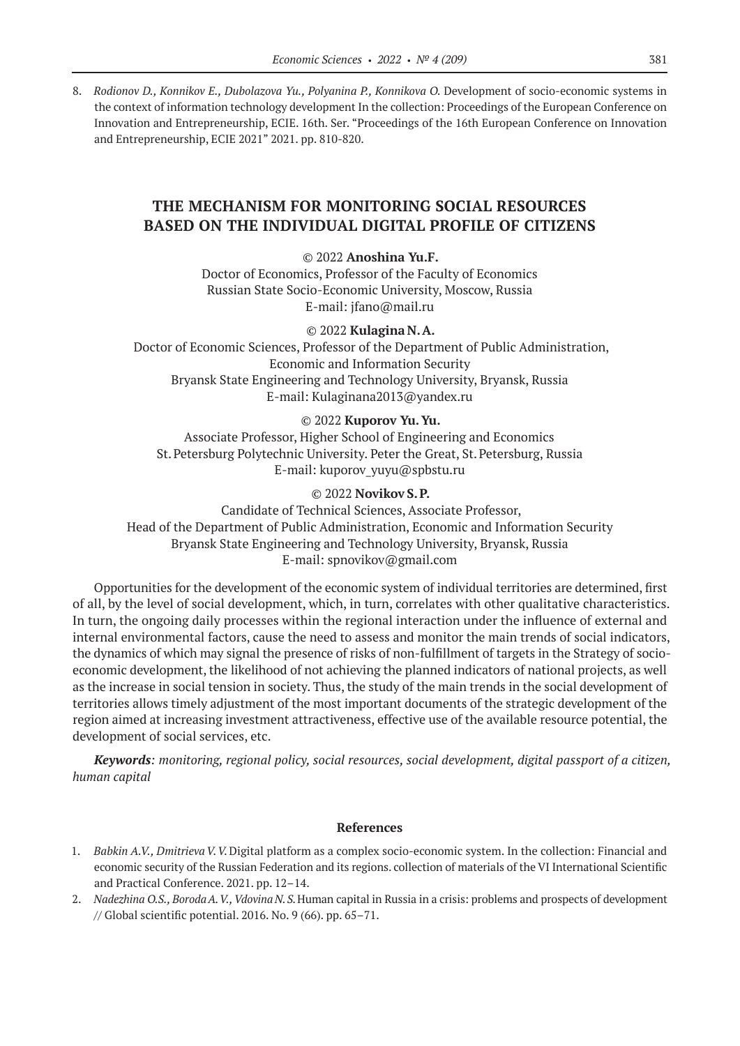8. *Rodionov D., Konnikov E., Dubolazova Yu., Polyanina P., Konnikova O.* Development of socio-economic systems in the context of information technology development In the collection: Proceedings of the European Conference on Innovation and Entrepreneurship, ECIE. 16th. Ser. "Proceedings of the 16th European Conference on Innovation and Entrepreneurship, ECIE 2021" 2021. pp. 810-820.

# THE MECHANISM FOR MONITORING SOCIAL RESOURCES BASED ON THE INDIVIDUAL DIGITAL PROFILE OF CITIZENS

© 2022 **Anoshina Yu.F.**
Doctor of Economics, Professor of the Faculty of Economics
Russian State Socio-Economic University, Moscow, Russia
E-mail: jfano@mail.ru

© 2022 **Kulagina N.A.**
Doctor of Economic Sciences, Professor of the Department of Public Administration, Economic and Information Security
Bryansk State Engineering and Technology University, Bryansk, Russia
E-mail: Kulaginana2013@yandex.ru

© 2022 **Kuporov Yu. Yu.**
Associate Professor, Higher School of Engineering and Economics
St. Petersburg Polytechnic University. Peter the Great, St. Petersburg, Russia
E-mail: kuporov_yuyu@spbstu.ru

© 2022 **Novikov S.P.**
Candidate of Technical Sciences, Associate Professor,
Head of the Department of Public Administration, Economic and Information Security
Bryansk State Engineering and Technology University, Bryansk, Russia
E-mail: spnovikov@gmail.com

Opportunities for the development of the economic system of individual territories are determined, first of all, by the level of social development, which, in turn, correlates with other qualitative characteristics. In turn, the ongoing daily processes within the regional interaction under the influence of external and internal environmental factors, cause the need to assess and monitor the main trends of social indicators, the dynamics of which may signal the presence of risks of non-fulfillment of targets in the Strategy of socio-economic development, the likelihood of not achieving the planned indicators of national projects, as well as the increase in social tension in society. Thus, the study of the main trends in the social development of territories allows timely adjustment of the most important documents of the strategic development of the region aimed at increasing investment attractiveness, effective use of the available resource potential, the development of social services, etc.

***Keywords**: monitoring, regional policy, social resources, social development, digital passport of a citizen, human capital*

## References

1. *Babkin A.V., Dmitrieva V. V.* Digital platform as a complex socio-economic system. In the collection: Financial and economic security of the Russian Federation and its regions. collection of materials of the VI International Scientific and Practical Conference. 2021. pp. 12–14.
2. *Nadezhina O.S., Boroda A. V., Vdovina N. S.* Human capital in Russia in a crisis: problems and prospects of development // Global scientific potential. 2016. No. 9 (66). pp. 65–71.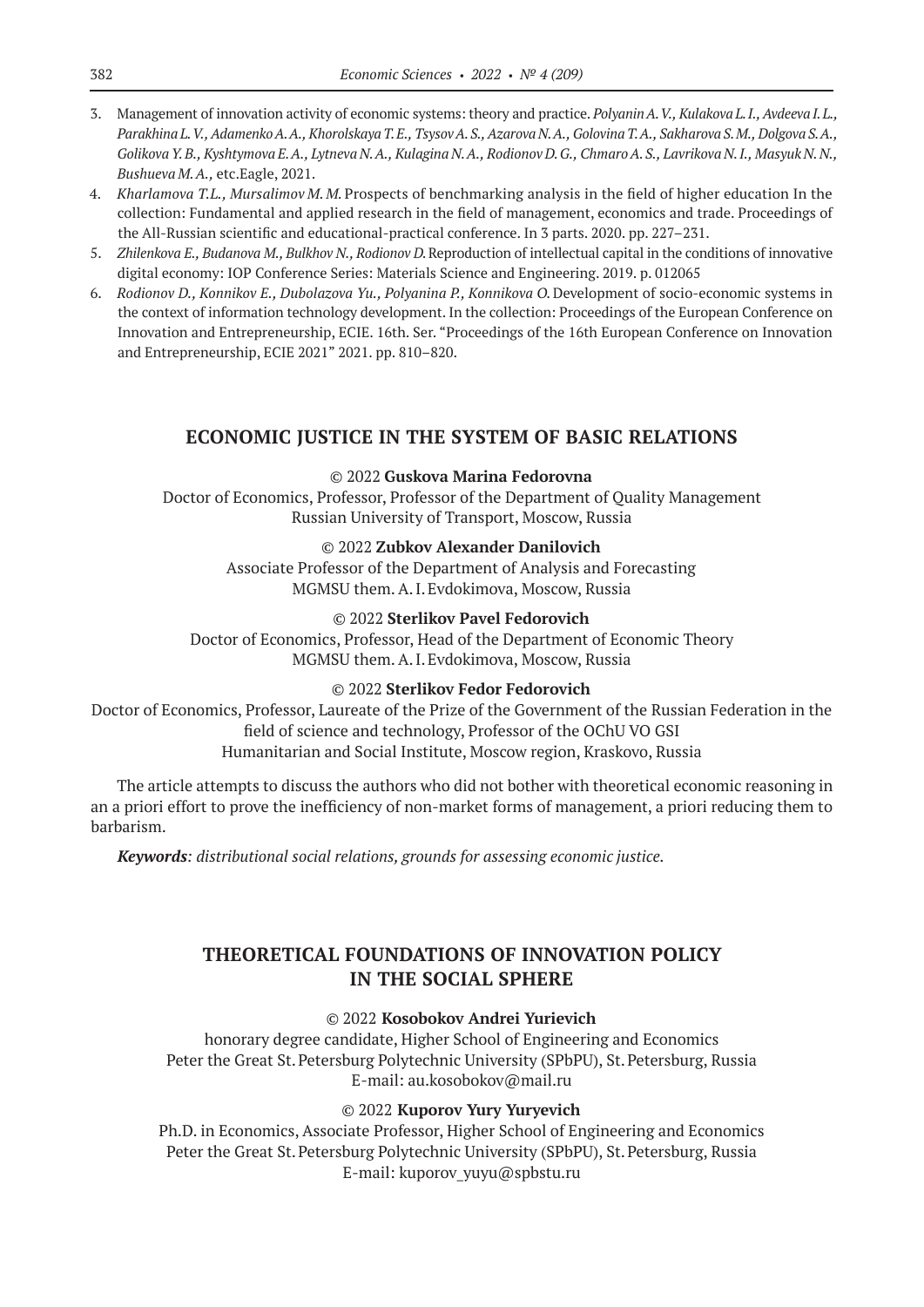3. Management of innovation activity of economic systems: theory and practice. *Polyanin A. V., Kulakova L. I., Avdeeva I. L., Parakhina L. V., Adamenko A. A., Khorolskaya T. E., Tsysov A. S., Azarova N. A., Golovina T. A., Sakharova S. M., Dolgova S. A., Golikova Y. B., Kyshtymova E. A., Lytneva N. A., Kulagina N. A., Rodionov D. G., Chmaro A. S., Lavrikova N. I., Masyuk N. N., Bushueva M. A.,* etc.Eagle, 2021.
4. *Kharlamova T.L., Mursalimov M. M.* Prospects of benchmarking analysis in the field of higher education In the collection: Fundamental and applied research in the field of management, economics and trade. Proceedings of the All-Russian scientific and educational-practical conference. In 3 parts. 2020. pp. 227–231.
5. *Zhilenkova E., Budanova M., Bulkhov N., Rodionov D.* Reproduction of intellectual capital in the conditions of innovative digital economy: IOP Conference Series: Materials Science and Engineering. 2019. p. 012065
6. *Rodionov D., Konnikov E., Dubolazova Yu., Polyanina P., Konnikova O.* Development of socio-economic systems in the context of information technology development. In the collection: Proceedings of the European Conference on Innovation and Entrepreneurship, ECIE. 16th. Ser. "Proceedings of the 16th European Conference on Innovation and Entrepreneurship, ECIE 2021" 2021. pp. 810–820.

## ECONOMIC JUSTICE IN THE SYSTEM OF BASIC RELATIONS

© 2022 **Guskova Marina Fedorovna**
Doctor of Economics, Professor, Professor of the Department of Quality Management
Russian University of Transport, Moscow, Russia

© 2022 **Zubkov Alexander Danilovich**
Associate Professor of the Department of Analysis and Forecasting
MGMSU them. A. I. Evdokimova, Moscow, Russia

© 2022 **Sterlikov Pavel Fedorovich**
Doctor of Economics, Professor, Head of the Department of Economic Theory
MGMSU them. A. I. Evdokimova, Moscow, Russia

© 2022 **Sterlikov Fedor Fedorovich**
Doctor of Economics, Professor, Laureate of the Prize of the Government of the Russian Federation in the field of science and technology, Professor of the OChU VO GSI
Humanitarian and Social Institute, Moscow region, Kraskovo, Russia

The article attempts to discuss the authors who did not bother with theoretical economic reasoning in an a priori effort to prove the inefficiency of non-market forms of management, a priori reducing them to barbarism.

***Keywords**: distributional social relations, grounds for assessing economic justice.*

## THEORETICAL FOUNDATIONS OF INNOVATION POLICY IN THE SOCIAL SPHERE

© 2022 **Kosobokov Andrei Yurievich**
honorary degree candidate, Higher School of Engineering and Economics
Peter the Great St. Petersburg Polytechnic University (SPbPU), St. Petersburg, Russia
E-mail: au.kosobokov@mail.ru

© 2022 **Kuporov Yury Yuryevich**
Ph.D. in Economics, Associate Professor, Higher School of Engineering and Economics
Peter the Great St. Petersburg Polytechnic University (SPbPU), St. Petersburg, Russia
E-mail: kuporov_yuyu@spbstu.ru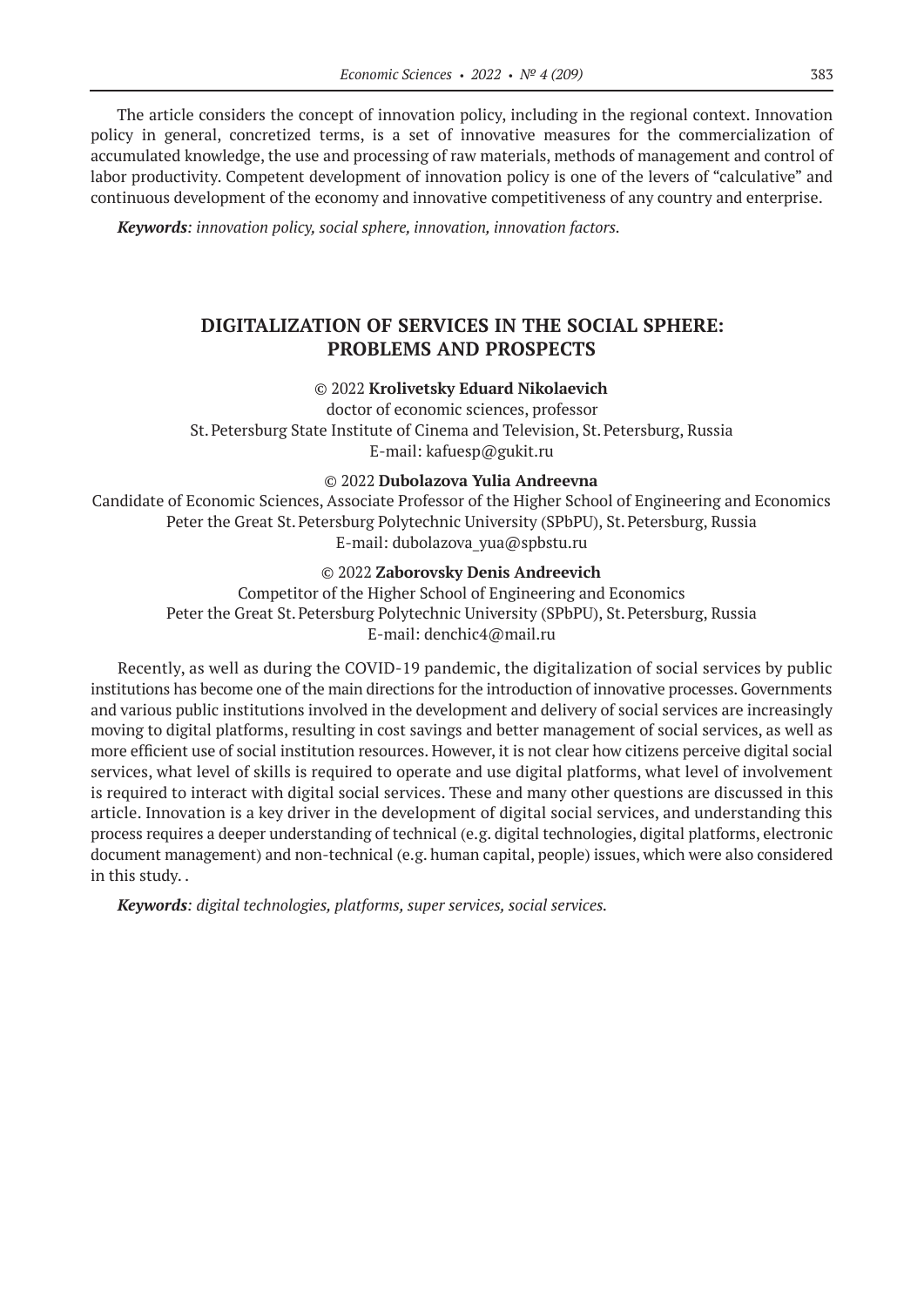The article considers the concept of innovation policy, including in the regional context. Innovation policy in general, concretized terms, is a set of innovative measures for the commercialization of accumulated knowledge, the use and processing of raw materials, methods of management and control of labor productivity. Competent development of innovation policy is one of the levers of "calculative" and continuous development of the economy and innovative competitiveness of any country and enterprise.

***Keywords**: innovation policy, social sphere, innovation, innovation factors.*

## DIGITALIZATION OF SERVICES IN THE SOCIAL SPHERE: PROBLEMS AND PROSPECTS

© 2022 **Krolivetsky Eduard Nikolaevich**  
doctor of economic sciences, professor  
St. Petersburg State Institute of Cinema and Television, St. Petersburg, Russia  
E-mail: kafuesp@gukit.ru

© 2022 **Dubolazova Yulia Andreevna**  
Candidate of Economic Sciences, Associate Professor of the Higher School of Engineering and Economics  
Peter the Great St. Petersburg Polytechnic University (SPbPU), St. Petersburg, Russia  
E-mail: dubolazova_yua@spbstu.ru

© 2022 **Zaborovsky Denis Andreevich**  
Competitor of the Higher School of Engineering and Economics  
Peter the Great St. Petersburg Polytechnic University (SPbPU), St. Petersburg, Russia  
E-mail: denchic4@mail.ru

Recently, as well as during the COVID-19 pandemic, the digitalization of social services by public institutions has become one of the main directions for the introduction of innovative processes. Governments and various public institutions involved in the development and delivery of social services are increasingly moving to digital platforms, resulting in cost savings and better management of social services, as well as more efficient use of social institution resources. However, it is not clear how citizens perceive digital social services, what level of skills is required to operate and use digital platforms, what level of involvement is required to interact with digital social services. These and many other questions are discussed in this article. Innovation is a key driver in the development of digital social services, and understanding this process requires a deeper understanding of technical (e.g. digital technologies, digital platforms, electronic document management) and non-technical (e.g. human capital, people) issues, which were also considered in this study. .

***Keywords**: digital technologies, platforms, super services, social services.*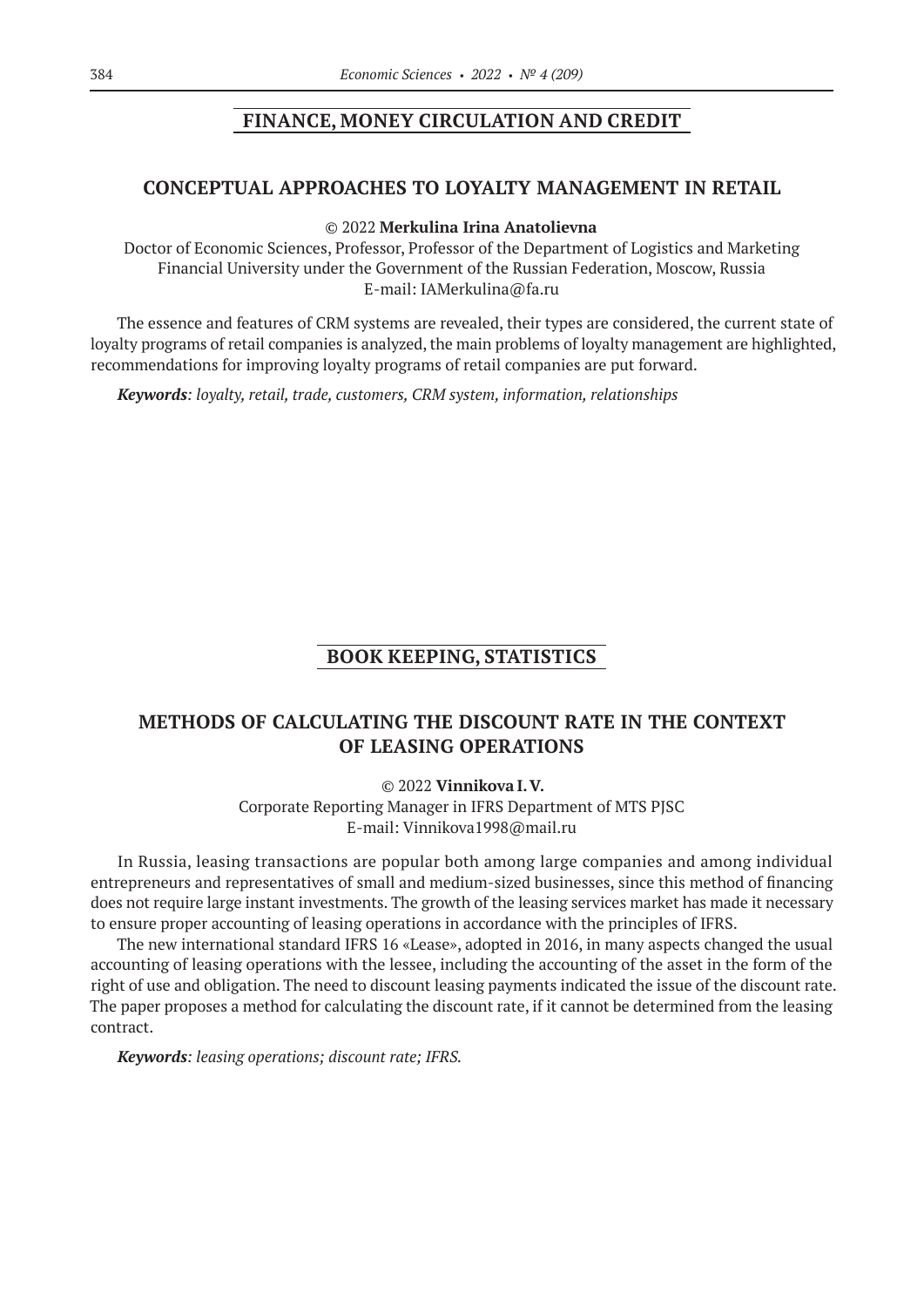## FINANCE, MONEY CIRCULATION AND CREDIT

### CONCEPTUAL APPROACHES TO LOYALTY MANAGEMENT IN RETAIL

© 2022 **Merkulina Irina Anatolievna**
Doctor of Economic Sciences, Professor, Professor of the Department of Logistics and Marketing
Financial University under the Government of the Russian Federation, Moscow, Russia
E-mail: IAMerkulina@fa.ru

The essence and features of CRM systems are revealed, their types are considered, the current state of loyalty programs of retail companies is analyzed, the main problems of loyalty management are highlighted, recommendations for improving loyalty programs of retail companies are put forward.

***Keywords****: loyalty, retail, trade, customers, CRM system, information, relationships*

## BOOK KEEPING, STATISTICS

### METHODS OF CALCULATING THE DISCOUNT RATE IN THE CONTEXT OF LEASING OPERATIONS

© 2022 **Vinnikova I. V.**
Corporate Reporting Manager in IFRS Department of MTS PJSC
E-mail: Vinnikova1998@mail.ru

In Russia, leasing transactions are popular both among large companies and among individual entrepreneurs and representatives of small and medium-sized businesses, since this method of financing does not require large instant investments. The growth of the leasing services market has made it necessary to ensure proper accounting of leasing operations in accordance with the principles of IFRS.

The new international standard IFRS 16 «Lease», adopted in 2016, in many aspects changed the usual accounting of leasing operations with the lessee, including the accounting of the asset in the form of the right of use and obligation. The need to discount leasing payments indicated the issue of the discount rate. The paper proposes a method for calculating the discount rate, if it cannot be determined from the leasing contract.

***Keywords****: leasing operations; discount rate; IFRS.*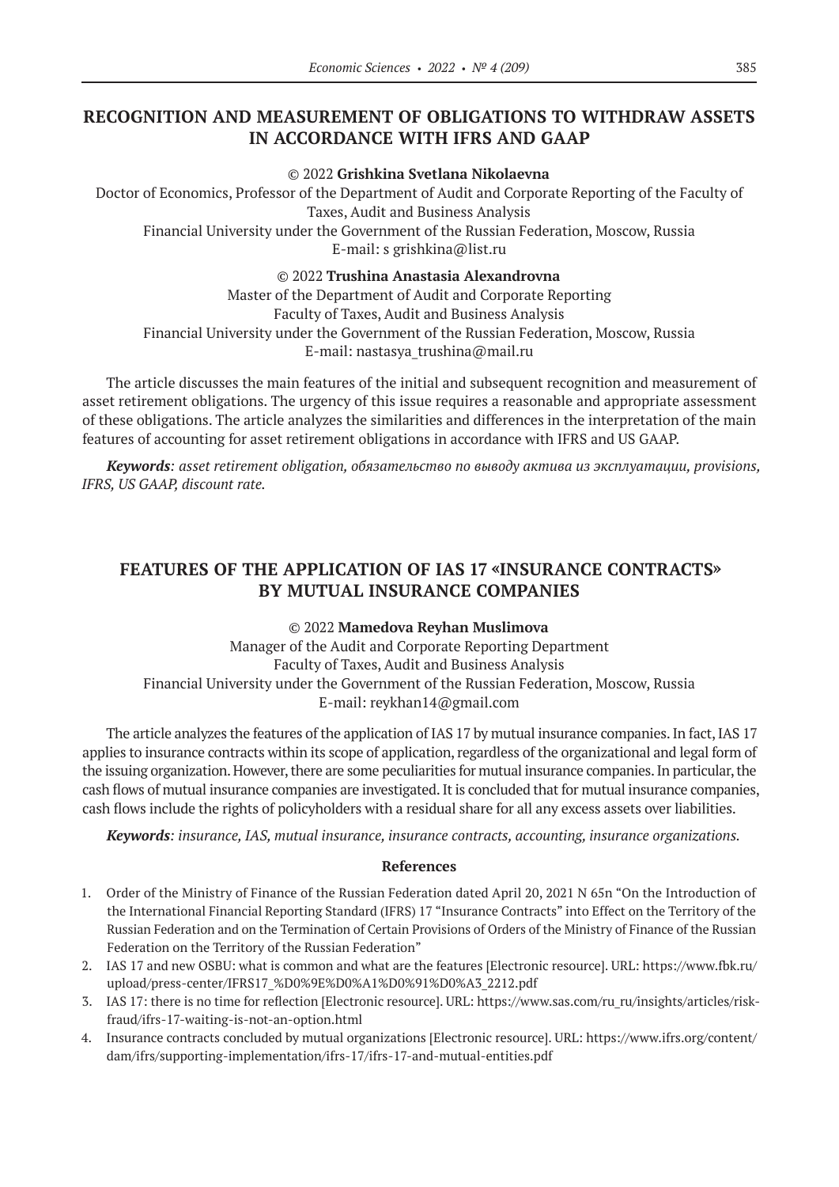## RECOGNITION AND MEASUREMENT OF OBLIGATIONS TO WITHDRAW ASSETS IN ACCORDANCE WITH IFRS AND GAAP

© 2022 **Grishkina Svetlana Nikolaevna**

Doctor of Economics, Professor of the Department of Audit and Corporate Reporting of the Faculty of Taxes, Audit and Business Analysis
Financial University under the Government of the Russian Federation, Moscow, Russia
E-mail: s grishkina@list.ru

© 2022 **Trushina Anastasia Alexandrovna**

Master of the Department of Audit and Corporate Reporting
Faculty of Taxes, Audit and Business Analysis
Financial University under the Government of the Russian Federation, Moscow, Russia
E-mail: nastasya_trushina@mail.ru

The article discusses the main features of the initial and subsequent recognition and measurement of asset retirement obligations. The urgency of this issue requires a reasonable and appropriate assessment of these obligations. The article analyzes the similarities and differences in the interpretation of the main features of accounting for asset retirement obligations in accordance with IFRS and US GAAP.

***Keywords**: asset retirement obligation, обязательство по выводу актива из эксплуатации, provisions, IFRS, US GAAP, discount rate.*

## FEATURES OF THE APPLICATION OF IAS 17 «INSURANCE CONTRACTS» BY MUTUAL INSURANCE COMPANIES

© 2022 **Mamedova Reyhan Muslimova**

Manager of the Audit and Corporate Reporting Department
Faculty of Taxes, Audit and Business Analysis
Financial University under the Government of the Russian Federation, Moscow, Russia
E-mail: reykhan14@gmail.com

The article analyzes the features of the application of IAS 17 by mutual insurance companies. In fact, IAS 17 applies to insurance contracts within its scope of application, regardless of the organizational and legal form of the issuing organization. However, there are some peculiarities for mutual insurance companies. In particular, the cash flows of mutual insurance companies are investigated. It is concluded that for mutual insurance companies, cash flows include the rights of policyholders with a residual share for all any excess assets over liabilities.

***Keywords**: insurance, IAS, mutual insurance, insurance contracts, accounting, insurance organizations.*

### References

1. Order of the Ministry of Finance of the Russian Federation dated April 20, 2021 N 65n “On the Introduction of the International Financial Reporting Standard (IFRS) 17 “Insurance Contracts” into Effect on the Territory of the Russian Federation and on the Termination of Certain Provisions of Orders of the Ministry of Finance of the Russian Federation on the Territory of the Russian Federation”
2. IAS 17 and new OSBU: what is common and what are the features [Electronic resource]. URL: https://www.fbk.ru/upload/press-center/IFRS17_%D0%9E%D0%A1%D0%91%D0%A3_2212.pdf
3. IAS 17: there is no time for reflection [Electronic resource]. URL: https://www.sas.com/ru_ru/insights/articles/risk-fraud/ifrs-17-waiting-is-not-an-option.html
4. Insurance contracts concluded by mutual organizations [Electronic resource]. URL: https://www.ifrs.org/content/dam/ifrs/supporting-implementation/ifrs-17/ifrs-17-and-mutual-entities.pdf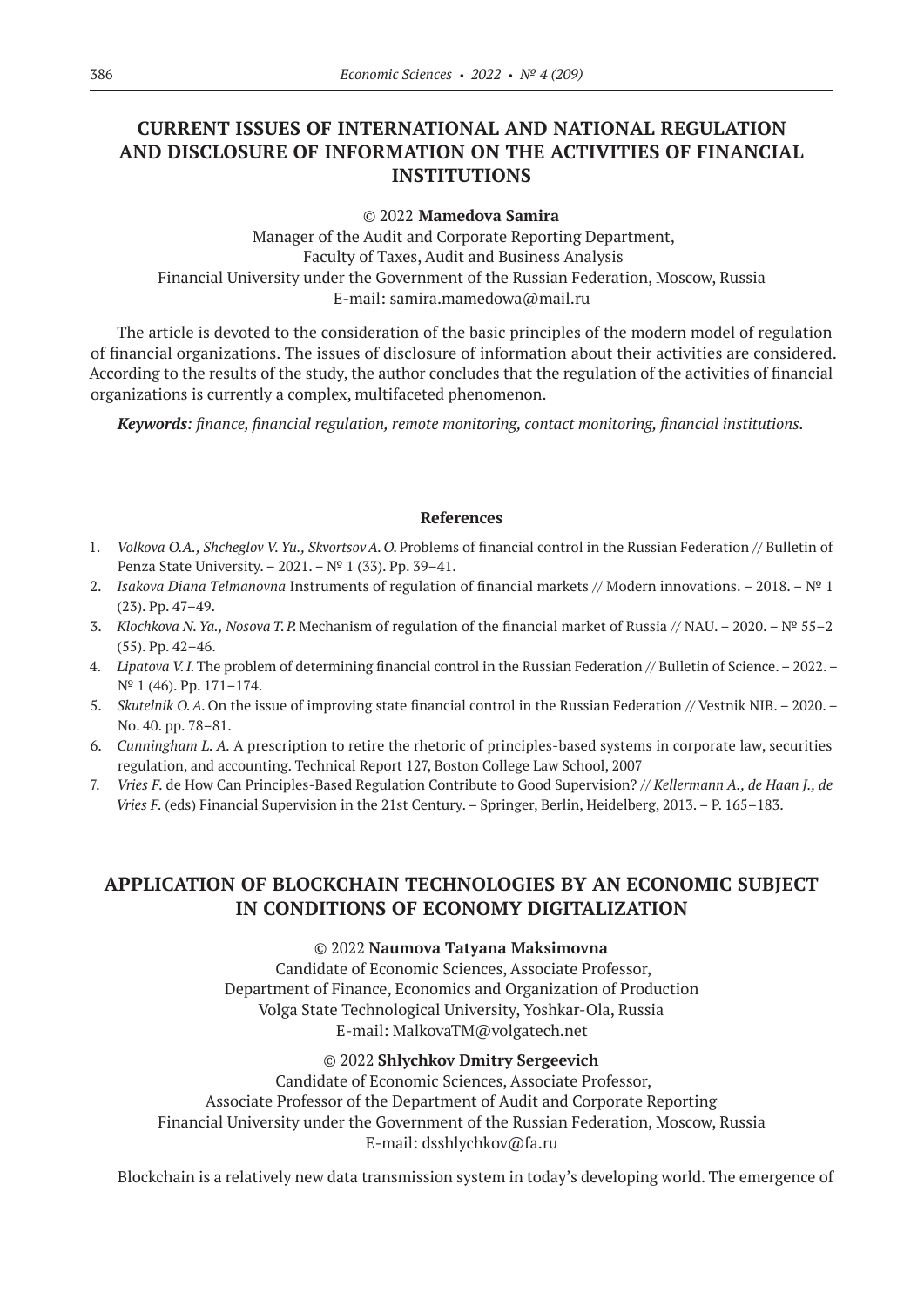## CURRENT ISSUES OF INTERNATIONAL AND NATIONAL REGULATION AND DISCLOSURE OF INFORMATION ON THE ACTIVITIES OF FINANCIAL INSTITUTIONS

© 2022 **Mamedova Samira**

Manager of the Audit and Corporate Reporting Department,
Faculty of Taxes, Audit and Business Analysis
Financial University under the Government of the Russian Federation, Moscow, Russia
E-mail: samira.mamedowa@mail.ru

The article is devoted to the consideration of the basic principles of the modern model of regulation of financial organizations. The issues of disclosure of information about their activities are considered. According to the results of the study, the author concludes that the regulation of the activities of financial organizations is currently a complex, multifaceted phenomenon.

***Keywords**: finance, financial regulation, remote monitoring, contact monitoring, financial institutions.*

**References**

1. *Volkova O.A., Shcheglov V. Yu., Skvortsov A. O.* Problems of financial control in the Russian Federation // Bulletin of Penza State University. – 2021. – № 1 (33). Pp. 39–41.
2. *Isakova Diana Telmanovna* Instruments of regulation of financial markets // Modern innovations. – 2018. – № 1 (23). Pp. 47–49.
3. *Klochkova N. Ya., Nosova T. P.* Mechanism of regulation of the financial market of Russia // NAU. – 2020. – № 55–2 (55). Pp. 42–46.
4. *Lipatova V. I.* The problem of determining financial control in the Russian Federation // Bulletin of Science. – 2022. – № 1 (46). Pp. 171–174.
5. *Skutelnik O. A.* On the issue of improving state financial control in the Russian Federation // Vestnik NIB. – 2020. – No. 40. pp. 78–81.
6. *Cunningham L. A.* A prescription to retire the rhetoric of principles-based systems in corporate law, securities regulation, and accounting. Technical Report 127, Boston College Law School, 2007
7. *Vries F.* de How Can Principles-Based Regulation Contribute to Good Supervision? // *Kellermann A., de Haan J., de Vries F.* (eds) Financial Supervision in the 21st Century. – Springer, Berlin, Heidelberg, 2013. – P. 165–183.

## APPLICATION OF BLOCKCHAIN TECHNOLOGIES BY AN ECONOMIC SUBJECT IN CONDITIONS OF ECONOMY DIGITALIZATION

© 2022 **Naumova Tatyana Maksimovna**

Candidate of Economic Sciences, Associate Professor,
Department of Finance, Economics and Organization of Production
Volga State Technological University, Yoshkar-Ola, Russia
E-mail: MalkovaTM@volgatech.net

© 2022 **Shlychkov Dmitry Sergeevich**

Candidate of Economic Sciences, Associate Professor,
Associate Professor of the Department of Audit and Corporate Reporting
Financial University under the Government of the Russian Federation, Moscow, Russia
E-mail: dsshlychkov@fa.ru

Blockchain is a relatively new data transmission system in today's developing world. The emergence of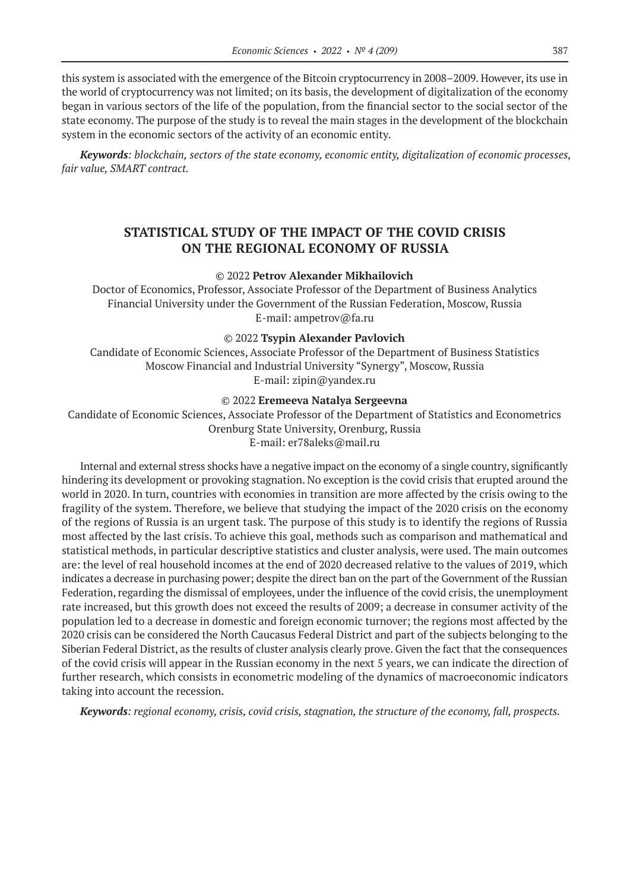this system is associated with the emergence of the Bitcoin cryptocurrency in 2008–2009. However, its use in the world of cryptocurrency was not limited; on its basis, the development of digitalization of the economy began in various sectors of the life of the population, from the financial sector to the social sector of the state economy. The purpose of the study is to reveal the main stages in the development of the blockchain system in the economic sectors of the activity of an economic entity.

***Keywords**: blockchain, sectors of the state economy, economic entity, digitalization of economic processes, fair value, SMART contract.*

## STATISTICAL STUDY OF THE IMPACT OF THE COVID CRISIS ON THE REGIONAL ECONOMY OF RUSSIA

© 2022 **Petrov Alexander Mikhailovich**

Doctor of Economics, Professor, Associate Professor of the Department of Business Analytics
Financial University under the Government of the Russian Federation, Moscow, Russia
E-mail: ampetrov@fa.ru

© 2022 **Tsypin Alexander Pavlovich**

Candidate of Economic Sciences, Associate Professor of the Department of Business Statistics
Moscow Financial and Industrial University "Synergy", Moscow, Russia
E-mail: zipin@yandex.ru

© 2022 **Eremeeva Natalya Sergeevna**

Candidate of Economic Sciences, Associate Professor of the Department of Statistics and Econometrics
Orenburg State University, Orenburg, Russia
E-mail: er78aleks@mail.ru

Internal and external stress shocks have a negative impact on the economy of a single country, significantly hindering its development or provoking stagnation. No exception is the covid crisis that erupted around the world in 2020. In turn, countries with economies in transition are more affected by the crisis owing to the fragility of the system. Therefore, we believe that studying the impact of the 2020 crisis on the economy of the regions of Russia is an urgent task. The purpose of this study is to identify the regions of Russia most affected by the last crisis. To achieve this goal, methods such as comparison and mathematical and statistical methods, in particular descriptive statistics and cluster analysis, were used. The main outcomes are: the level of real household incomes at the end of 2020 decreased relative to the values of 2019, which indicates a decrease in purchasing power; despite the direct ban on the part of the Government of the Russian Federation, regarding the dismissal of employees, under the influence of the covid crisis, the unemployment rate increased, but this growth does not exceed the results of 2009; a decrease in consumer activity of the population led to a decrease in domestic and foreign economic turnover; the regions most affected by the 2020 crisis can be considered the North Caucasus Federal District and part of the subjects belonging to the Siberian Federal District, as the results of cluster analysis clearly prove. Given the fact that the consequences of the covid crisis will appear in the Russian economy in the next 5 years, we can indicate the direction of further research, which consists in econometric modeling of the dynamics of macroeconomic indicators taking into account the recession.

***Keywords**: regional economy, crisis, covid crisis, stagnation, the structure of the economy, fall, prospects.*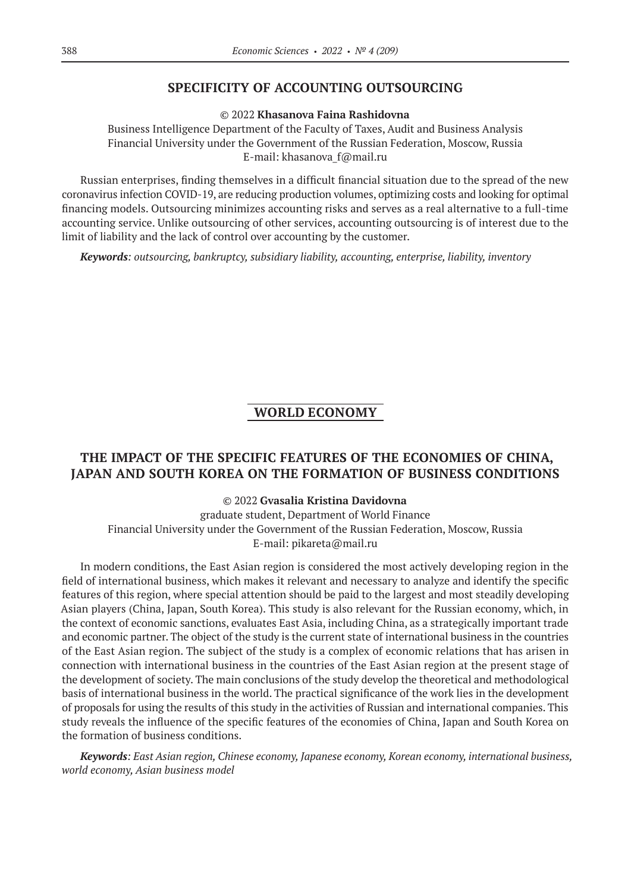## SPECIFICITY OF ACCOUNTING OUTSOURCING

© 2022 **Khasanova Faina Rashidovna**

Business Intelligence Department of the Faculty of Taxes, Audit and Business Analysis
Financial University under the Government of the Russian Federation, Moscow, Russia
E-mail: khasanova_f@mail.ru

Russian enterprises, finding themselves in a difficult financial situation due to the spread of the new coronavirus infection COVID-19, are reducing production volumes, optimizing costs and looking for optimal financing models. Outsourcing minimizes accounting risks and serves as a real alternative to a full-time accounting service. Unlike outsourcing of other services, accounting outsourcing is of interest due to the limit of liability and the lack of control over accounting by the customer.

***Keywords**: outsourcing, bankruptcy, subsidiary liability, accounting, enterprise, liability, inventory*

# WORLD ECONOMY

## THE IMPACT OF THE SPECIFIC FEATURES OF THE ECONOMIES OF CHINA, JAPAN AND SOUTH KOREA ON THE FORMATION OF BUSINESS CONDITIONS

© 2022 **Gvasalia Kristina Davidovna**

graduate student, Department of World Finance
Financial University under the Government of the Russian Federation, Moscow, Russia
E-mail: pikareta@mail.ru

In modern conditions, the East Asian region is considered the most actively developing region in the field of international business, which makes it relevant and necessary to analyze and identify the specific features of this region, where special attention should be paid to the largest and most steadily developing Asian players (China, Japan, South Korea). This study is also relevant for the Russian economy, which, in the context of economic sanctions, evaluates East Asia, including China, as a strategically important trade and economic partner. The object of the study is the current state of international business in the countries of the East Asian region. The subject of the study is a complex of economic relations that has arisen in connection with international business in the countries of the East Asian region at the present stage of the development of society. The main conclusions of the study develop the theoretical and methodological basis of international business in the world. The practical significance of the work lies in the development of proposals for using the results of this study in the activities of Russian and international companies. This study reveals the influence of the specific features of the economies of China, Japan and South Korea on the formation of business conditions.

***Keywords**: East Asian region, Chinese economy, Japanese economy, Korean economy, international business, world economy, Asian business model*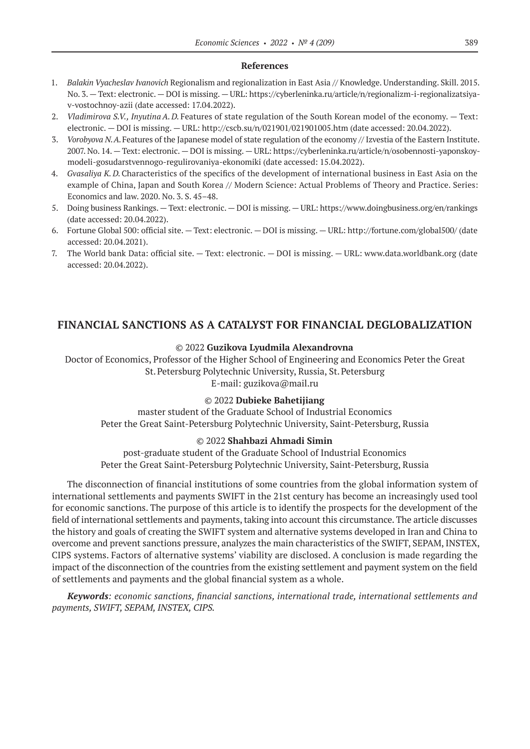### References

1. *Balakin Vyacheslav Ivanovich* Regionalism and regionalization in East Asia // Knowledge. Understanding. Skill. 2015. No. 3. — Text: electronic. — DOI is missing. — URL: https://cyberleninka.ru/article/n/regionalizm-i-regionalizatsiya-v-vostochnoy-azii (date accessed: 17.04.2022).
2. *Vladimirova S.V., Inyutina A. D.* Features of state regulation of the South Korean model of the economy. — Text: electronic. — DOI is missing. — URL: http://cscb.su/n/021901/021901005.htm (date accessed: 20.04.2022).
3. *Vorobyova N.A.* Features of the Japanese model of state regulation of the economy // Izvestia of the Eastern Institute. 2007. No. 14. — Text: electronic. — DOI is missing. — URL: https://cyberleninka.ru/article/n/osobennosti-yaponskoy-modeli-gosudarstvennogo-regulirovaniya-ekonomiki (date accessed: 15.04.2022).
4. *Gvasaliya K. D.* Characteristics of the specifics of the development of international business in East Asia on the example of China, Japan and South Korea // Modern Science: Actual Problems of Theory and Practice. Series: Economics and law. 2020. No. 3. S. 45–48.
5. Doing business Rankings. — Text: electronic. — DOI is missing. — URL: https://www.doingbusiness.org/en/rankings (date accessed: 20.04.2022).
6. Fortune Global 500: official site. — Text: electronic. — DOI is missing. — URL: http://fortune.com/global500/ (date accessed: 20.04.2021).
7. The World bank Data: official site. — Text: electronic. — DOI is missing. — URL: www.data.worldbank.org (date accessed: 20.04.2022).

## FINANCIAL SANCTIONS AS A CATALYST FOR FINANCIAL DEGLOBALIZATION

© 2022 **Guzikova Lyudmila Alexandrovna**

Doctor of Economics, Professor of the Higher School of Engineering and Economics Peter the Great St. Petersburg Polytechnic University, Russia, St. Petersburg
E-mail: guzikova@mail.ru

© 2022 **Dubieke Bahetijiang**

master student of the Graduate School of Industrial Economics
Peter the Great Saint-Petersburg Polytechnic University, Saint-Petersburg, Russia

© 2022 **Shahbazi Ahmadi Simin**

post-graduate student of the Graduate School of Industrial Economics
Peter the Great Saint-Petersburg Polytechnic University, Saint-Petersburg, Russia

The disconnection of financial institutions of some countries from the global information system of international settlements and payments SWIFT in the 21st century has become an increasingly used tool for economic sanctions. The purpose of this article is to identify the prospects for the development of the field of international settlements and payments, taking into account this circumstance. The article discusses the history and goals of creating the SWIFT system and alternative systems developed in Iran and China to overcome and prevent sanctions pressure, analyzes the main characteristics of the SWIFT, SEPAM, INSTEX, CIPS systems. Factors of alternative systems' viability are disclosed. A conclusion is made regarding the impact of the disconnection of the countries from the existing settlement and payment system on the field of settlements and payments and the global financial system as a whole.

***Keywords****: economic sanctions, financial sanctions, international trade, international settlements and payments, SWIFT, SEPAM, INSTEX, CIPS.*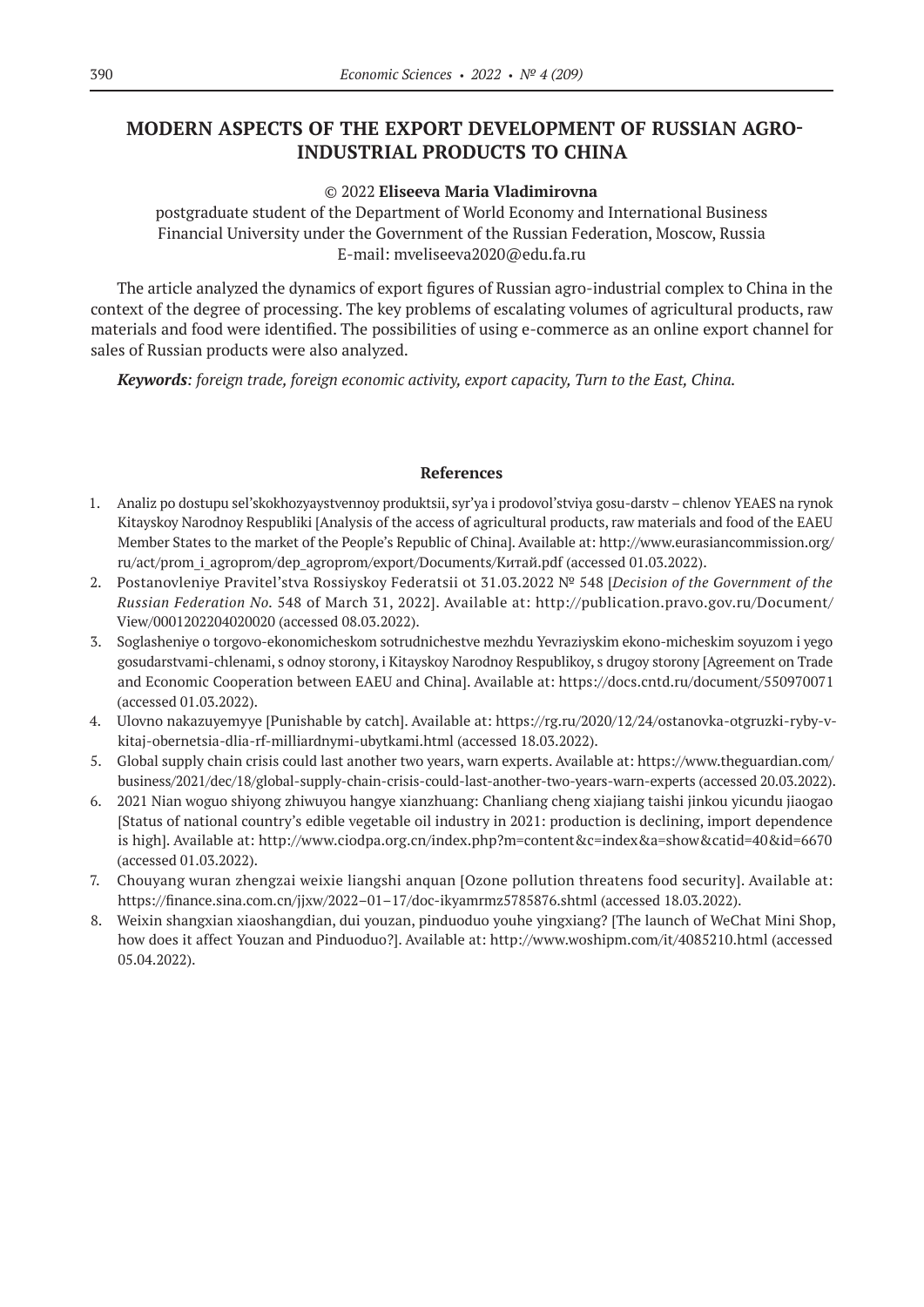# MODERN ASPECTS OF THE EXPORT DEVELOPMENT OF RUSSIAN AGRO-INDUSTRIAL PRODUCTS TO CHINA

© 2022 **Eliseeva Maria Vladimirovna**

postgraduate student of the Department of World Economy and International Business
Financial University under the Government of the Russian Federation, Moscow, Russia
E-mail: mveliseeva2020@edu.fa.ru

The article analyzed the dynamics of export figures of Russian agro-industrial complex to China in the context of the degree of processing. The key problems of escalating volumes of agricultural products, raw materials and food were identified. The possibilities of using e-commerce as an online export channel for sales of Russian products were also analyzed.

***Keywords****: foreign trade, foreign economic activity, export capacity, Turn to the East, China.*

## References

1. Analiz po dostupu sel'skokhozyaystvennoy produktsii, syr'ya i prodovol'stviya gosu-darstv – chlenov YEAES na rynok Kitayskoy Narodnoy Respubliki [Analysis of the access of agricultural products, raw materials and food of the EAEU Member States to the market of the People's Republic of China]. Available at: http://www.eurasiancommission.org/ru/act/prom_i_agroprom/dep_agroprom/export/Documents/Китай.pdf (accessed 01.03.2022).
2. Postanovleniye Pravitel'stva Rossiyskoy Federatsii ot 31.03.2022 № 548 [*Decision of the Government of the Russian Federation No.* 548 of March 31, 2022]. Available at: http://publication.pravo.gov.ru/Document/View/0001202204020020 (accessed 08.03.2022).
3. Soglasheniye o torgovo-ekonomicheskom sotrudnichestve mezhdu Yevraziyskim ekono-micheskim soyuzom i yego gosudarstvami-chlenami, s odnoy storony, i Kitayskoy Narodnoy Respublikoy, s drugoy storony [Agreement on Trade and Economic Cooperation between EAEU and China]. Available at: https://docs.cntd.ru/document/550970071 (accessed 01.03.2022).
4. Ulovno nakazuyemyye [Punishable by catch]. Available at: https://rg.ru/2020/12/24/ostanovka-otgruzki-ryby-v-kitaj-obernetsia-dlia-rf-milliardnymi-ubytkami.html (accessed 18.03.2022).
5. Global supply chain crisis could last another two years, warn experts. Available at: https://www.theguardian.com/business/2021/dec/18/global-supply-chain-crisis-could-last-another-two-years-warn-experts (accessed 20.03.2022).
6. 2021 Nian woguo shiyong zhiwuyou hangye xianzhuang: Chanliang cheng xiajiang taishi jinkou yicundu jiaogao [Status of national country's edible vegetable oil industry in 2021: production is declining, import dependence is high]. Available at: http://www.ciodpa.org.cn/index.php?m=content&c=index&a=show&catid=40&id=6670 (accessed 01.03.2022).
7. Chouyang wuran zhengzai weixie liangshi anquan [Ozone pollution threatens food security]. Available at: https://finance.sina.com.cn/jjxw/2022–01–17/doc-ikyamrmz5785876.shtml (accessed 18.03.2022).
8. Weixin shangxian xiaoshangdian, dui youzan, pinduoduo youhe yingxiang? [The launch of WeChat Mini Shop, how does it affect Youzan and Pinduoduo?]. Available at: http://www.woshipm.com/it/4085210.html (accessed 05.04.2022).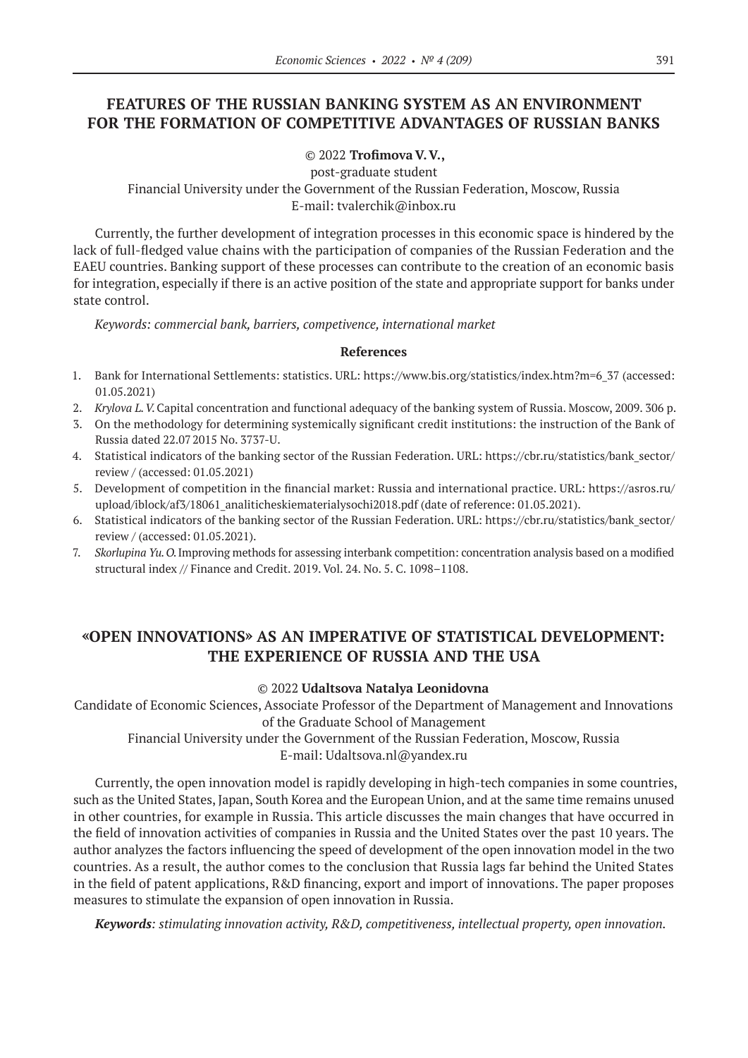## FEATURES OF THE RUSSIAN BANKING SYSTEM AS AN ENVIRONMENT FOR THE FORMATION OF COMPETITIVE ADVANTAGES OF RUSSIAN BANKS

© 2022 **Trofimova V. V.,**

post-graduate student

Financial University under the Government of the Russian Federation, Moscow, Russia

E-mail: tvalerchik@inbox.ru

Currently, the further development of integration processes in this economic space is hindered by the lack of full-fledged value chains with the participation of companies of the Russian Federation and the EAEU countries. Banking support of these processes can contribute to the creation of an economic basis for integration, especially if there is an active position of the state and appropriate support for banks under state control.

*Keywords: commercial bank, barriers, competivence, international market*

**References**

1. Bank for International Settlements: statistics. URL: https://www.bis.org/statistics/index.htm?m=6_37 (accessed: 01.05.2021)
2. *Krylova L. V.* Capital concentration and functional adequacy of the banking system of Russia. Moscow, 2009. 306 p.
3. On the methodology for determining systemically significant credit institutions: the instruction of the Bank of Russia dated 22.07 2015 No. 3737-U.
4. Statistical indicators of the banking sector of the Russian Federation. URL: https://cbr.ru/statistics/bank_sector/review / (accessed: 01.05.2021)
5. Development of competition in the financial market: Russia and international practice. URL: https://asros.ru/upload/iblock/af3/18061_analiticheskiematerialysochi2018.pdf (date of reference: 01.05.2021).
6. Statistical indicators of the banking sector of the Russian Federation. URL: https://cbr.ru/statistics/bank_sector/review / (accessed: 01.05.2021).
7. *Skorlupina Yu. O.* Improving methods for assessing interbank competition: concentration analysis based on a modified structural index // Finance and Credit. 2019. Vol. 24. No. 5. C. 1098–1108.

## «OPEN INNOVATIONS» AS AN IMPERATIVE OF STATISTICAL DEVELOPMENT: THE EXPERIENCE OF RUSSIA AND THE USA

© 2022 **Udaltsova Natalya Leonidovna**

Candidate of Economic Sciences, Associate Professor of the Department of Management and Innovations of the Graduate School of Management

Financial University under the Government of the Russian Federation, Moscow, Russia

E-mail: Udaltsova.nl@yandex.ru

Currently, the open innovation model is rapidly developing in high-tech companies in some countries, such as the United States, Japan, South Korea and the European Union, and at the same time remains unused in other countries, for example in Russia. This article discusses the main changes that have occurred in the field of innovation activities of companies in Russia and the United States over the past 10 years. The author analyzes the factors influencing the speed of development of the open innovation model in the two countries. As a result, the author comes to the conclusion that Russia lags far behind the United States in the field of patent applications, R&D financing, export and import of innovations. The paper proposes measures to stimulate the expansion of open innovation in Russia.

***Keywords****: stimulating innovation activity, R&D, competitiveness, intellectual property, open innovation.*